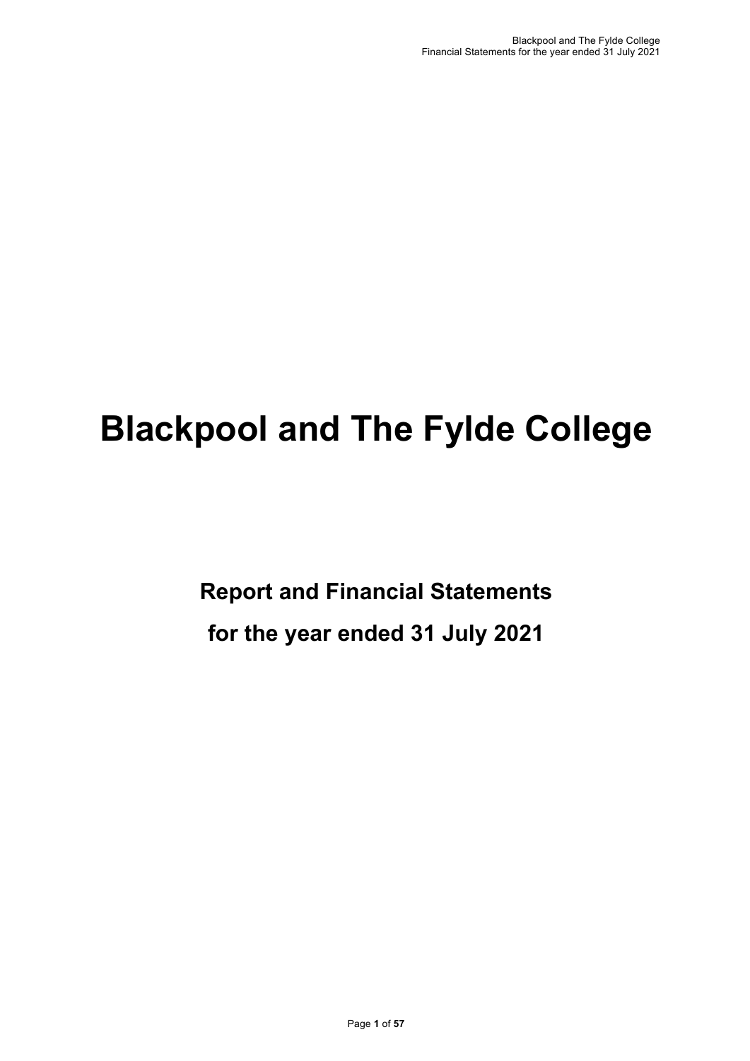# Blackpool and The Fylde College

## Report and Financial Statements

## for the year ended 31 July 2021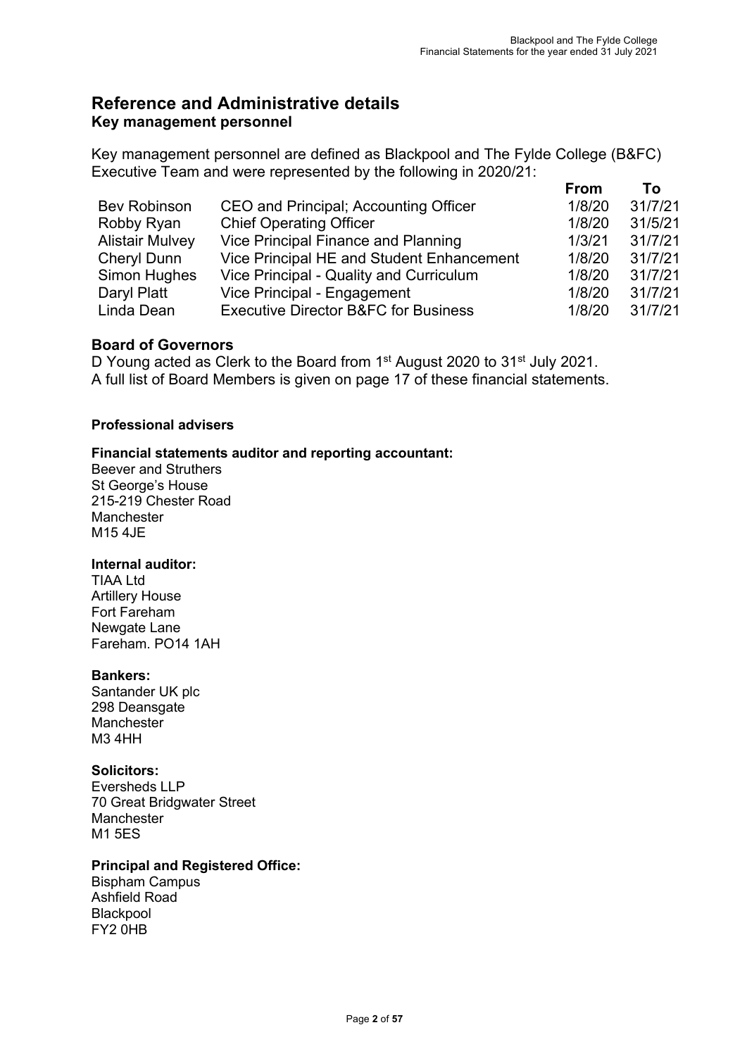# Reference and Administrative details

## Key management personnel

Key management personnel are defined as Blackpool and The Fylde College (B&FC) Executive Team and were represented by the following in 2020/21:

| | | From | To |
|---|---|---|---|
| Bev Robinson | CEO and Principal; Accounting Officer | 1/8/20 | 31/7/21 |
| Robby Ryan | Chief Operating Officer | 1/8/20 | 31/5/21 |
| Alistair Mulvey | Vice Principal Finance and Planning | 1/3/21 | 31/7/21 |
| Cheryl Dunn | Vice Principal HE and Student Enhancement | 1/8/20 | 31/7/21 |
| Simon Hughes | Vice Principal - Quality and Curriculum | 1/8/20 | 31/7/21 |
| Daryl Platt | Vice Principal - Engagement | 1/8/20 | 31/7/21 |
| Linda Dean | Executive Director B&FC for Business | 1/8/20 | 31/7/21 |

## Board of Governors

D Young acted as Clerk to the Board from 1st August 2020 to 31st July 2021.
A full list of Board Members is given on page 17 of these financial statements.

### Professional advisers

**Financial statements auditor and reporting accountant:**
Beever and Struthers
St George's House
215-219 Chester Road
Manchester
M15 4JE

**Internal auditor:**
TIAA Ltd
Artillery House
Fort Fareham
Newgate Lane
Fareham. PO14 1AH

**Bankers:**
Santander UK plc
298 Deansgate
Manchester
M3 4HH

**Solicitors:**
Eversheds LLP
70 Great Bridgwater Street
Manchester
M1 5ES

**Principal and Registered Office:**
Bispham Campus
Ashfield Road
Blackpool
FY2 0HB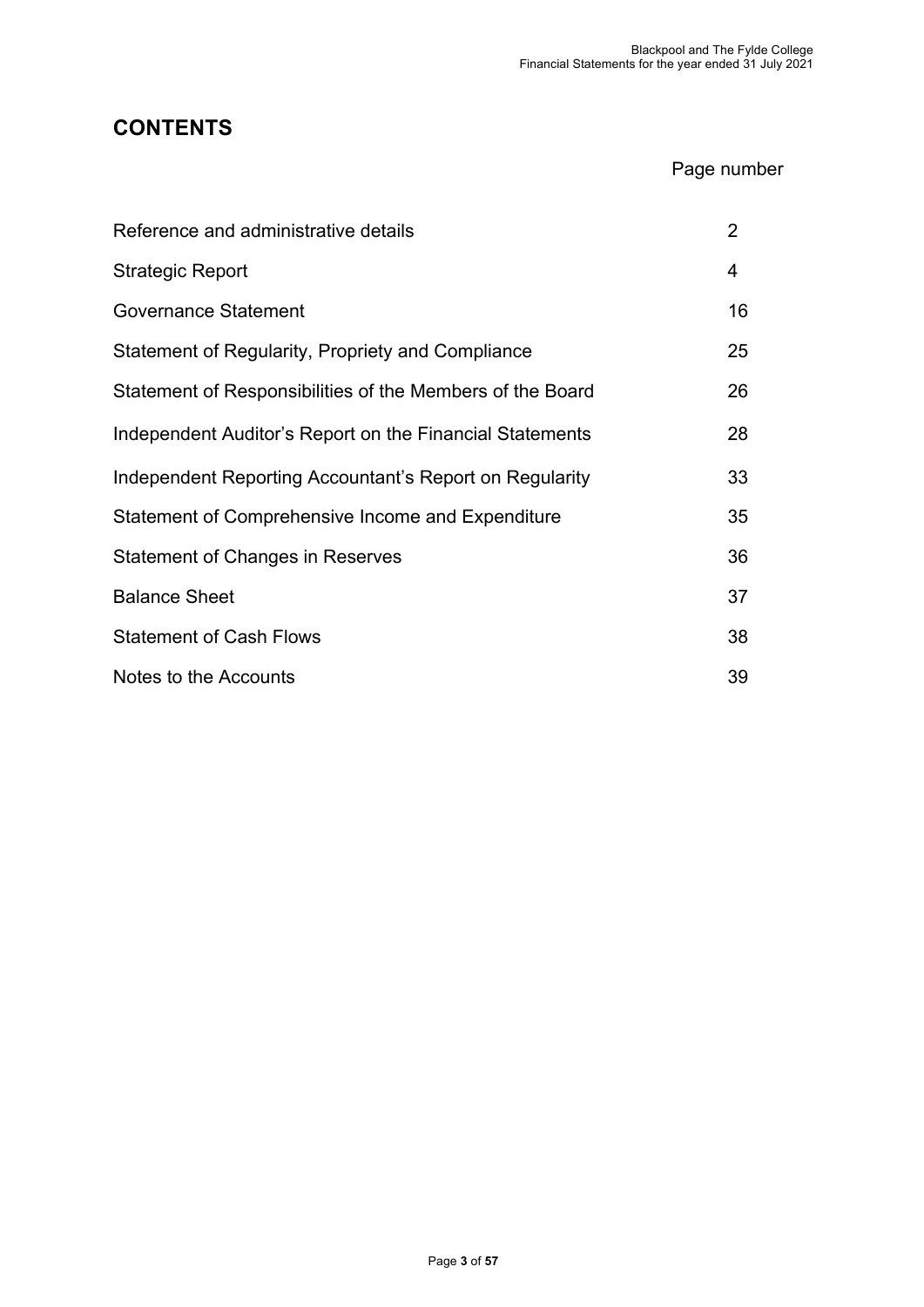# CONTENTS

| | Page number |
|---|---|
| Reference and administrative details | 2 |
| Strategic Report | 4 |
| Governance Statement | 16 |
| Statement of Regularity, Propriety and Compliance | 25 |
| Statement of Responsibilities of the Members of the Board | 26 |
| Independent Auditor's Report on the Financial Statements | 28 |
| Independent Reporting Accountant's Report on Regularity | 33 |
| Statement of Comprehensive Income and Expenditure | 35 |
| Statement of Changes in Reserves | 36 |
| Balance Sheet | 37 |
| Statement of Cash Flows | 38 |
| Notes to the Accounts | 39 |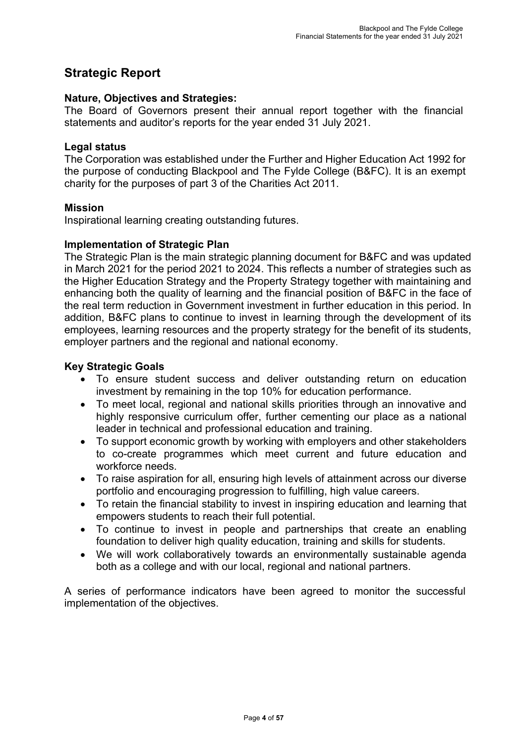# Strategic Report

### Nature, Objectives and Strategies:

The Board of Governors present their annual report together with the financial statements and auditor's reports for the year ended 31 July 2021.

### Legal status

The Corporation was established under the Further and Higher Education Act 1992 for the purpose of conducting Blackpool and The Fylde College (B&FC). It is an exempt charity for the purposes of part 3 of the Charities Act 2011.

### Mission

Inspirational learning creating outstanding futures.

### Implementation of Strategic Plan

The Strategic Plan is the main strategic planning document for B&FC and was updated in March 2021 for the period 2021 to 2024. This reflects a number of strategies such as the Higher Education Strategy and the Property Strategy together with maintaining and enhancing both the quality of learning and the financial position of B&FC in the face of the real term reduction in Government investment in further education in this period. In addition, B&FC plans to continue to invest in learning through the development of its employees, learning resources and the property strategy for the benefit of its students, employer partners and the regional and national economy.

### Key Strategic Goals

- To ensure student success and deliver outstanding return on education investment by remaining in the top 10% for education performance.
- To meet local, regional and national skills priorities through an innovative and highly responsive curriculum offer, further cementing our place as a national leader in technical and professional education and training.
- To support economic growth by working with employers and other stakeholders to co-create programmes which meet current and future education and workforce needs.
- To raise aspiration for all, ensuring high levels of attainment across our diverse portfolio and encouraging progression to fulfilling, high value careers.
- To retain the financial stability to invest in inspiring education and learning that empowers students to reach their full potential.
- To continue to invest in people and partnerships that create an enabling foundation to deliver high quality education, training and skills for students.
- We will work collaboratively towards an environmentally sustainable agenda both as a college and with our local, regional and national partners.

A series of performance indicators have been agreed to monitor the successful implementation of the objectives.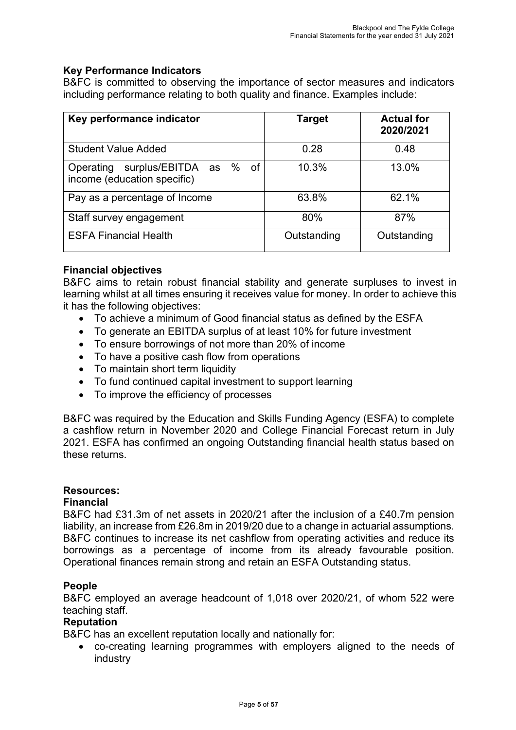## Key Performance Indicators

B&FC is committed to observing the importance of sector measures and indicators including performance relating to both quality and finance. Examples include:

| Key performance indicator | Target | Actual for 2020/2021 |
|---|---|---|
| Student Value Added | 0.28 | 0.48 |
| Operating surplus/EBITDA as % of income (education specific) | 10.3% | 13.0% |
| Pay as a percentage of Income | 63.8% | 62.1% |
| Staff survey engagement | 80% | 87% |
| ESFA Financial Health | Outstanding | Outstanding |

## Financial objectives

B&FC aims to retain robust financial stability and generate surpluses to invest in learning whilst at all times ensuring it receives value for money. In order to achieve this it has the following objectives:

- To achieve a minimum of Good financial status as defined by the ESFA
- To generate an EBITDA surplus of at least 10% for future investment
- To ensure borrowings of not more than 20% of income
- To have a positive cash flow from operations
- To maintain short term liquidity
- To fund continued capital investment to support learning
- To improve the efficiency of processes

B&FC was required by the Education and Skills Funding Agency (ESFA) to complete a cashflow return in November 2020 and College Financial Forecast return in July 2021. ESFA has confirmed an ongoing Outstanding financial health status based on these returns.

## Resources:

### Financial

B&FC had £31.3m of net assets in 2020/21 after the inclusion of a £40.7m pension liability, an increase from £26.8m in 2019/20 due to a change in actuarial assumptions. B&FC continues to increase its net cashflow from operating activities and reduce its borrowings as a percentage of income from its already favourable position. Operational finances remain strong and retain an ESFA Outstanding status.

### People

B&FC employed an average headcount of 1,018 over 2020/21, of whom 522 were teaching staff.

### Reputation

B&FC has an excellent reputation locally and nationally for:

- co-creating learning programmes with employers aligned to the needs of industry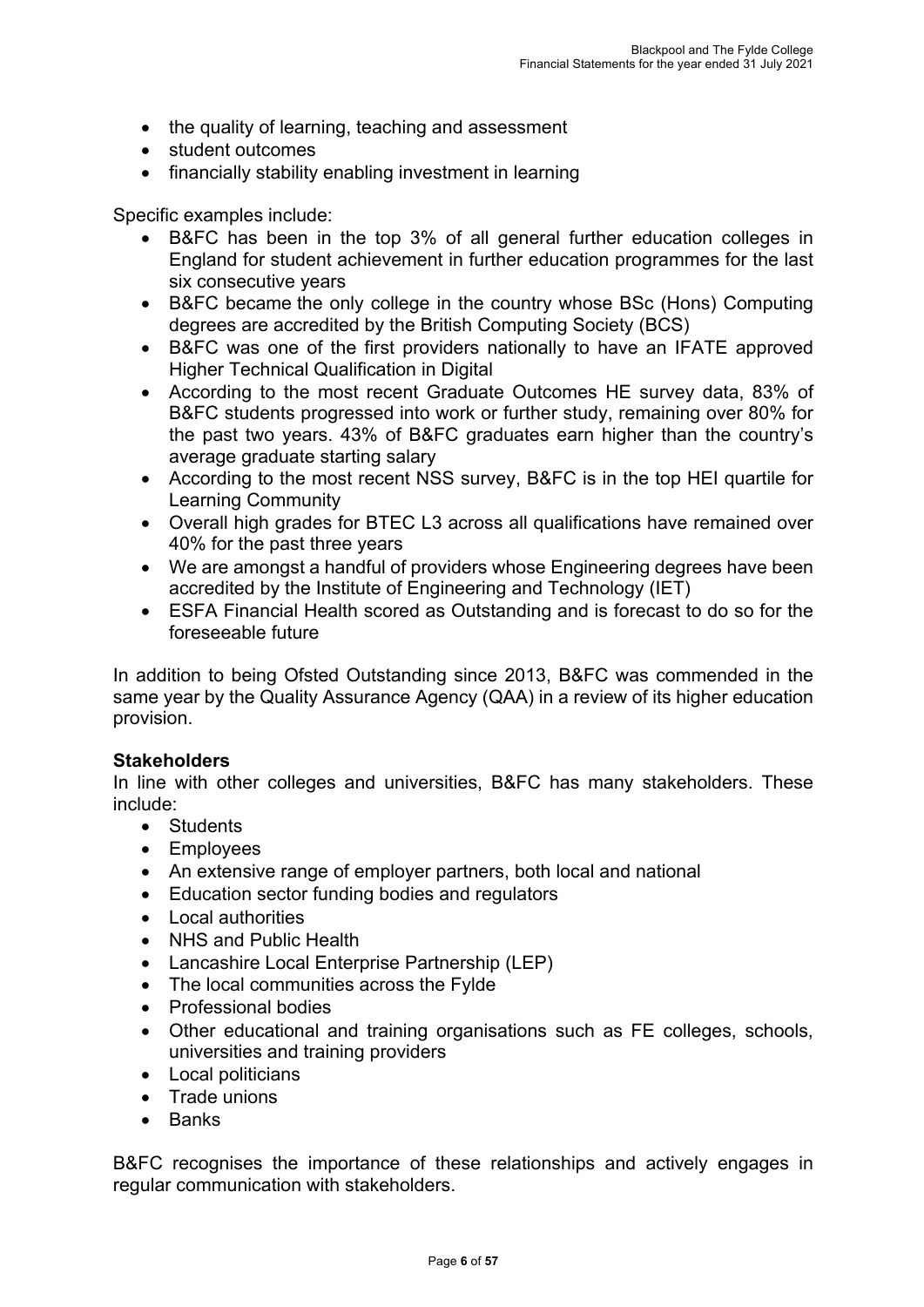- the quality of learning, teaching and assessment
- student outcomes
- financially stability enabling investment in learning

Specific examples include:

- B&FC has been in the top 3% of all general further education colleges in England for student achievement in further education programmes for the last six consecutive years
- B&FC became the only college in the country whose BSc (Hons) Computing degrees are accredited by the British Computing Society (BCS)
- B&FC was one of the first providers nationally to have an IFATE approved Higher Technical Qualification in Digital
- According to the most recent Graduate Outcomes HE survey data, 83% of B&FC students progressed into work or further study, remaining over 80% for the past two years. 43% of B&FC graduates earn higher than the country's average graduate starting salary
- According to the most recent NSS survey, B&FC is in the top HEI quartile for Learning Community
- Overall high grades for BTEC L3 across all qualifications have remained over 40% for the past three years
- We are amongst a handful of providers whose Engineering degrees have been accredited by the Institute of Engineering and Technology (IET)
- ESFA Financial Health scored as Outstanding and is forecast to do so for the foreseeable future

In addition to being Ofsted Outstanding since 2013, B&FC was commended in the same year by the Quality Assurance Agency (QAA) in a review of its higher education provision.

**Stakeholders**

In line with other colleges and universities, B&FC has many stakeholders. These include:

- Students
- Employees
- An extensive range of employer partners, both local and national
- Education sector funding bodies and regulators
- Local authorities
- NHS and Public Health
- Lancashire Local Enterprise Partnership (LEP)
- The local communities across the Fylde
- Professional bodies
- Other educational and training organisations such as FE colleges, schools, universities and training providers
- Local politicians
- Trade unions
- Banks

B&FC recognises the importance of these relationships and actively engages in regular communication with stakeholders.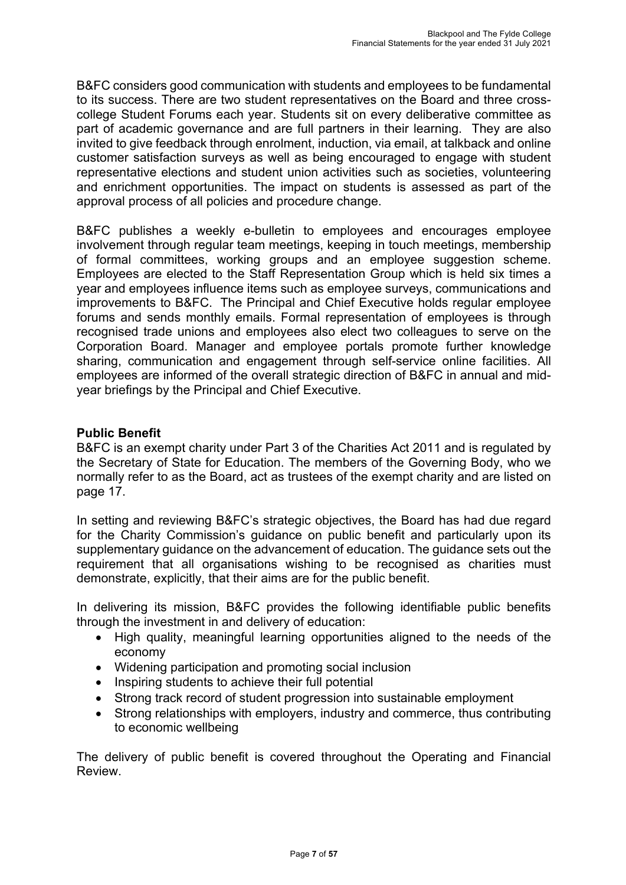B&FC considers good communication with students and employees to be fundamental to its success. There are two student representatives on the Board and three cross-college Student Forums each year. Students sit on every deliberative committee as part of academic governance and are full partners in their learning. They are also invited to give feedback through enrolment, induction, via email, at talkback and online customer satisfaction surveys as well as being encouraged to engage with student representative elections and student union activities such as societies, volunteering and enrichment opportunities. The impact on students is assessed as part of the approval process of all policies and procedure change.

B&FC publishes a weekly e-bulletin to employees and encourages employee involvement through regular team meetings, keeping in touch meetings, membership of formal committees, working groups and an employee suggestion scheme. Employees are elected to the Staff Representation Group which is held six times a year and employees influence items such as employee surveys, communications and improvements to B&FC. The Principal and Chief Executive holds regular employee forums and sends monthly emails. Formal representation of employees is through recognised trade unions and employees also elect two colleagues to serve on the Corporation Board. Manager and employee portals promote further knowledge sharing, communication and engagement through self-service online facilities. All employees are informed of the overall strategic direction of B&FC in annual and mid-year briefings by the Principal and Chief Executive.

## Public Benefit

B&FC is an exempt charity under Part 3 of the Charities Act 2011 and is regulated by the Secretary of State for Education. The members of the Governing Body, who we normally refer to as the Board, act as trustees of the exempt charity and are listed on page 17.

In setting and reviewing B&FC's strategic objectives, the Board has had due regard for the Charity Commission's guidance on public benefit and particularly upon its supplementary guidance on the advancement of education. The guidance sets out the requirement that all organisations wishing to be recognised as charities must demonstrate, explicitly, that their aims are for the public benefit.

In delivering its mission, B&FC provides the following identifiable public benefits through the investment in and delivery of education:

- High quality, meaningful learning opportunities aligned to the needs of the economy
- Widening participation and promoting social inclusion
- Inspiring students to achieve their full potential
- Strong track record of student progression into sustainable employment
- Strong relationships with employers, industry and commerce, thus contributing to economic wellbeing

The delivery of public benefit is covered throughout the Operating and Financial Review.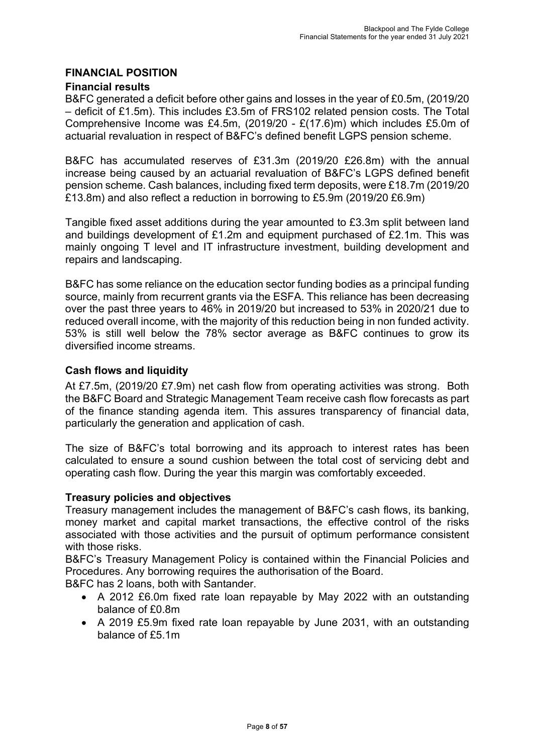## FINANCIAL POSITION

### Financial results

B&FC generated a deficit before other gains and losses in the year of £0.5m, (2019/20 – deficit of £1.5m). This includes £3.5m of FRS102 related pension costs. The Total Comprehensive Income was £4.5m, (2019/20 - £(17.6)m) which includes £5.0m of actuarial revaluation in respect of B&FC's defined benefit LGPS pension scheme.

B&FC has accumulated reserves of £31.3m (2019/20 £26.8m) with the annual increase being caused by an actuarial revaluation of B&FC's LGPS defined benefit pension scheme. Cash balances, including fixed term deposits, were £18.7m (2019/20 £13.8m) and also reflect a reduction in borrowing to £5.9m (2019/20 £6.9m)

Tangible fixed asset additions during the year amounted to £3.3m split between land and buildings development of £1.2m and equipment purchased of £2.1m. This was mainly ongoing T level and IT infrastructure investment, building development and repairs and landscaping.

B&FC has some reliance on the education sector funding bodies as a principal funding source, mainly from recurrent grants via the ESFA. This reliance has been decreasing over the past three years to 46% in 2019/20 but increased to 53% in 2020/21 due to reduced overall income, with the majority of this reduction being in non funded activity. 53% is still well below the 78% sector average as B&FC continues to grow its diversified income streams.

### Cash flows and liquidity

At £7.5m, (2019/20 £7.9m) net cash flow from operating activities was strong. Both the B&FC Board and Strategic Management Team receive cash flow forecasts as part of the finance standing agenda item. This assures transparency of financial data, particularly the generation and application of cash.

The size of B&FC's total borrowing and its approach to interest rates has been calculated to ensure a sound cushion between the total cost of servicing debt and operating cash flow. During the year this margin was comfortably exceeded.

### Treasury policies and objectives

Treasury management includes the management of B&FC's cash flows, its banking, money market and capital market transactions, the effective control of the risks associated with those activities and the pursuit of optimum performance consistent with those risks.

B&FC's Treasury Management Policy is contained within the Financial Policies and Procedures. Any borrowing requires the authorisation of the Board.

B&FC has 2 loans, both with Santander.

- A 2012 £6.0m fixed rate loan repayable by May 2022 with an outstanding balance of £0.8m
- A 2019 £5.9m fixed rate loan repayable by June 2031, with an outstanding balance of £5.1m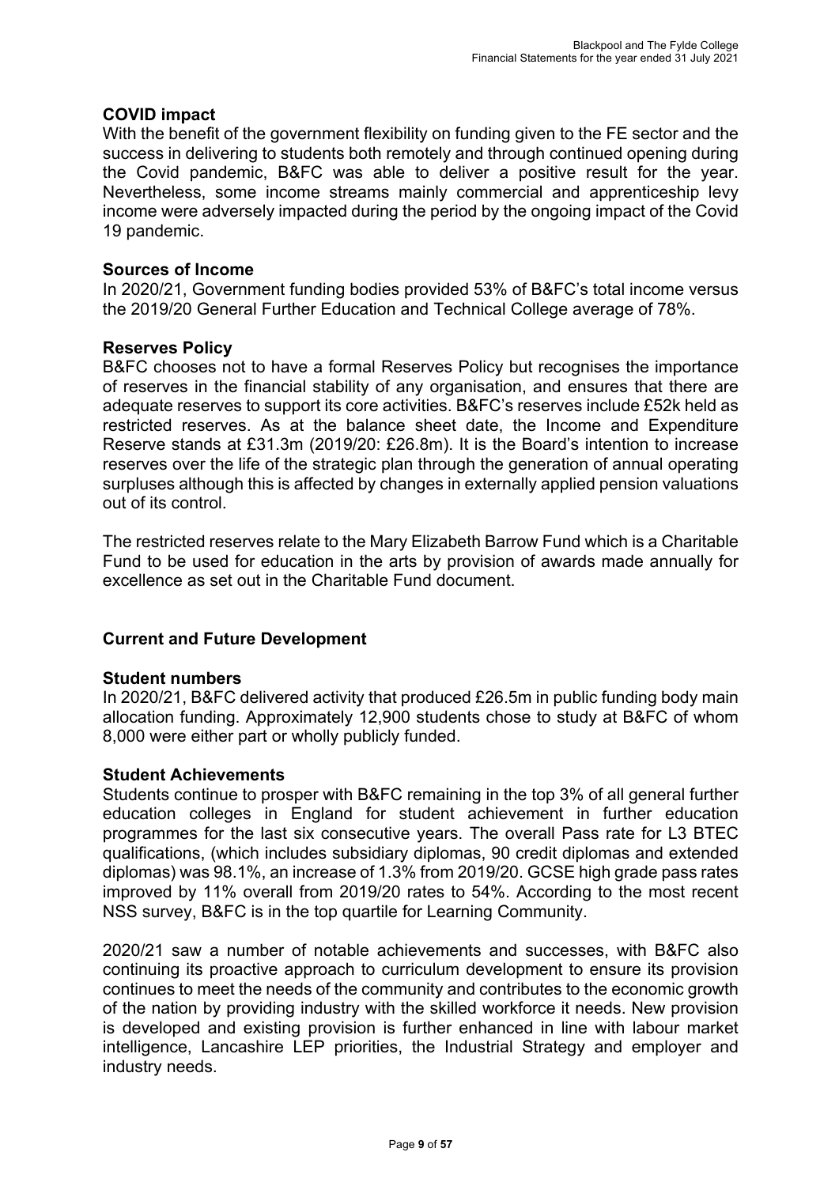### COVID impact

With the benefit of the government flexibility on funding given to the FE sector and the success in delivering to students both remotely and through continued opening during the Covid pandemic, B&FC was able to deliver a positive result for the year. Nevertheless, some income streams mainly commercial and apprenticeship levy income were adversely impacted during the period by the ongoing impact of the Covid 19 pandemic.

### Sources of Income

In 2020/21, Government funding bodies provided 53% of B&FC's total income versus the 2019/20 General Further Education and Technical College average of 78%.

### Reserves Policy

B&FC chooses not to have a formal Reserves Policy but recognises the importance of reserves in the financial stability of any organisation, and ensures that there are adequate reserves to support its core activities. B&FC's reserves include £52k held as restricted reserves. As at the balance sheet date, the Income and Expenditure Reserve stands at £31.3m (2019/20: £26.8m). It is the Board's intention to increase reserves over the life of the strategic plan through the generation of annual operating surpluses although this is affected by changes in externally applied pension valuations out of its control.

The restricted reserves relate to the Mary Elizabeth Barrow Fund which is a Charitable Fund to be used for education in the arts by provision of awards made annually for excellence as set out in the Charitable Fund document.

## Current and Future Development

### Student numbers

In 2020/21, B&FC delivered activity that produced £26.5m in public funding body main allocation funding. Approximately 12,900 students chose to study at B&FC of whom 8,000 were either part or wholly publicly funded.

### Student Achievements

Students continue to prosper with B&FC remaining in the top 3% of all general further education colleges in England for student achievement in further education programmes for the last six consecutive years. The overall Pass rate for L3 BTEC qualifications, (which includes subsidiary diplomas, 90 credit diplomas and extended diplomas) was 98.1%, an increase of 1.3% from 2019/20. GCSE high grade pass rates improved by 11% overall from 2019/20 rates to 54%. According to the most recent NSS survey, B&FC is in the top quartile for Learning Community.

2020/21 saw a number of notable achievements and successes, with B&FC also continuing its proactive approach to curriculum development to ensure its provision continues to meet the needs of the community and contributes to the economic growth of the nation by providing industry with the skilled workforce it needs. New provision is developed and existing provision is further enhanced in line with labour market intelligence, Lancashire LEP priorities, the Industrial Strategy and employer and industry needs.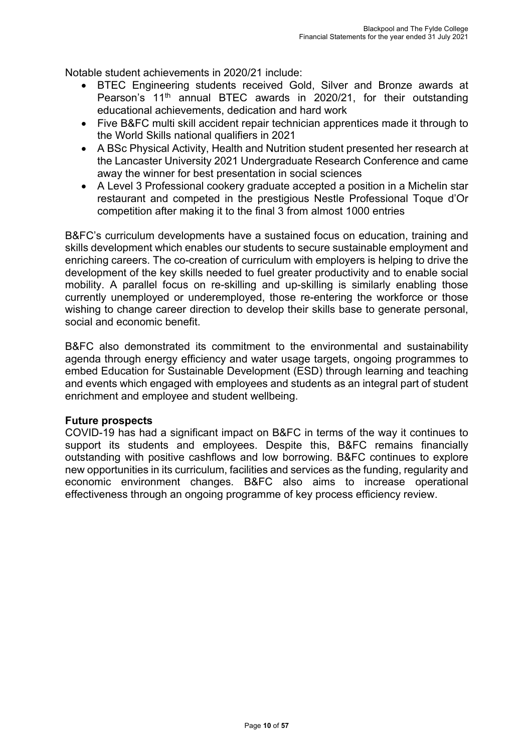Notable student achievements in 2020/21 include:

- BTEC Engineering students received Gold, Silver and Bronze awards at Pearson's 11th annual BTEC awards in 2020/21, for their outstanding educational achievements, dedication and hard work
- Five B&FC multi skill accident repair technician apprentices made it through to the World Skills national qualifiers in 2021
- A BSc Physical Activity, Health and Nutrition student presented her research at the Lancaster University 2021 Undergraduate Research Conference and came away the winner for best presentation in social sciences
- A Level 3 Professional cookery graduate accepted a position in a Michelin star restaurant and competed in the prestigious Nestle Professional Toque d'Or competition after making it to the final 3 from almost 1000 entries

B&FC's curriculum developments have a sustained focus on education, training and skills development which enables our students to secure sustainable employment and enriching careers. The co-creation of curriculum with employers is helping to drive the development of the key skills needed to fuel greater productivity and to enable social mobility. A parallel focus on re-skilling and up-skilling is similarly enabling those currently unemployed or underemployed, those re-entering the workforce or those wishing to change career direction to develop their skills base to generate personal, social and economic benefit.

B&FC also demonstrated its commitment to the environmental and sustainability agenda through energy efficiency and water usage targets, ongoing programmes to embed Education for Sustainable Development (ESD) through learning and teaching and events which engaged with employees and students as an integral part of student enrichment and employee and student wellbeing.

**Future prospects**

COVID-19 has had a significant impact on B&FC in terms of the way it continues to support its students and employees. Despite this, B&FC remains financially outstanding with positive cashflows and low borrowing. B&FC continues to explore new opportunities in its curriculum, facilities and services as the funding, regularity and economic environment changes. B&FC also aims to increase operational effectiveness through an ongoing programme of key process efficiency review.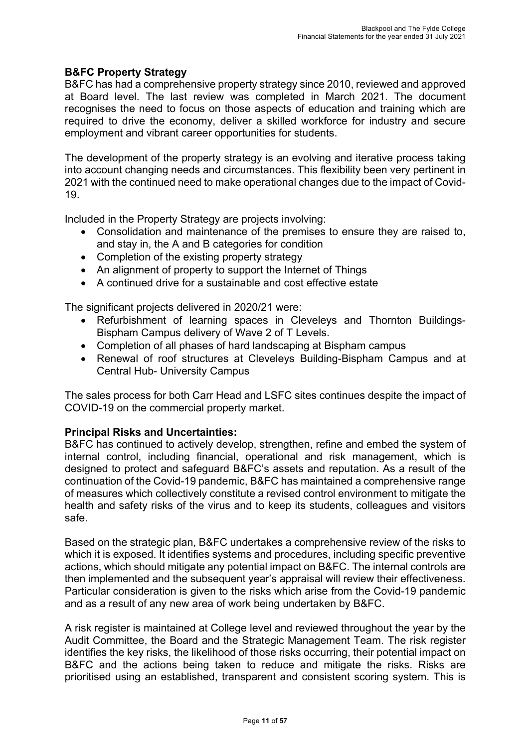**B&FC Property Strategy**

B&FC has had a comprehensive property strategy since 2010, reviewed and approved at Board level. The last review was completed in March 2021. The document recognises the need to focus on those aspects of education and training which are required to drive the economy, deliver a skilled workforce for industry and secure employment and vibrant career opportunities for students.

The development of the property strategy is an evolving and iterative process taking into account changing needs and circumstances. This flexibility been very pertinent in 2021 with the continued need to make operational changes due to the impact of Covid-19.

Included in the Property Strategy are projects involving:

- Consolidation and maintenance of the premises to ensure they are raised to, and stay in, the A and B categories for condition
- Completion of the existing property strategy
- An alignment of property to support the Internet of Things
- A continued drive for a sustainable and cost effective estate

The significant projects delivered in 2020/21 were:

- Refurbishment of learning spaces in Cleveleys and Thornton Buildings-Bispham Campus delivery of Wave 2 of T Levels.
- Completion of all phases of hard landscaping at Bispham campus
- Renewal of roof structures at Cleveleys Building-Bispham Campus and at Central Hub- University Campus

The sales process for both Carr Head and LSFC sites continues despite the impact of COVID-19 on the commercial property market.

**Principal Risks and Uncertainties:**

B&FC has continued to actively develop, strengthen, refine and embed the system of internal control, including financial, operational and risk management, which is designed to protect and safeguard B&FC's assets and reputation. As a result of the continuation of the Covid-19 pandemic, B&FC has maintained a comprehensive range of measures which collectively constitute a revised control environment to mitigate the health and safety risks of the virus and to keep its students, colleagues and visitors safe.

Based on the strategic plan, B&FC undertakes a comprehensive review of the risks to which it is exposed. It identifies systems and procedures, including specific preventive actions, which should mitigate any potential impact on B&FC. The internal controls are then implemented and the subsequent year's appraisal will review their effectiveness. Particular consideration is given to the risks which arise from the Covid-19 pandemic and as a result of any new area of work being undertaken by B&FC.

A risk register is maintained at College level and reviewed throughout the year by the Audit Committee, the Board and the Strategic Management Team. The risk register identifies the key risks, the likelihood of those risks occurring, their potential impact on B&FC and the actions being taken to reduce and mitigate the risks. Risks are prioritised using an established, transparent and consistent scoring system. This is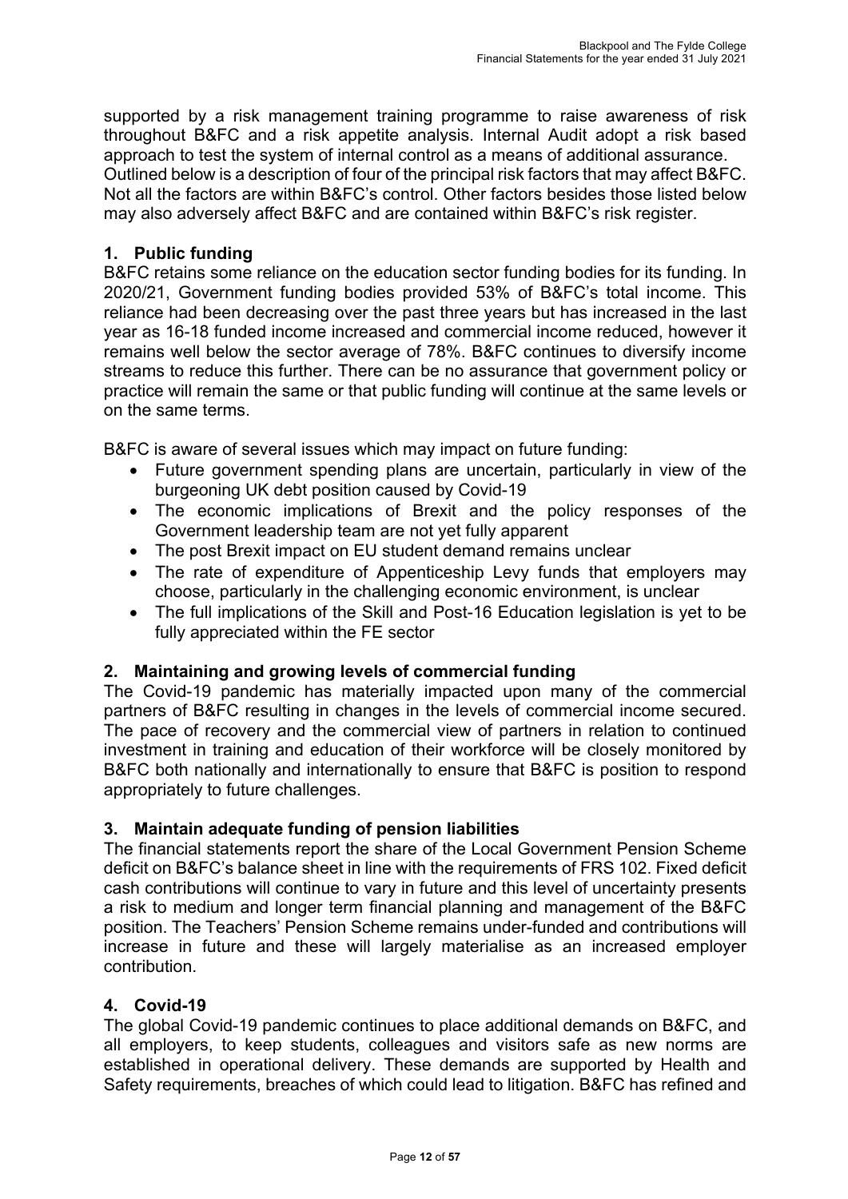supported by a risk management training programme to raise awareness of risk throughout B&FC and a risk appetite analysis. Internal Audit adopt a risk based approach to test the system of internal control as a means of additional assurance.
Outlined below is a description of four of the principal risk factors that may affect B&FC. Not all the factors are within B&FC's control. Other factors besides those listed below may also adversely affect B&FC and are contained within B&FC's risk register.

## 1. Public funding

B&FC retains some reliance on the education sector funding bodies for its funding. In 2020/21, Government funding bodies provided 53% of B&FC's total income. This reliance had been decreasing over the past three years but has increased in the last year as 16-18 funded income increased and commercial income reduced, however it remains well below the sector average of 78%. B&FC continues to diversify income streams to reduce this further. There can be no assurance that government policy or practice will remain the same or that public funding will continue at the same levels or on the same terms.

B&FC is aware of several issues which may impact on future funding:

- Future government spending plans are uncertain, particularly in view of the burgeoning UK debt position caused by Covid-19
- The economic implications of Brexit and the policy responses of the Government leadership team are not yet fully apparent
- The post Brexit impact on EU student demand remains unclear
- The rate of expenditure of Appenticeship Levy funds that employers may choose, particularly in the challenging economic environment, is unclear
- The full implications of the Skill and Post-16 Education legislation is yet to be fully appreciated within the FE sector

## 2. Maintaining and growing levels of commercial funding

The Covid-19 pandemic has materially impacted upon many of the commercial partners of B&FC resulting in changes in the levels of commercial income secured. The pace of recovery and the commercial view of partners in relation to continued investment in training and education of their workforce will be closely monitored by B&FC both nationally and internationally to ensure that B&FC is position to respond appropriately to future challenges.

## 3. Maintain adequate funding of pension liabilities

The financial statements report the share of the Local Government Pension Scheme deficit on B&FC's balance sheet in line with the requirements of FRS 102. Fixed deficit cash contributions will continue to vary in future and this level of uncertainty presents a risk to medium and longer term financial planning and management of the B&FC position. The Teachers' Pension Scheme remains under-funded and contributions will increase in future and these will largely materialise as an increased employer contribution.

## 4. Covid-19

The global Covid-19 pandemic continues to place additional demands on B&FC, and all employers, to keep students, colleagues and visitors safe as new norms are established in operational delivery. These demands are supported by Health and Safety requirements, breaches of which could lead to litigation. B&FC has refined and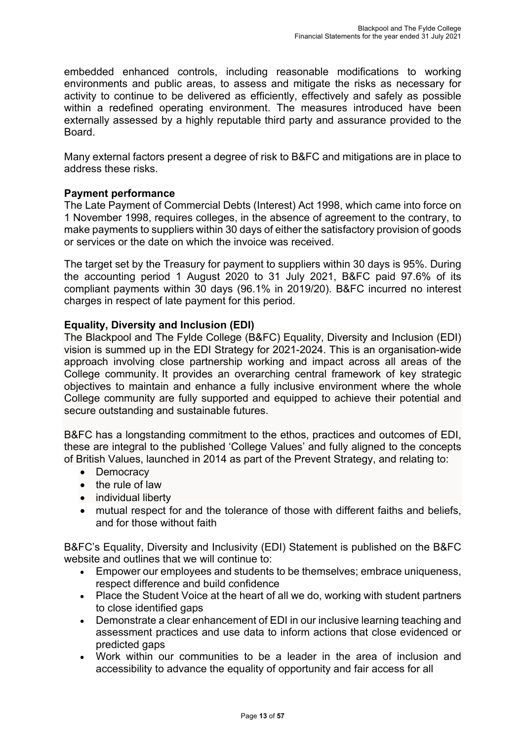embedded enhanced controls, including reasonable modifications to working environments and public areas, to assess and mitigate the risks as necessary for activity to continue to be delivered as efficiently, effectively and safely as possible within a redefined operating environment. The measures introduced have been externally assessed by a highly reputable third party and assurance provided to the Board.

Many external factors present a degree of risk to B&FC and mitigations are in place to address these risks.

### Payment performance

The Late Payment of Commercial Debts (Interest) Act 1998, which came into force on 1 November 1998, requires colleges, in the absence of agreement to the contrary, to make payments to suppliers within 30 days of either the satisfactory provision of goods or services or the date on which the invoice was received.

The target set by the Treasury for payment to suppliers within 30 days is 95%. During the accounting period 1 August 2020 to 31 July 2021, B&FC paid 97.6% of its compliant payments within 30 days (96.1% in 2019/20). B&FC incurred no interest charges in respect of late payment for this period.

### Equality, Diversity and Inclusion (EDI)

The Blackpool and The Fylde College (B&FC) Equality, Diversity and Inclusion (EDI) vision is summed up in the EDI Strategy for 2021-2024. This is an organisation-wide approach involving close partnership working and impact across all areas of the College community. It provides an overarching central framework of key strategic objectives to maintain and enhance a fully inclusive environment where the whole College community are fully supported and equipped to achieve their potential and secure outstanding and sustainable futures.

B&FC has a longstanding commitment to the ethos, practices and outcomes of EDI, these are integral to the published 'College Values' and fully aligned to the concepts of British Values, launched in 2014 as part of the Prevent Strategy, and relating to:

- Democracy
- the rule of law
- individual liberty
- mutual respect for and the tolerance of those with different faiths and beliefs, and for those without faith

B&FC's Equality, Diversity and Inclusivity (EDI) Statement is published on the B&FC website and outlines that we will continue to:

- Empower our employees and students to be themselves; embrace uniqueness, respect difference and build confidence
- Place the Student Voice at the heart of all we do, working with student partners to close identified gaps
- Demonstrate a clear enhancement of EDI in our inclusive learning teaching and assessment practices and use data to inform actions that close evidenced or predicted gaps
- Work within our communities to be a leader in the area of inclusion and accessibility to advance the equality of opportunity and fair access for all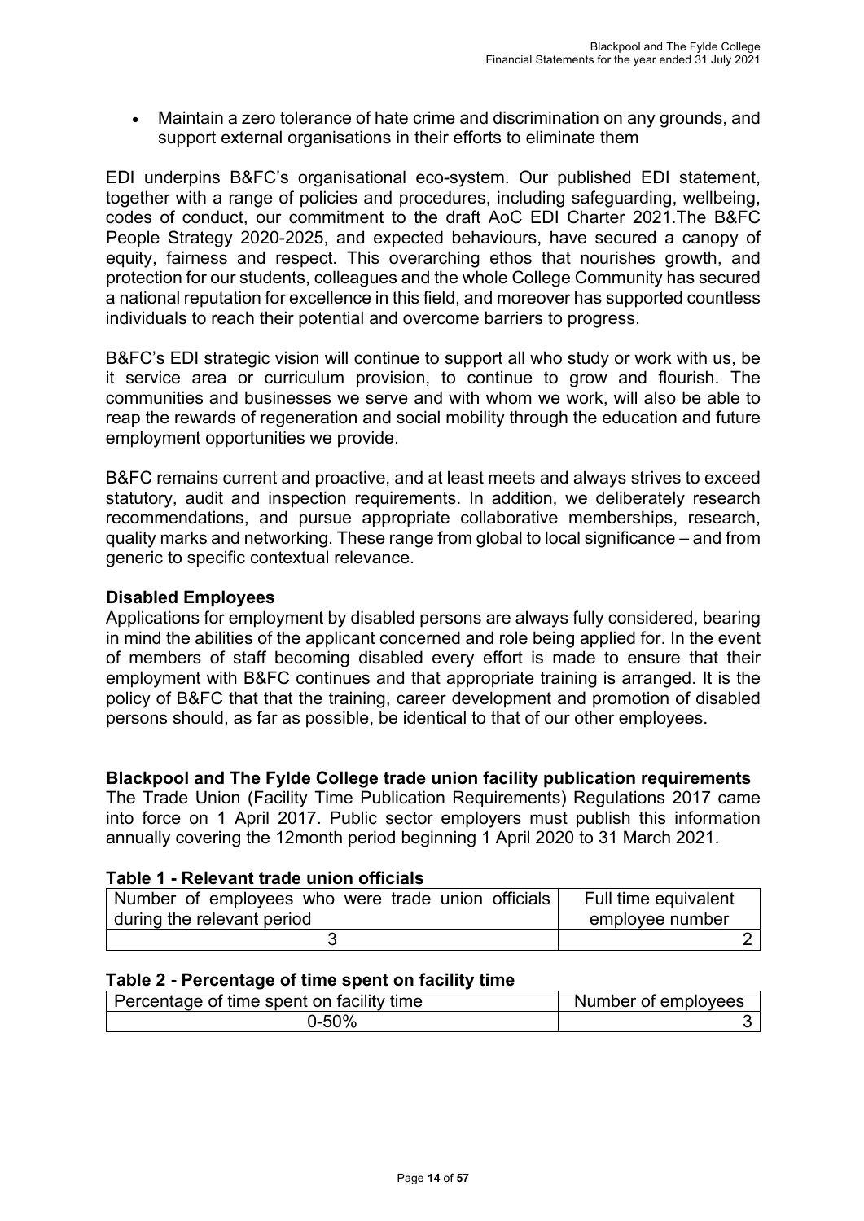- Maintain a zero tolerance of hate crime and discrimination on any grounds, and support external organisations in their efforts to eliminate them

EDI underpins B&FC's organisational eco-system. Our published EDI statement, together with a range of policies and procedures, including safeguarding, wellbeing, codes of conduct, our commitment to the draft AoC EDI Charter 2021.The B&FC People Strategy 2020-2025, and expected behaviours, have secured a canopy of equity, fairness and respect. This overarching ethos that nourishes growth, and protection for our students, colleagues and the whole College Community has secured a national reputation for excellence in this field, and moreover has supported countless individuals to reach their potential and overcome barriers to progress.

B&FC's EDI strategic vision will continue to support all who study or work with us, be it service area or curriculum provision, to continue to grow and flourish. The communities and businesses we serve and with whom we work, will also be able to reap the rewards of regeneration and social mobility through the education and future employment opportunities we provide.

B&FC remains current and proactive, and at least meets and always strives to exceed statutory, audit and inspection requirements. In addition, we deliberately research recommendations, and pursue appropriate collaborative memberships, research, quality marks and networking. These range from global to local significance – and from generic to specific contextual relevance.

**Disabled Employees**

Applications for employment by disabled persons are always fully considered, bearing in mind the abilities of the applicant concerned and role being applied for. In the event of members of staff becoming disabled every effort is made to ensure that their employment with B&FC continues and that appropriate training is arranged. It is the policy of B&FC that that the training, career development and promotion of disabled persons should, as far as possible, be identical to that of our other employees.

**Blackpool and The Fylde College trade union facility publication requirements**

The Trade Union (Facility Time Publication Requirements) Regulations 2017 came into force on 1 April 2017. Public sector employers must publish this information annually covering the 12month period beginning 1 April 2020 to 31 March 2021.

**Table 1 - Relevant trade union officials**

| Number of employees who were trade union officials during the relevant period | Full time equivalent employee number |
|---|---|
| 3 | 2 |

**Table 2 - Percentage of time spent on facility time**

| Percentage of time spent on facility time | Number of employees |
|---|---|
| 0-50% | 3 |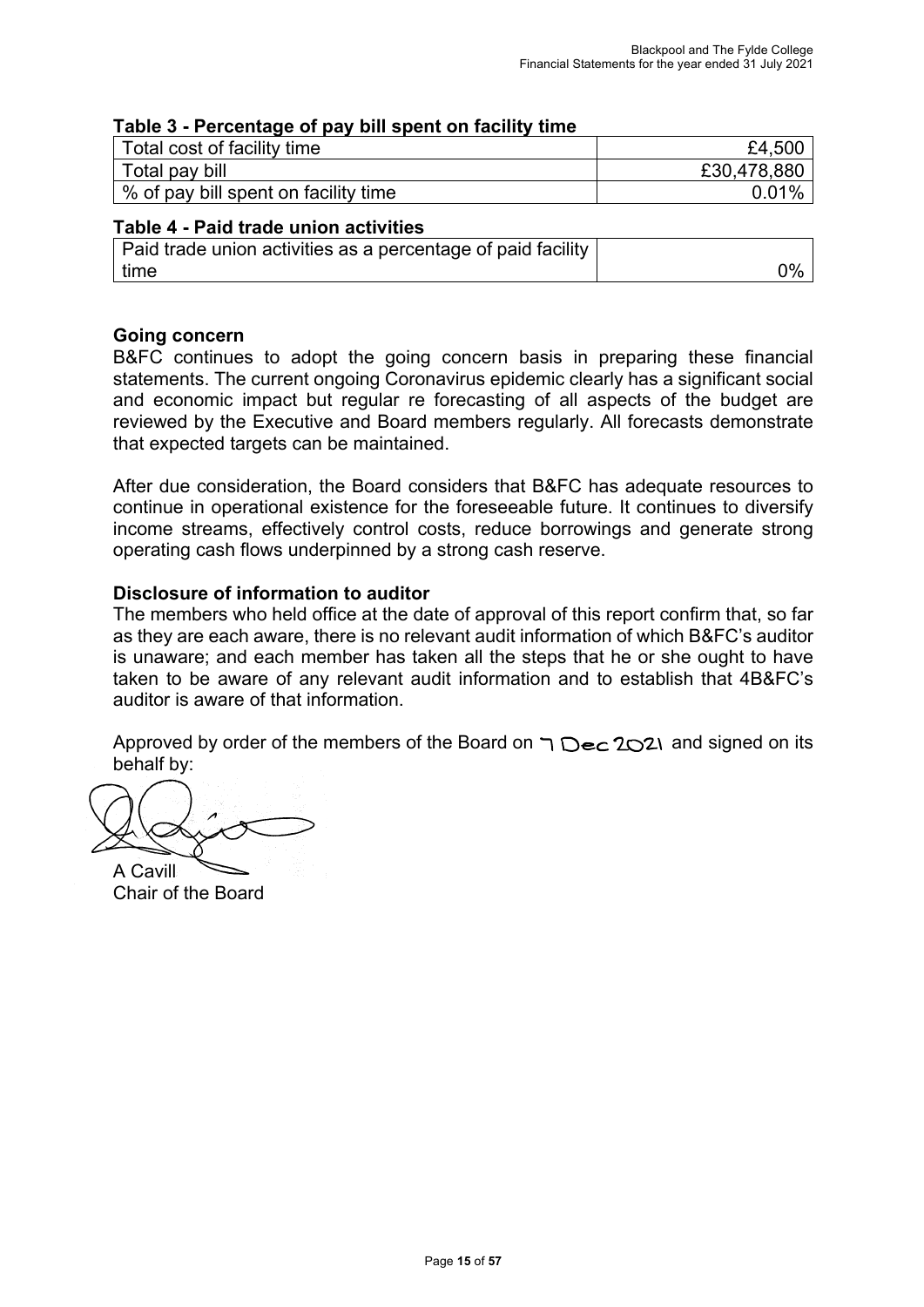### Table 3 - Percentage of pay bill spent on facility time

| | |
|---|---|
| Total cost of facility time | £4,500 |
| Total pay bill | £30,478,880 |
| % of pay bill spent on facility time | 0.01% |

### Table 4 - Paid trade union activities

| | |
|---|---|
| Paid trade union activities as a percentage of paid facility time | 0% |

### Going concern

B&FC continues to adopt the going concern basis in preparing these financial statements. The current ongoing Coronavirus epidemic clearly has a significant social and economic impact but regular re forecasting of all aspects of the budget are reviewed by the Executive and Board members regularly. All forecasts demonstrate that expected targets can be maintained.

After due consideration, the Board considers that B&FC has adequate resources to continue in operational existence for the foreseeable future. It continues to diversify income streams, effectively control costs, reduce borrowings and generate strong operating cash flows underpinned by a strong cash reserve.

### Disclosure of information to auditor

The members who held office at the date of approval of this report confirm that, so far as they are each aware, there is no relevant audit information of which B&FC's auditor is unaware; and each member has taken all the steps that he or she ought to have taken to be aware of any relevant audit information and to establish that 4B&FC's auditor is aware of that information.

Approved by order of the members of the Board on 7 Dec 2021 and signed on its behalf by:

A Cavill
Chair of the Board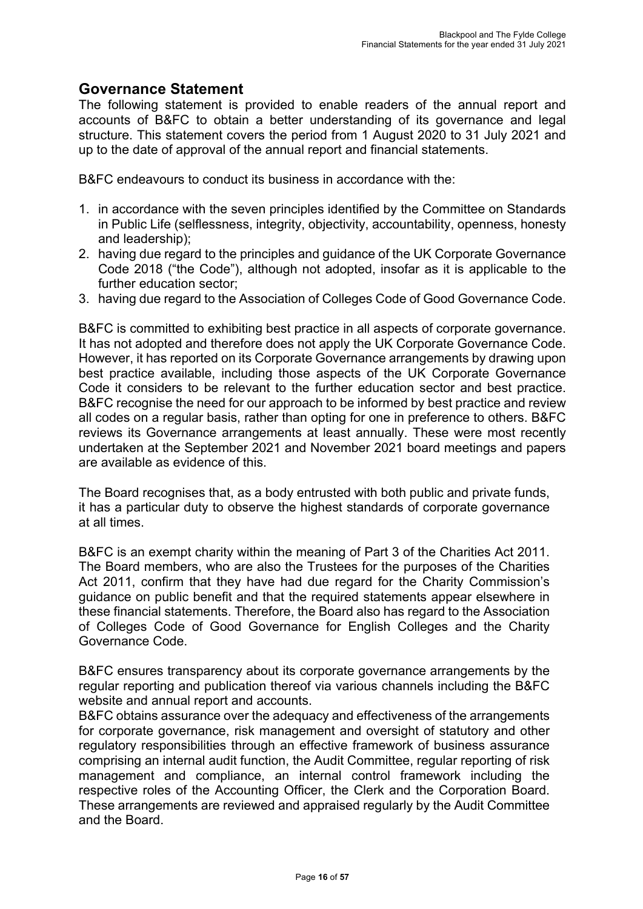## Governance Statement

The following statement is provided to enable readers of the annual report and accounts of B&FC to obtain a better understanding of its governance and legal structure. This statement covers the period from 1 August 2020 to 31 July 2021 and up to the date of approval of the annual report and financial statements.

B&FC endeavours to conduct its business in accordance with the:

1. in accordance with the seven principles identified by the Committee on Standards in Public Life (selflessness, integrity, objectivity, accountability, openness, honesty and leadership);
2. having due regard to the principles and guidance of the UK Corporate Governance Code 2018 ("the Code"), although not adopted, insofar as it is applicable to the further education sector;
3. having due regard to the Association of Colleges Code of Good Governance Code.

B&FC is committed to exhibiting best practice in all aspects of corporate governance. It has not adopted and therefore does not apply the UK Corporate Governance Code. However, it has reported on its Corporate Governance arrangements by drawing upon best practice available, including those aspects of the UK Corporate Governance Code it considers to be relevant to the further education sector and best practice. B&FC recognise the need for our approach to be informed by best practice and review all codes on a regular basis, rather than opting for one in preference to others. B&FC reviews its Governance arrangements at least annually. These were most recently undertaken at the September 2021 and November 2021 board meetings and papers are available as evidence of this.

The Board recognises that, as a body entrusted with both public and private funds, it has a particular duty to observe the highest standards of corporate governance at all times.

B&FC is an exempt charity within the meaning of Part 3 of the Charities Act 2011. The Board members, who are also the Trustees for the purposes of the Charities Act 2011, confirm that they have had due regard for the Charity Commission's guidance on public benefit and that the required statements appear elsewhere in these financial statements. Therefore, the Board also has regard to the Association of Colleges Code of Good Governance for English Colleges and the Charity Governance Code.

B&FC ensures transparency about its corporate governance arrangements by the regular reporting and publication thereof via various channels including the B&FC website and annual report and accounts.

B&FC obtains assurance over the adequacy and effectiveness of the arrangements for corporate governance, risk management and oversight of statutory and other regulatory responsibilities through an effective framework of business assurance comprising an internal audit function, the Audit Committee, regular reporting of risk management and compliance, an internal control framework including the respective roles of the Accounting Officer, the Clerk and the Corporation Board. These arrangements are reviewed and appraised regularly by the Audit Committee and the Board.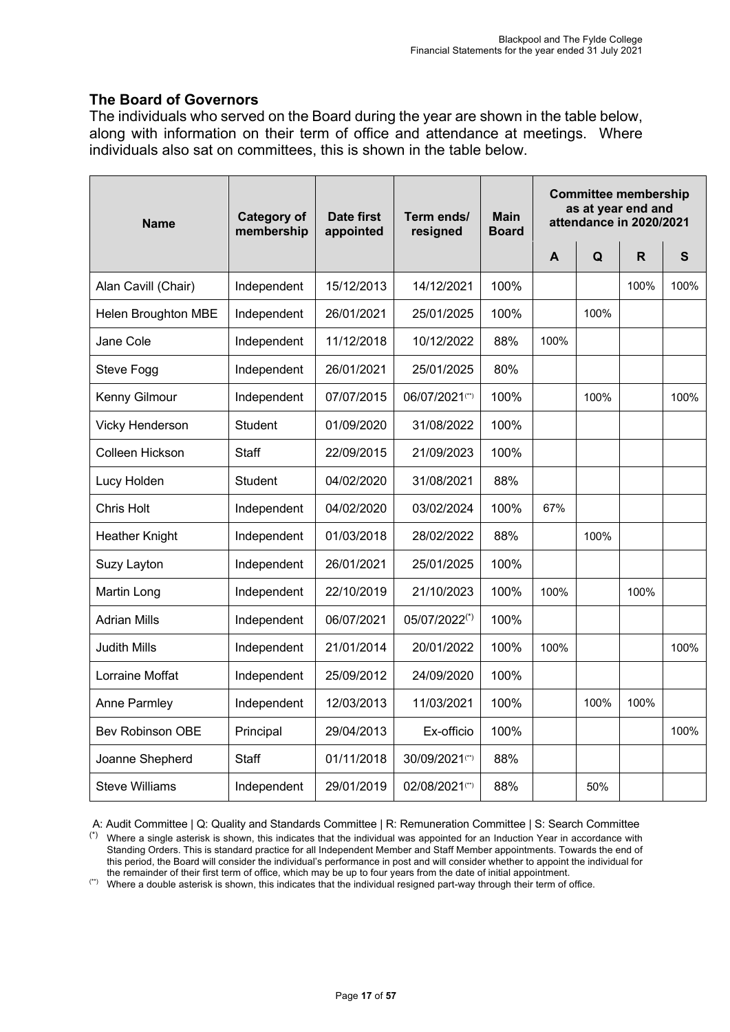## The Board of Governors

The individuals who served on the Board during the year are shown in the table below, along with information on their term of office and attendance at meetings. Where individuals also sat on committees, this is shown in the table below.

| Name | Category of membership | Date first appointed | Term ends/ resigned | Main Board | Committee membership as at year end and attendance in 2020/2021 | | | |
|---|---|---|---|---|---|---|---|---|
| | | | | | A | Q | R | S |
| Alan Cavill (Chair) | Independent | 15/12/2013 | 14/12/2021 | 100% | | | 100% | 100% |
| Helen Broughton MBE | Independent | 26/01/2021 | 25/01/2025 | 100% | | 100% | | |
| Jane Cole | Independent | 11/12/2018 | 10/12/2022 | 88% | 100% | | | |
| Steve Fogg | Independent | 26/01/2021 | 25/01/2025 | 80% | | | | |
| Kenny Gilmour | Independent | 07/07/2015 | 06/07/2021(**) | 100% | | 100% | | 100% |
| Vicky Henderson | Student | 01/09/2020 | 31/08/2022 | 100% | | | | |
| Colleen Hickson | Staff | 22/09/2015 | 21/09/2023 | 100% | | | | |
| Lucy Holden | Student | 04/02/2020 | 31/08/2021 | 88% | | | | |
| Chris Holt | Independent | 04/02/2020 | 03/02/2024 | 100% | 67% | | | |
| Heather Knight | Independent | 01/03/2018 | 28/02/2022 | 88% | | 100% | | |
| Suzy Layton | Independent | 26/01/2021 | 25/01/2025 | 100% | | | | |
| Martin Long | Independent | 22/10/2019 | 21/10/2023 | 100% | 100% | | 100% | |
| Adrian Mills | Independent | 06/07/2021 | 05/07/2022(*) | 100% | | | | |
| Judith Mills | Independent | 21/01/2014 | 20/01/2022 | 100% | 100% | | | 100% |
| Lorraine Moffat | Independent | 25/09/2012 | 24/09/2020 | 100% | | | | |
| Anne Parmley | Independent | 12/03/2013 | 11/03/2021 | 100% | | 100% | 100% | |
| Bev Robinson OBE | Principal | 29/04/2013 | Ex-officio | 100% | | | | 100% |
| Joanne Shepherd | Staff | 01/11/2018 | 30/09/2021(**) | 88% | | | | |
| Steve Williams | Independent | 29/01/2019 | 02/08/2021(**) | 88% | | 50% | | |

A: Audit Committee | Q: Quality and Standards Committee | R: Remuneration Committee | S: Search Committee

(*) Where a single asterisk is shown, this indicates that the individual was appointed for an Induction Year in accordance with Standing Orders. This is standard practice for all Independent Member and Staff Member appointments. Towards the end of this period, the Board will consider the individual's performance in post and will consider whether to appoint the individual for the remainder of their first term of office, which may be up to four years from the date of initial appointment.

(**) Where a double asterisk is shown, this indicates that the individual resigned part-way through their term of office.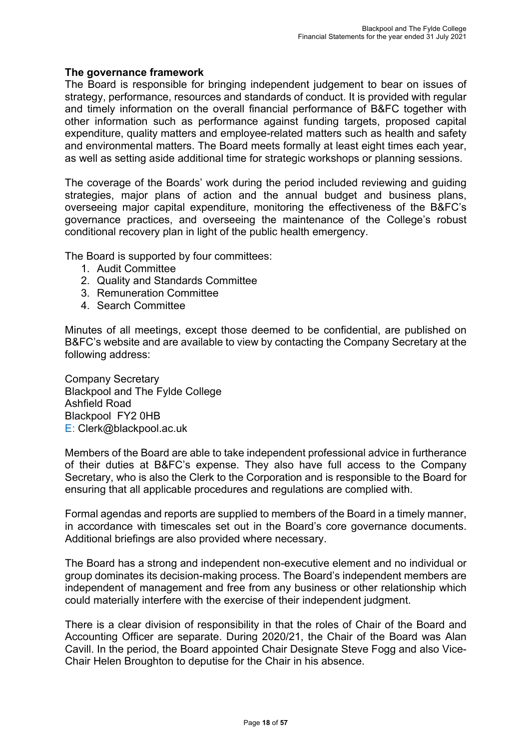### The governance framework

The Board is responsible for bringing independent judgement to bear on issues of strategy, performance, resources and standards of conduct. It is provided with regular and timely information on the overall financial performance of B&FC together with other information such as performance against funding targets, proposed capital expenditure, quality matters and employee-related matters such as health and safety and environmental matters. The Board meets formally at least eight times each year, as well as setting aside additional time for strategic workshops or planning sessions.

The coverage of the Boards' work during the period included reviewing and guiding strategies, major plans of action and the annual budget and business plans, overseeing major capital expenditure, monitoring the effectiveness of the B&FC's governance practices, and overseeing the maintenance of the College's robust conditional recovery plan in light of the public health emergency.

The Board is supported by four committees:

1. Audit Committee
2. Quality and Standards Committee
3. Remuneration Committee
4. Search Committee

Minutes of all meetings, except those deemed to be confidential, are published on B&FC's website and are available to view by contacting the Company Secretary at the following address:

Company Secretary
Blackpool and The Fylde College
Ashfield Road
Blackpool FY2 0HB
E: Clerk@blackpool.ac.uk

Members of the Board are able to take independent professional advice in furtherance of their duties at B&FC's expense. They also have full access to the Company Secretary, who is also the Clerk to the Corporation and is responsible to the Board for ensuring that all applicable procedures and regulations are complied with.

Formal agendas and reports are supplied to members of the Board in a timely manner, in accordance with timescales set out in the Board's core governance documents. Additional briefings are also provided where necessary.

The Board has a strong and independent non-executive element and no individual or group dominates its decision-making process. The Board's independent members are independent of management and free from any business or other relationship which could materially interfere with the exercise of their independent judgment.

There is a clear division of responsibility in that the roles of Chair of the Board and Accounting Officer are separate. During 2020/21, the Chair of the Board was Alan Cavill. In the period, the Board appointed Chair Designate Steve Fogg and also Vice-Chair Helen Broughton to deputise for the Chair in his absence.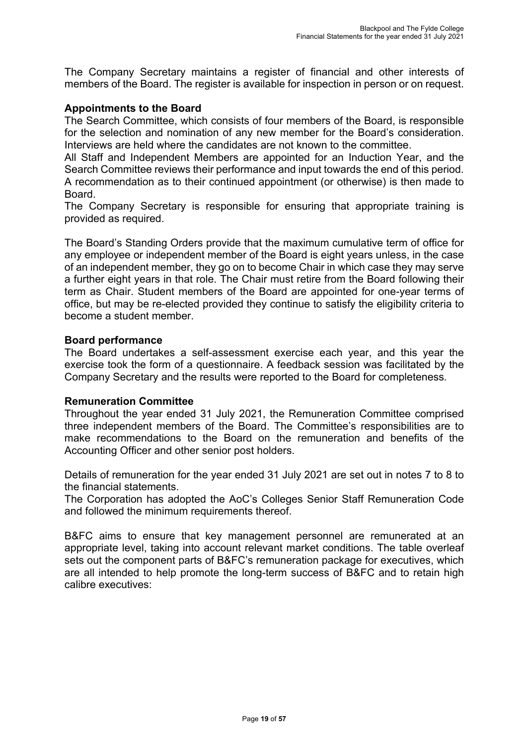The Company Secretary maintains a register of financial and other interests of members of the Board. The register is available for inspection in person or on request.

**Appointments to the Board**

The Search Committee, which consists of four members of the Board, is responsible for the selection and nomination of any new member for the Board's consideration. Interviews are held where the candidates are not known to the committee.

All Staff and Independent Members are appointed for an Induction Year, and the Search Committee reviews their performance and input towards the end of this period. A recommendation as to their continued appointment (or otherwise) is then made to Board.

The Company Secretary is responsible for ensuring that appropriate training is provided as required.

The Board's Standing Orders provide that the maximum cumulative term of office for any employee or independent member of the Board is eight years unless, in the case of an independent member, they go on to become Chair in which case they may serve a further eight years in that role. The Chair must retire from the Board following their term as Chair. Student members of the Board are appointed for one-year terms of office, but may be re-elected provided they continue to satisfy the eligibility criteria to become a student member.

**Board performance**

The Board undertakes a self-assessment exercise each year, and this year the exercise took the form of a questionnaire. A feedback session was facilitated by the Company Secretary and the results were reported to the Board for completeness.

**Remuneration Committee**

Throughout the year ended 31 July 2021, the Remuneration Committee comprised three independent members of the Board. The Committee's responsibilities are to make recommendations to the Board on the remuneration and benefits of the Accounting Officer and other senior post holders.

Details of remuneration for the year ended 31 July 2021 are set out in notes 7 to 8 to the financial statements.

The Corporation has adopted the AoC's Colleges Senior Staff Remuneration Code and followed the minimum requirements thereof.

B&FC aims to ensure that key management personnel are remunerated at an appropriate level, taking into account relevant market conditions. The table overleaf sets out the component parts of B&FC's remuneration package for executives, which are all intended to help promote the long-term success of B&FC and to retain high calibre executives: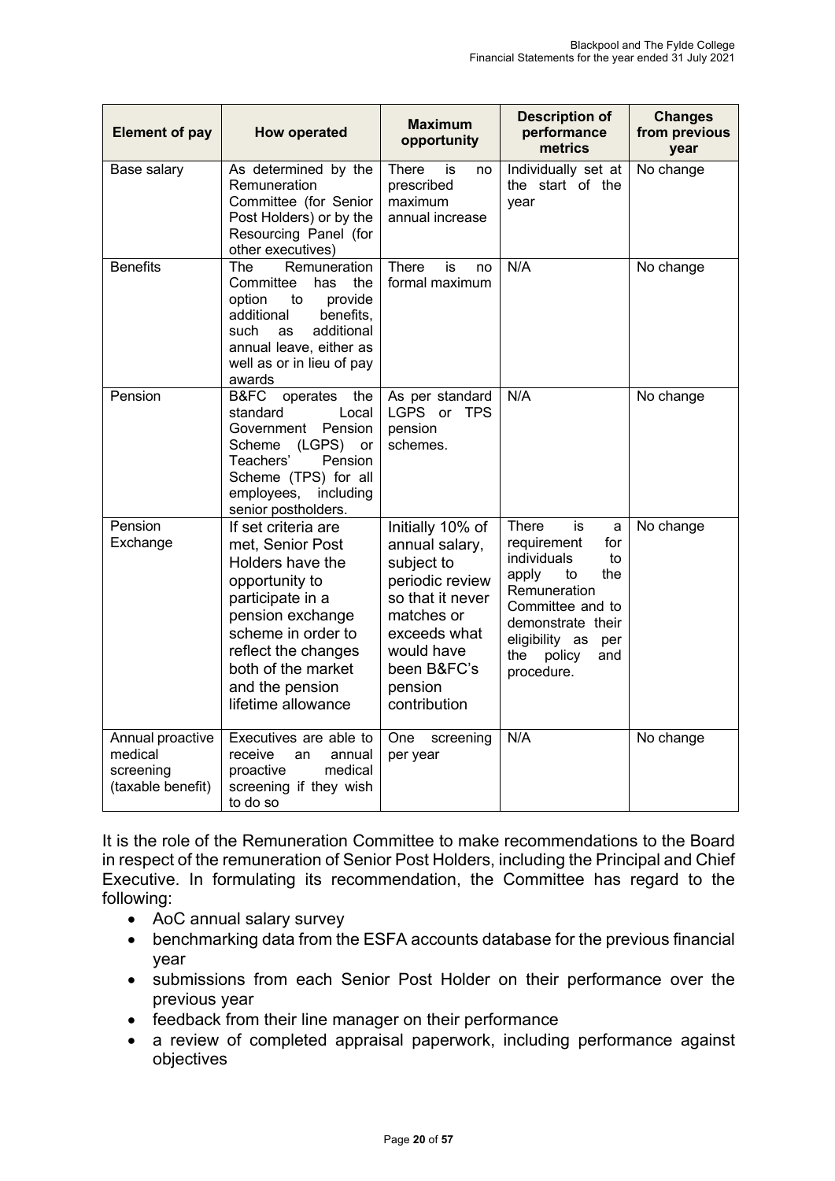| Element of pay | How operated | Maximum opportunity | Description of performance metrics | Changes from previous year |
|---|---|---|---|---|
| Base salary | As determined by the Remuneration Committee (for Senior Post Holders) or by the Resourcing Panel (for other executives) | There is no prescribed maximum annual increase | Individually set at the start of the year | No change |
| Benefits | The Remuneration Committee has the option to provide additional benefits, such as additional annual leave, either as well as or in lieu of pay awards | There is no formal maximum | N/A | No change |
| Pension | B&FC operates the standard Local Government Pension Scheme (LGPS) or Teachers' Pension Scheme (TPS) for all employees, including senior postholders. | As per standard LGPS or TPS pension schemes. | N/A | No change |
| Pension Exchange | If set criteria are met, Senior Post Holders have the opportunity to participate in a pension exchange scheme in order to reflect the changes both of the market and the pension lifetime allowance | Initially 10% of annual salary, subject to periodic review so that it never matches or exceeds what would have been B&FC's pension contribution | There is a requirement for individuals to apply to the Remuneration Committee and to demonstrate their eligibility as per the policy and procedure. | No change |
| Annual proactive medical screening (taxable benefit) | Executives are able to receive an annual proactive medical screening if they wish to do so | One screening per year | N/A | No change |

It is the role of the Remuneration Committee to make recommendations to the Board in respect of the remuneration of Senior Post Holders, including the Principal and Chief Executive. In formulating its recommendation, the Committee has regard to the following:

- AoC annual salary survey
- benchmarking data from the ESFA accounts database for the previous financial year
- submissions from each Senior Post Holder on their performance over the previous year
- feedback from their line manager on their performance
- a review of completed appraisal paperwork, including performance against objectives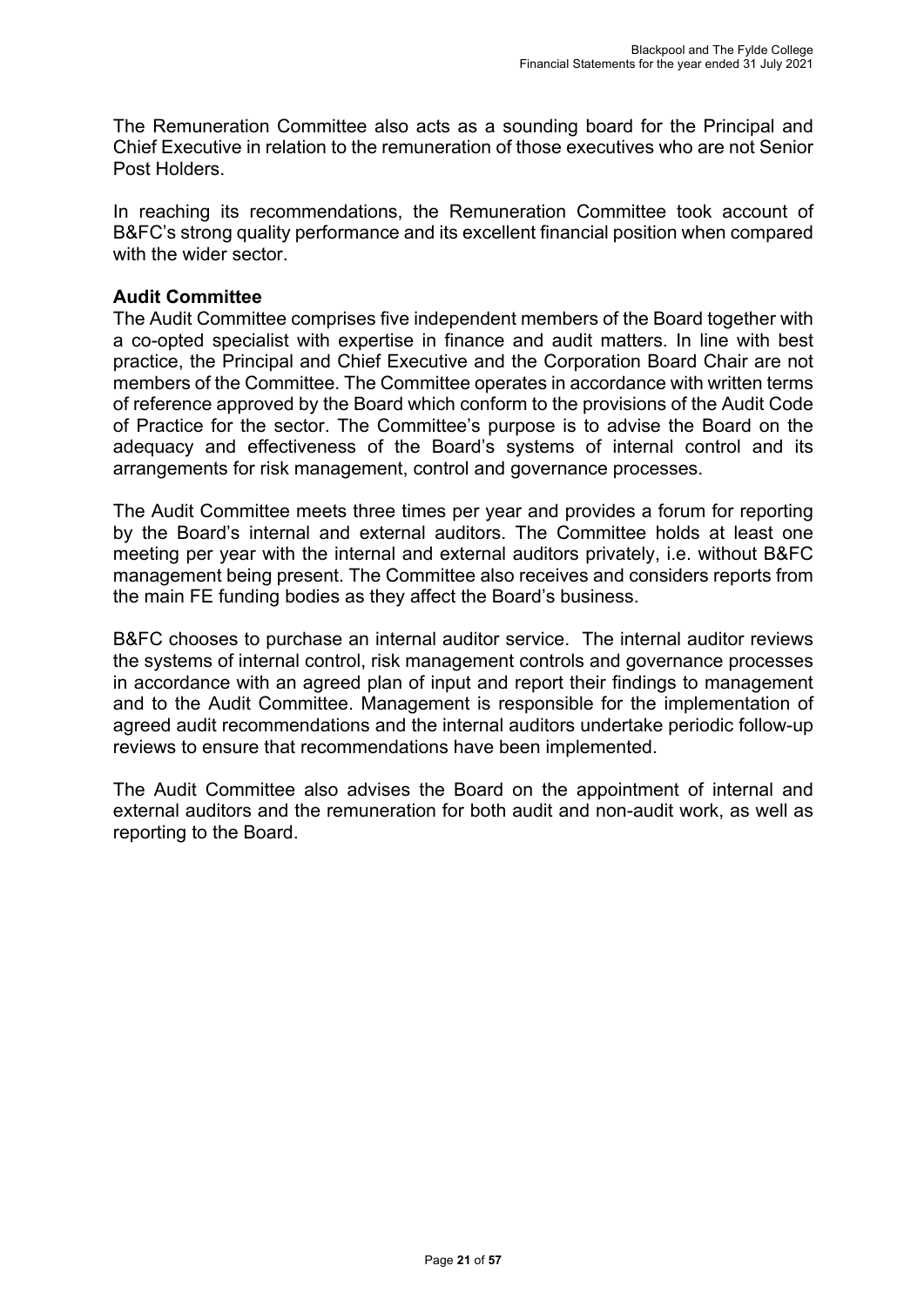The Remuneration Committee also acts as a sounding board for the Principal and Chief Executive in relation to the remuneration of those executives who are not Senior Post Holders.

In reaching its recommendations, the Remuneration Committee took account of B&FC's strong quality performance and its excellent financial position when compared with the wider sector.

**Audit Committee**

The Audit Committee comprises five independent members of the Board together with a co-opted specialist with expertise in finance and audit matters. In line with best practice, the Principal and Chief Executive and the Corporation Board Chair are not members of the Committee. The Committee operates in accordance with written terms of reference approved by the Board which conform to the provisions of the Audit Code of Practice for the sector. The Committee's purpose is to advise the Board on the adequacy and effectiveness of the Board's systems of internal control and its arrangements for risk management, control and governance processes.

The Audit Committee meets three times per year and provides a forum for reporting by the Board's internal and external auditors. The Committee holds at least one meeting per year with the internal and external auditors privately, i.e. without B&FC management being present. The Committee also receives and considers reports from the main FE funding bodies as they affect the Board's business.

B&FC chooses to purchase an internal auditor service. The internal auditor reviews the systems of internal control, risk management controls and governance processes in accordance with an agreed plan of input and report their findings to management and to the Audit Committee. Management is responsible for the implementation of agreed audit recommendations and the internal auditors undertake periodic follow-up reviews to ensure that recommendations have been implemented.

The Audit Committee also advises the Board on the appointment of internal and external auditors and the remuneration for both audit and non-audit work, as well as reporting to the Board.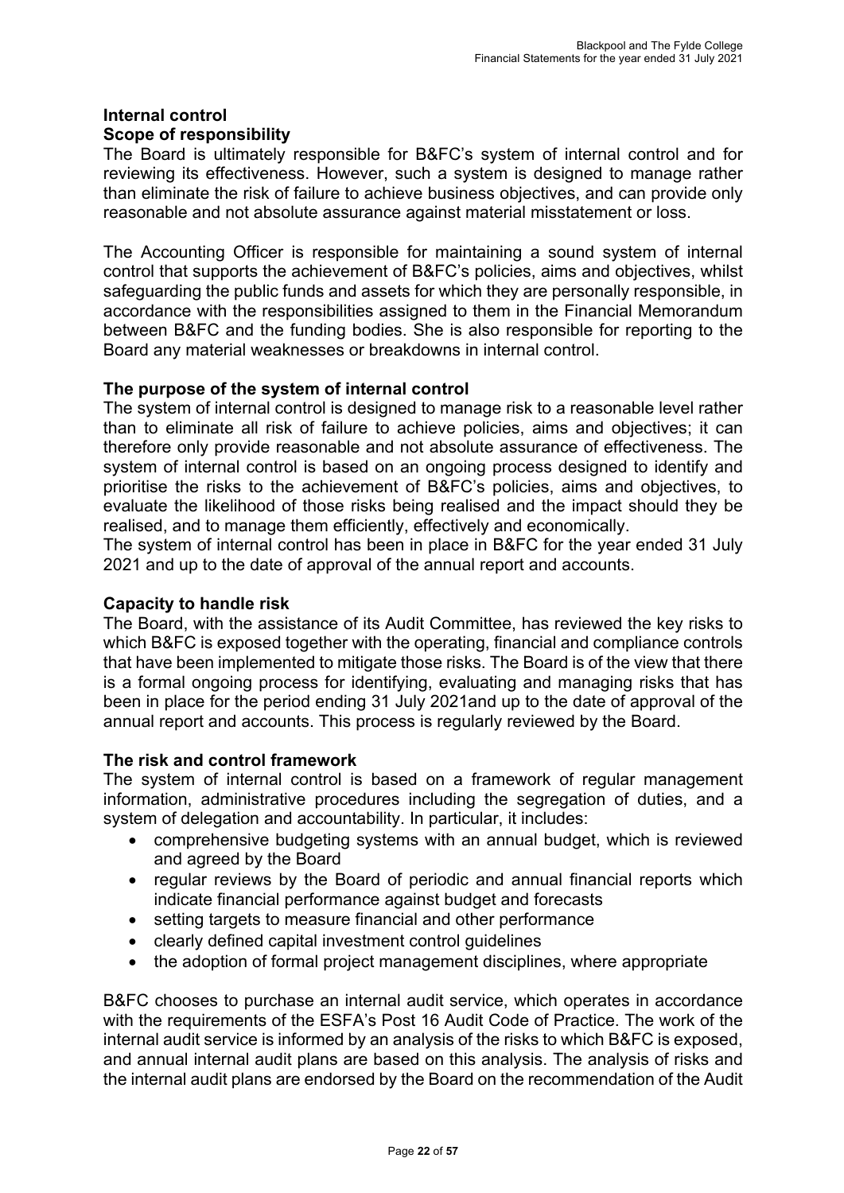## Internal control

### Scope of responsibility

The Board is ultimately responsible for B&FC's system of internal control and for reviewing its effectiveness. However, such a system is designed to manage rather than eliminate the risk of failure to achieve business objectives, and can provide only reasonable and not absolute assurance against material misstatement or loss.

The Accounting Officer is responsible for maintaining a sound system of internal control that supports the achievement of B&FC's policies, aims and objectives, whilst safeguarding the public funds and assets for which they are personally responsible, in accordance with the responsibilities assigned to them in the Financial Memorandum between B&FC and the funding bodies. She is also responsible for reporting to the Board any material weaknesses or breakdowns in internal control.

### The purpose of the system of internal control

The system of internal control is designed to manage risk to a reasonable level rather than to eliminate all risk of failure to achieve policies, aims and objectives; it can therefore only provide reasonable and not absolute assurance of effectiveness. The system of internal control is based on an ongoing process designed to identify and prioritise the risks to the achievement of B&FC's policies, aims and objectives, to evaluate the likelihood of those risks being realised and the impact should they be realised, and to manage them efficiently, effectively and economically.

The system of internal control has been in place in B&FC for the year ended 31 July 2021 and up to the date of approval of the annual report and accounts.

### Capacity to handle risk

The Board, with the assistance of its Audit Committee, has reviewed the key risks to which B&FC is exposed together with the operating, financial and compliance controls that have been implemented to mitigate those risks. The Board is of the view that there is a formal ongoing process for identifying, evaluating and managing risks that has been in place for the period ending 31 July 2021and up to the date of approval of the annual report and accounts. This process is regularly reviewed by the Board.

### The risk and control framework

The system of internal control is based on a framework of regular management information, administrative procedures including the segregation of duties, and a system of delegation and accountability. In particular, it includes:

- comprehensive budgeting systems with an annual budget, which is reviewed and agreed by the Board
- regular reviews by the Board of periodic and annual financial reports which indicate financial performance against budget and forecasts
- setting targets to measure financial and other performance
- clearly defined capital investment control guidelines
- the adoption of formal project management disciplines, where appropriate

B&FC chooses to purchase an internal audit service, which operates in accordance with the requirements of the ESFA's Post 16 Audit Code of Practice. The work of the internal audit service is informed by an analysis of the risks to which B&FC is exposed, and annual internal audit plans are based on this analysis. The analysis of risks and the internal audit plans are endorsed by the Board on the recommendation of the Audit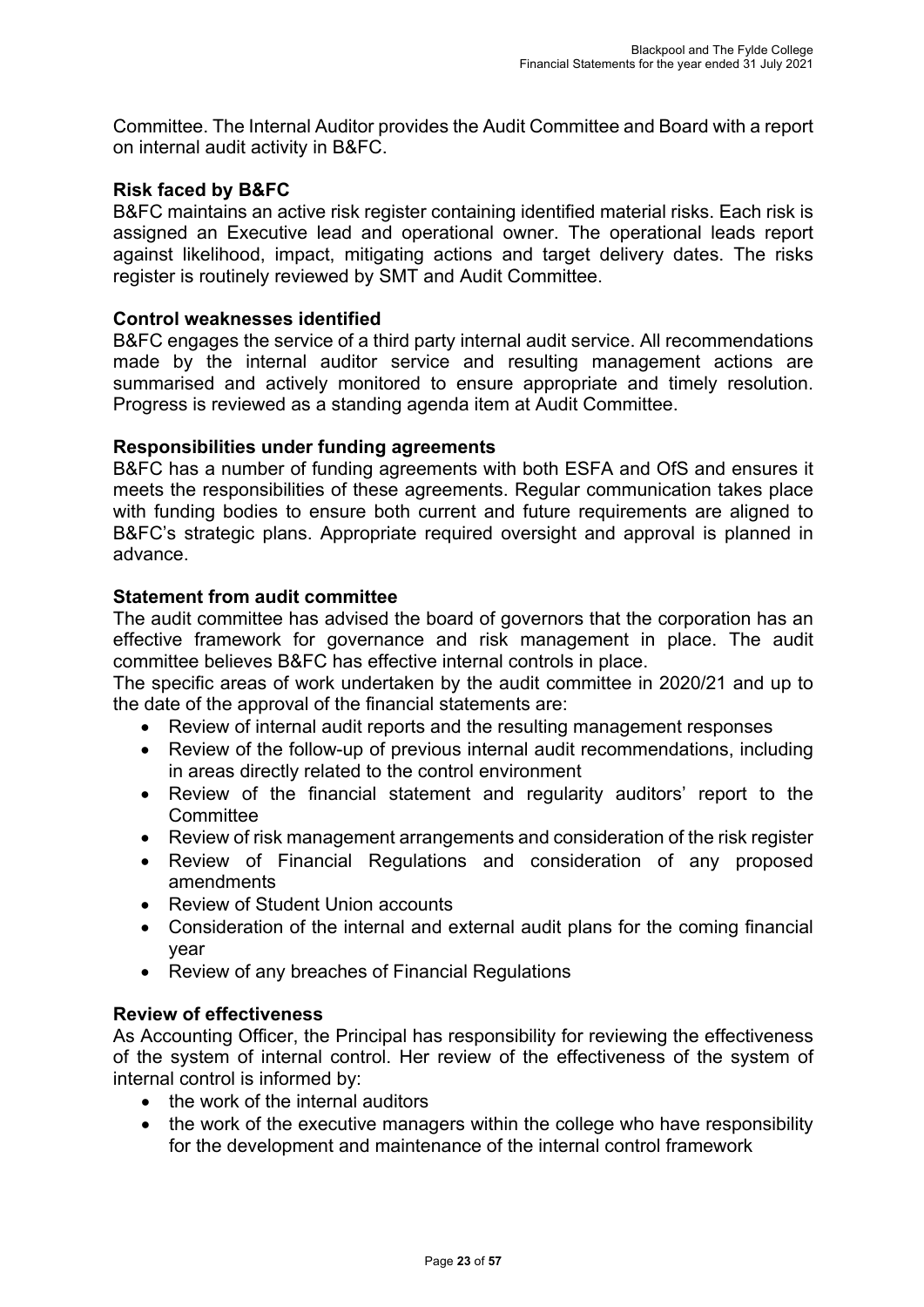Committee. The Internal Auditor provides the Audit Committee and Board with a report on internal audit activity in B&FC.

**Risk faced by B&FC**

B&FC maintains an active risk register containing identified material risks. Each risk is assigned an Executive lead and operational owner. The operational leads report against likelihood, impact, mitigating actions and target delivery dates. The risks register is routinely reviewed by SMT and Audit Committee.

**Control weaknesses identified**

B&FC engages the service of a third party internal audit service. All recommendations made by the internal auditor service and resulting management actions are summarised and actively monitored to ensure appropriate and timely resolution. Progress is reviewed as a standing agenda item at Audit Committee.

**Responsibilities under funding agreements**

B&FC has a number of funding agreements with both ESFA and OfS and ensures it meets the responsibilities of these agreements. Regular communication takes place with funding bodies to ensure both current and future requirements are aligned to B&FC's strategic plans. Appropriate required oversight and approval is planned in advance.

**Statement from audit committee**

The audit committee has advised the board of governors that the corporation has an effective framework for governance and risk management in place. The audit committee believes B&FC has effective internal controls in place.

The specific areas of work undertaken by the audit committee in 2020/21 and up to the date of the approval of the financial statements are:

- Review of internal audit reports and the resulting management responses
- Review of the follow-up of previous internal audit recommendations, including in areas directly related to the control environment
- Review of the financial statement and regularity auditors' report to the Committee
- Review of risk management arrangements and consideration of the risk register
- Review of Financial Regulations and consideration of any proposed amendments
- Review of Student Union accounts
- Consideration of the internal and external audit plans for the coming financial year
- Review of any breaches of Financial Regulations

**Review of effectiveness**

As Accounting Officer, the Principal has responsibility for reviewing the effectiveness of the system of internal control. Her review of the effectiveness of the system of internal control is informed by:

- the work of the internal auditors
- the work of the executive managers within the college who have responsibility for the development and maintenance of the internal control framework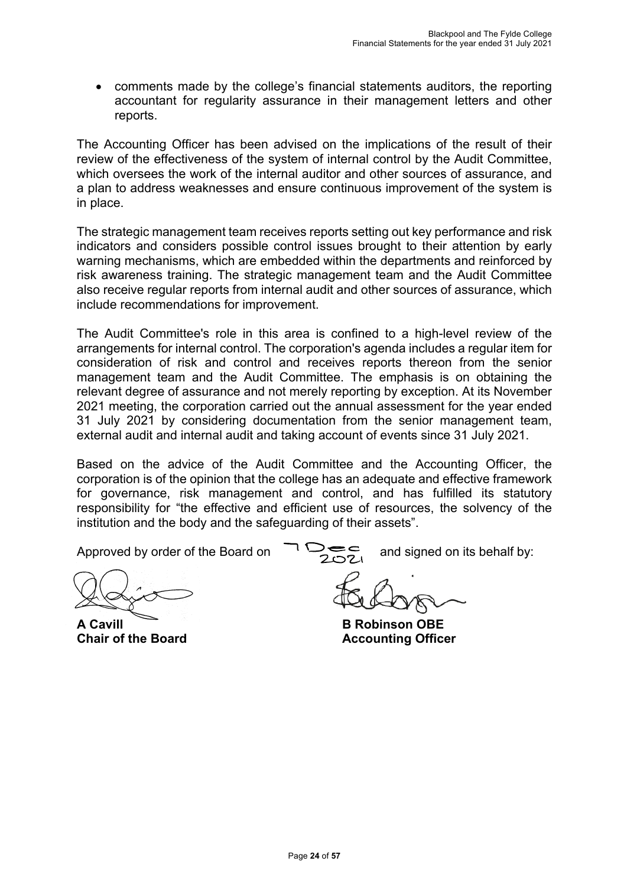- comments made by the college's financial statements auditors, the reporting accountant for regularity assurance in their management letters and other reports.

The Accounting Officer has been advised on the implications of the result of their review of the effectiveness of the system of internal control by the Audit Committee, which oversees the work of the internal auditor and other sources of assurance, and a plan to address weaknesses and ensure continuous improvement of the system is in place.

The strategic management team receives reports setting out key performance and risk indicators and considers possible control issues brought to their attention by early warning mechanisms, which are embedded within the departments and reinforced by risk awareness training. The strategic management team and the Audit Committee also receive regular reports from internal audit and other sources of assurance, which include recommendations for improvement.

The Audit Committee's role in this area is confined to a high-level review of the arrangements for internal control. The corporation's agenda includes a regular item for consideration of risk and control and receives reports thereon from the senior management team and the Audit Committee. The emphasis is on obtaining the relevant degree of assurance and not merely reporting by exception. At its November 2021 meeting, the corporation carried out the annual assessment for the year ended 31 July 2021 by considering documentation from the senior management team, external audit and internal audit and taking account of events since 31 July 2021.

Based on the advice of the Audit Committee and the Accounting Officer, the corporation is of the opinion that the college has an adequate and effective framework for governance, risk management and control, and has fulfilled its statutory responsibility for "the effective and efficient use of resources, the solvency of the institution and the body and the safeguarding of their assets".

Approved by order of the Board on 7 Dec 2021 and signed on its behalf by:

**A Cavill**
**Chair of the Board**

**B Robinson OBE**
**Accounting Officer**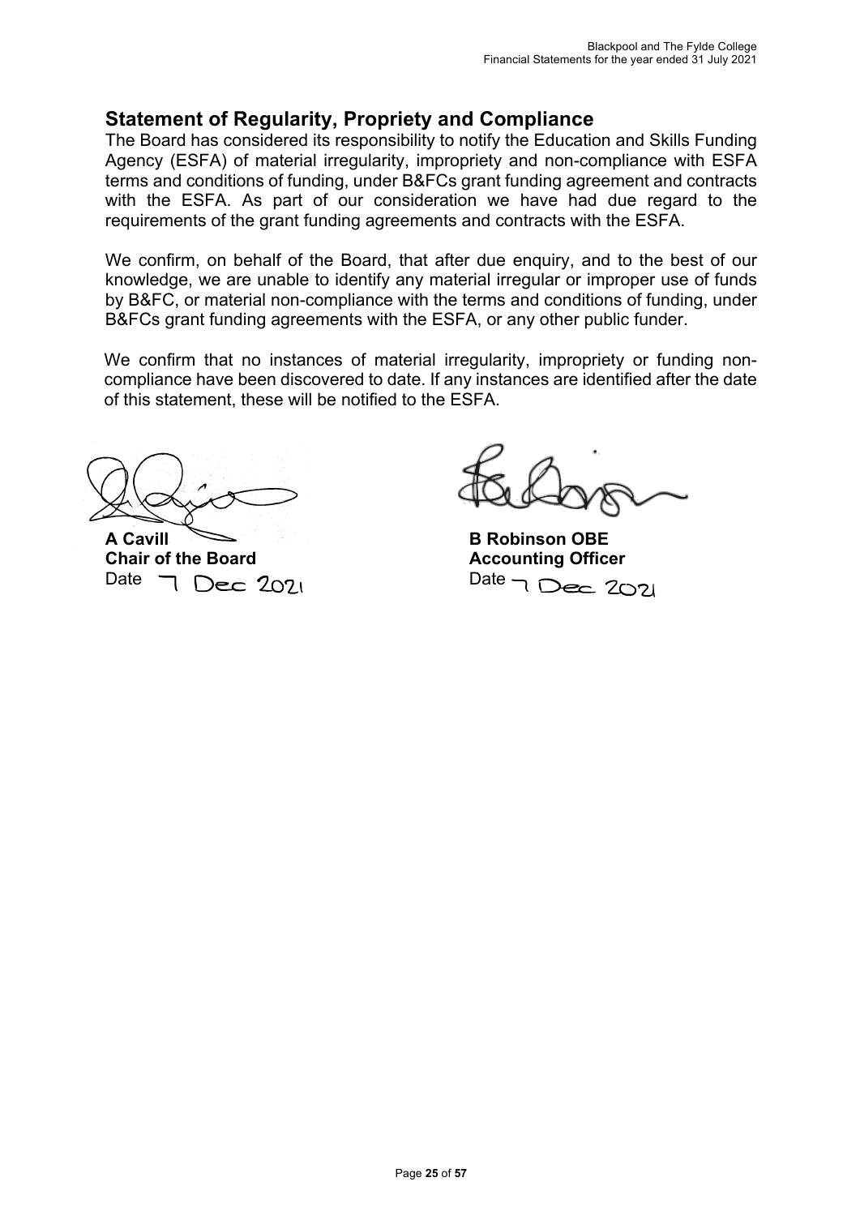## Statement of Regularity, Propriety and Compliance

The Board has considered its responsibility to notify the Education and Skills Funding Agency (ESFA) of material irregularity, impropriety and non-compliance with ESFA terms and conditions of funding, under B&FCs grant funding agreement and contracts with the ESFA. As part of our consideration we have had due regard to the requirements of the grant funding agreements and contracts with the ESFA.

We confirm, on behalf of the Board, that after due enquiry, and to the best of our knowledge, we are unable to identify any material irregular or improper use of funds by B&FC, or material non-compliance with the terms and conditions of funding, under B&FCs grant funding agreements with the ESFA, or any other public funder.

We confirm that no instances of material irregularity, impropriety or funding non-compliance have been discovered to date. If any instances are identified after the date of this statement, these will be notified to the ESFA.

**A Cavill**
**Chair of the Board**
Date 7 Dec 2021

**B Robinson OBE**
**Accounting Officer**
Date 7 Dec 2021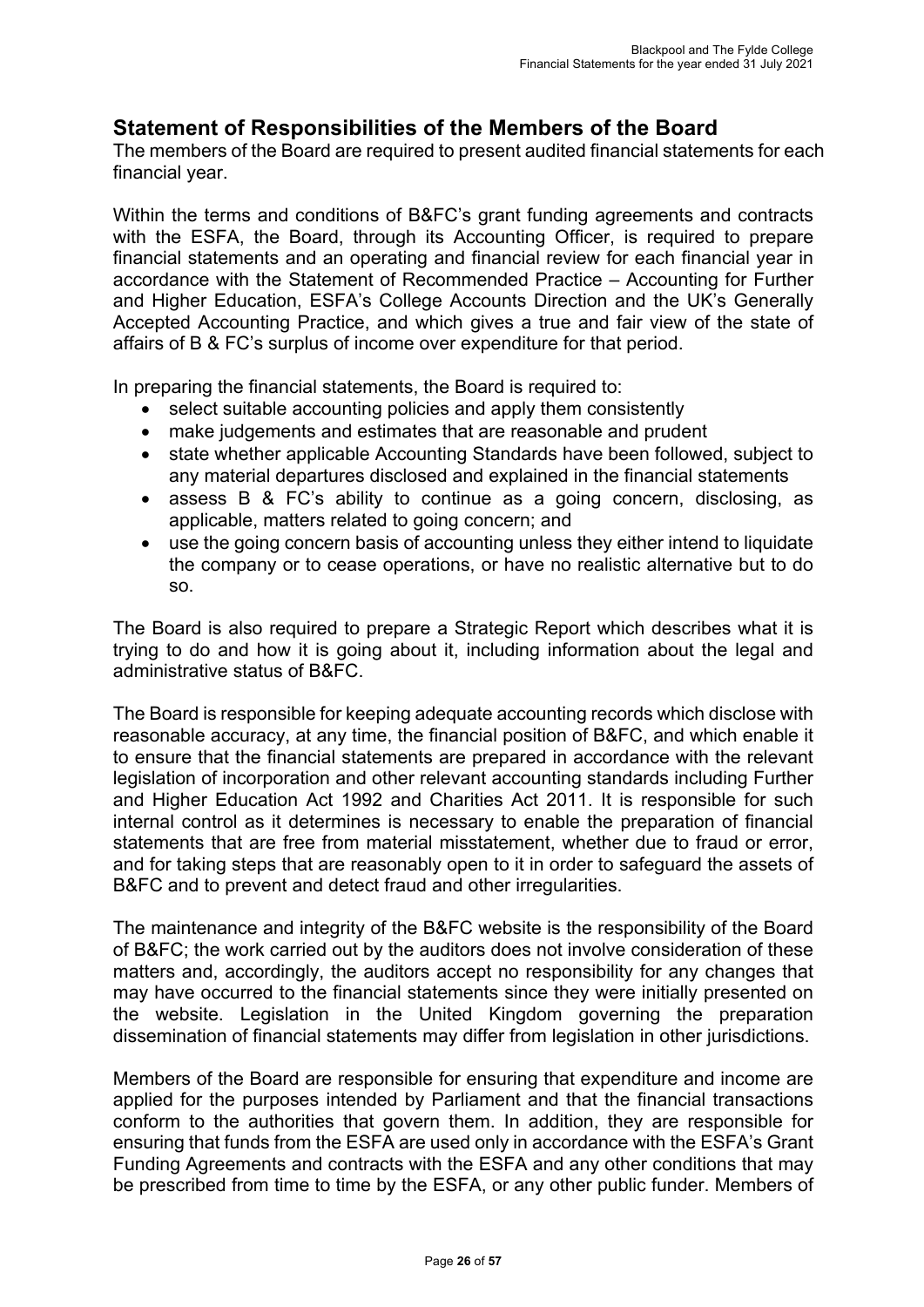## Statement of Responsibilities of the Members of the Board

The members of the Board are required to present audited financial statements for each financial year.

Within the terms and conditions of B&FC's grant funding agreements and contracts with the ESFA, the Board, through its Accounting Officer, is required to prepare financial statements and an operating and financial review for each financial year in accordance with the Statement of Recommended Practice – Accounting for Further and Higher Education, ESFA's College Accounts Direction and the UK's Generally Accepted Accounting Practice, and which gives a true and fair view of the state of affairs of B & FC's surplus of income over expenditure for that period.

In preparing the financial statements, the Board is required to:

- select suitable accounting policies and apply them consistently
- make judgements and estimates that are reasonable and prudent
- state whether applicable Accounting Standards have been followed, subject to any material departures disclosed and explained in the financial statements
- assess B & FC's ability to continue as a going concern, disclosing, as applicable, matters related to going concern; and
- use the going concern basis of accounting unless they either intend to liquidate the company or to cease operations, or have no realistic alternative but to do so.

The Board is also required to prepare a Strategic Report which describes what it is trying to do and how it is going about it, including information about the legal and administrative status of B&FC.

The Board is responsible for keeping adequate accounting records which disclose with reasonable accuracy, at any time, the financial position of B&FC, and which enable it to ensure that the financial statements are prepared in accordance with the relevant legislation of incorporation and other relevant accounting standards including Further and Higher Education Act 1992 and Charities Act 2011. It is responsible for such internal control as it determines is necessary to enable the preparation of financial statements that are free from material misstatement, whether due to fraud or error, and for taking steps that are reasonably open to it in order to safeguard the assets of B&FC and to prevent and detect fraud and other irregularities.

The maintenance and integrity of the B&FC website is the responsibility of the Board of B&FC; the work carried out by the auditors does not involve consideration of these matters and, accordingly, the auditors accept no responsibility for any changes that may have occurred to the financial statements since they were initially presented on the website. Legislation in the United Kingdom governing the preparation dissemination of financial statements may differ from legislation in other jurisdictions.

Members of the Board are responsible for ensuring that expenditure and income are applied for the purposes intended by Parliament and that the financial transactions conform to the authorities that govern them. In addition, they are responsible for ensuring that funds from the ESFA are used only in accordance with the ESFA's Grant Funding Agreements and contracts with the ESFA and any other conditions that may be prescribed from time to time by the ESFA, or any other public funder. Members of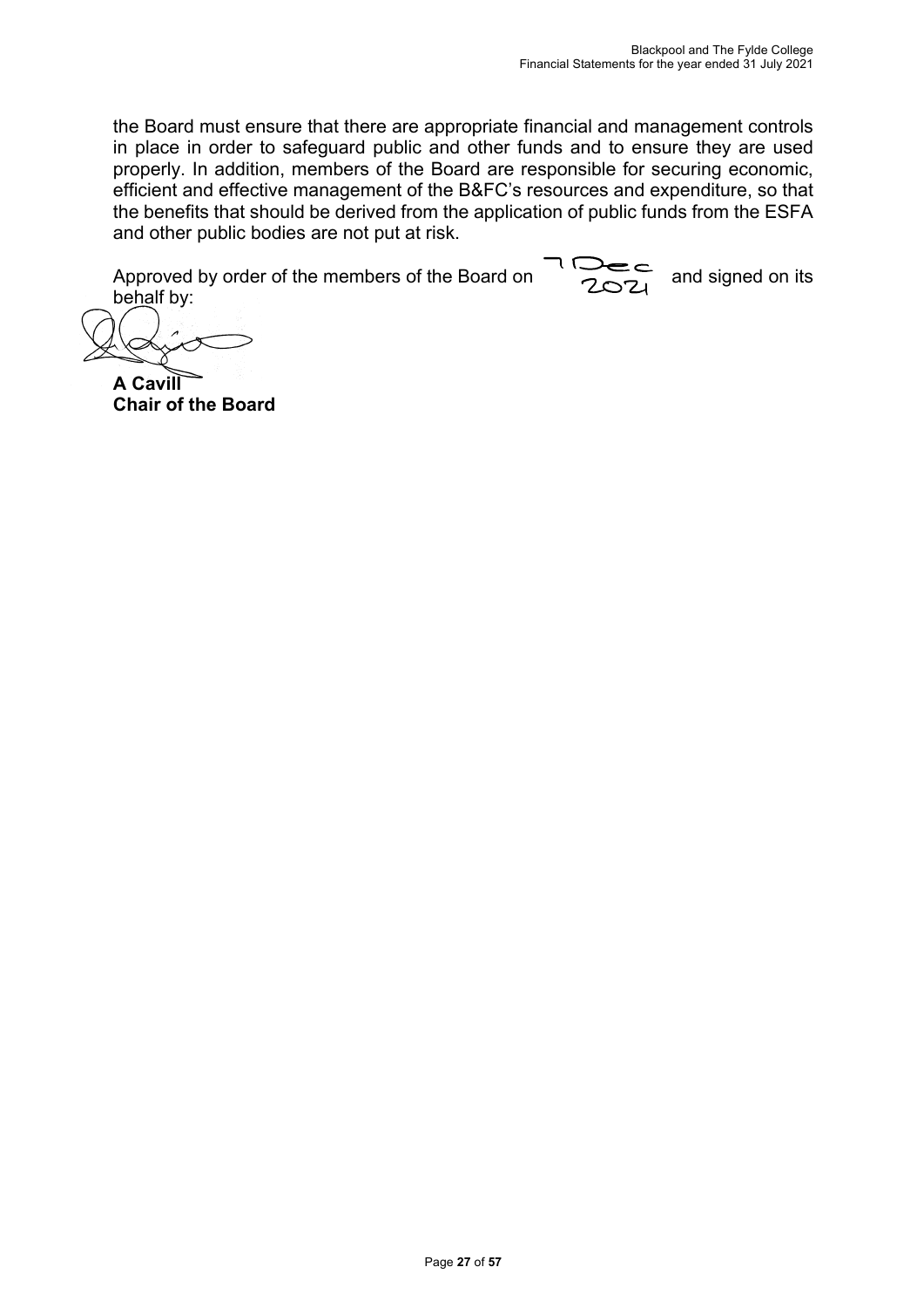the Board must ensure that there are appropriate financial and management controls in place in order to safeguard public and other funds and to ensure they are used properly. In addition, members of the Board are responsible for securing economic, efficient and effective management of the B&FC's resources and expenditure, so that the benefits that should be derived from the application of public funds from the ESFA and other public bodies are not put at risk.

Approved by order of the members of the Board on 7 Dec 2021 and signed on its behalf by:

**A Cavill**
**Chair of the Board**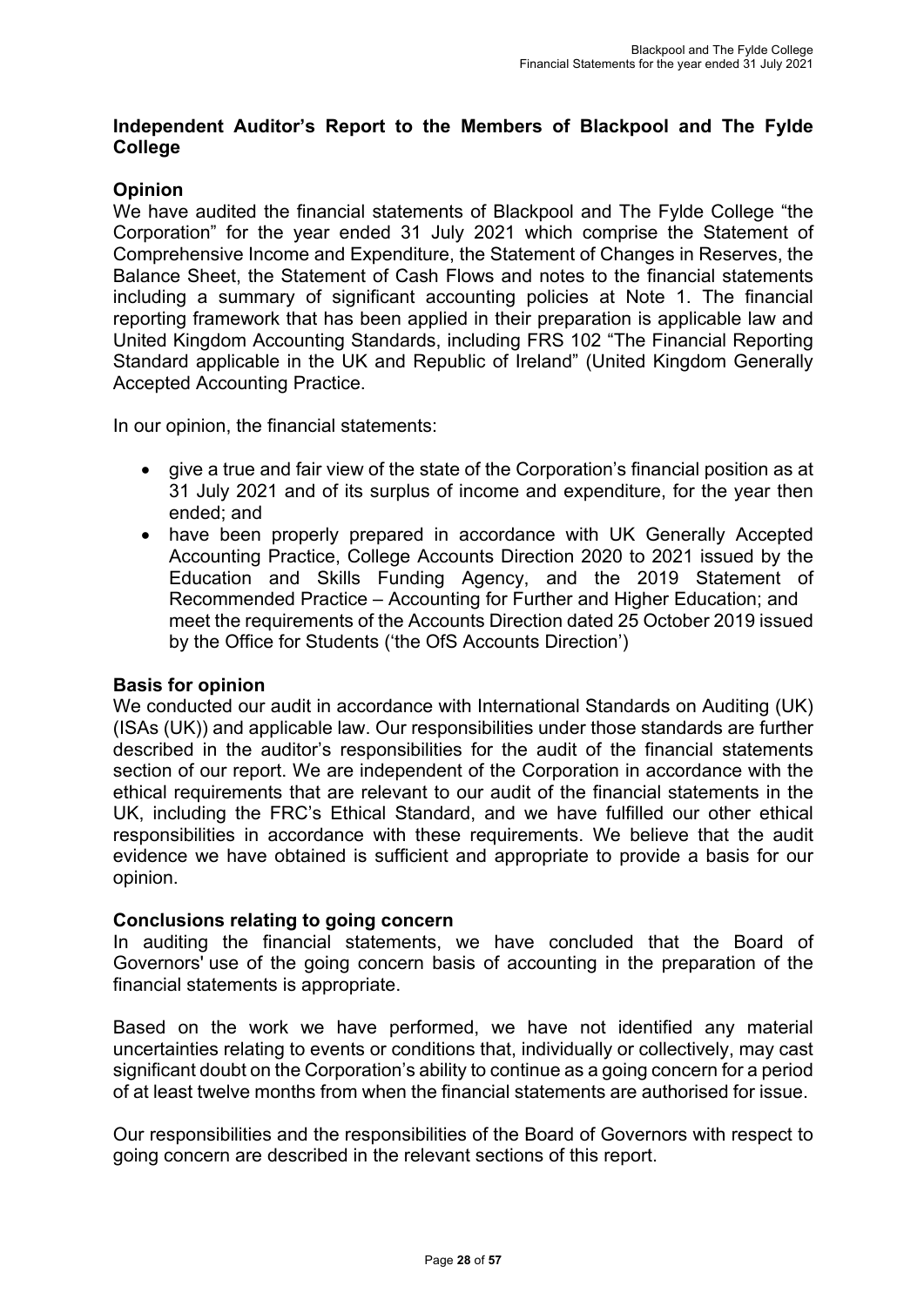## Independent Auditor's Report to the Members of Blackpool and The Fylde College

### Opinion

We have audited the financial statements of Blackpool and The Fylde College "the Corporation" for the year ended 31 July 2021 which comprise the Statement of Comprehensive Income and Expenditure, the Statement of Changes in Reserves, the Balance Sheet, the Statement of Cash Flows and notes to the financial statements including a summary of significant accounting policies at Note 1. The financial reporting framework that has been applied in their preparation is applicable law and United Kingdom Accounting Standards, including FRS 102 "The Financial Reporting Standard applicable in the UK and Republic of Ireland" (United Kingdom Generally Accepted Accounting Practice.

In our opinion, the financial statements:

- give a true and fair view of the state of the Corporation's financial position as at 31 July 2021 and of its surplus of income and expenditure, for the year then ended; and
- have been properly prepared in accordance with UK Generally Accepted Accounting Practice, College Accounts Direction 2020 to 2021 issued by the Education and Skills Funding Agency, and the 2019 Statement of Recommended Practice – Accounting for Further and Higher Education; and meet the requirements of the Accounts Direction dated 25 October 2019 issued by the Office for Students ('the OfS Accounts Direction')

### Basis for opinion

We conducted our audit in accordance with International Standards on Auditing (UK) (ISAs (UK)) and applicable law. Our responsibilities under those standards are further described in the auditor's responsibilities for the audit of the financial statements section of our report. We are independent of the Corporation in accordance with the ethical requirements that are relevant to our audit of the financial statements in the UK, including the FRC's Ethical Standard, and we have fulfilled our other ethical responsibilities in accordance with these requirements. We believe that the audit evidence we have obtained is sufficient and appropriate to provide a basis for our opinion.

### Conclusions relating to going concern

In auditing the financial statements, we have concluded that the Board of Governors' use of the going concern basis of accounting in the preparation of the financial statements is appropriate.

Based on the work we have performed, we have not identified any material uncertainties relating to events or conditions that, individually or collectively, may cast significant doubt on the Corporation's ability to continue as a going concern for a period of at least twelve months from when the financial statements are authorised for issue.

Our responsibilities and the responsibilities of the Board of Governors with respect to going concern are described in the relevant sections of this report.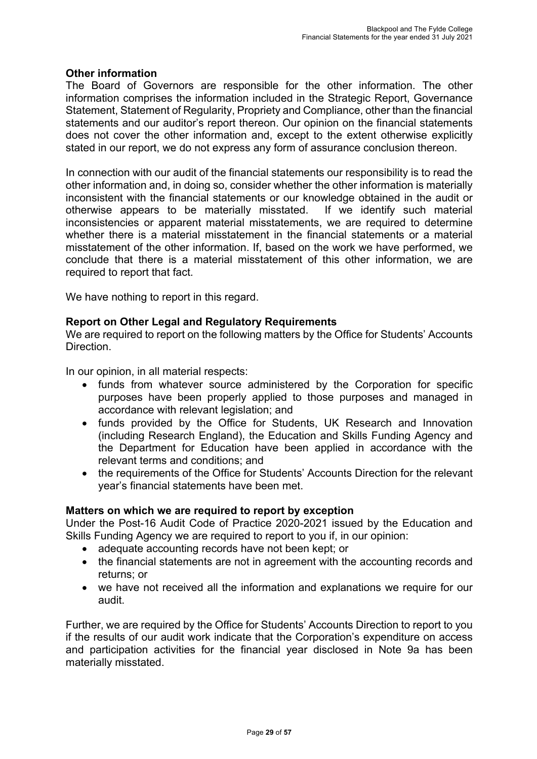### Other information

The Board of Governors are responsible for the other information. The other information comprises the information included in the Strategic Report, Governance Statement, Statement of Regularity, Propriety and Compliance, other than the financial statements and our auditor's report thereon. Our opinion on the financial statements does not cover the other information and, except to the extent otherwise explicitly stated in our report, we do not express any form of assurance conclusion thereon.

In connection with our audit of the financial statements our responsibility is to read the other information and, in doing so, consider whether the other information is materially inconsistent with the financial statements or our knowledge obtained in the audit or otherwise appears to be materially misstated. If we identify such material inconsistencies or apparent material misstatements, we are required to determine whether there is a material misstatement in the financial statements or a material misstatement of the other information. If, based on the work we have performed, we conclude that there is a material misstatement of this other information, we are required to report that fact.

We have nothing to report in this regard.

### Report on Other Legal and Regulatory Requirements

We are required to report on the following matters by the Office for Students' Accounts Direction.

In our opinion, in all material respects:

- funds from whatever source administered by the Corporation for specific purposes have been properly applied to those purposes and managed in accordance with relevant legislation; and
- funds provided by the Office for Students, UK Research and Innovation (including Research England), the Education and Skills Funding Agency and the Department for Education have been applied in accordance with the relevant terms and conditions; and
- the requirements of the Office for Students' Accounts Direction for the relevant year's financial statements have been met.

### Matters on which we are required to report by exception

Under the Post-16 Audit Code of Practice 2020-2021 issued by the Education and Skills Funding Agency we are required to report to you if, in our opinion:

- adequate accounting records have not been kept; or
- the financial statements are not in agreement with the accounting records and returns; or
- we have not received all the information and explanations we require for our audit.

Further, we are required by the Office for Students' Accounts Direction to report to you if the results of our audit work indicate that the Corporation's expenditure on access and participation activities for the financial year disclosed in Note 9a has been materially misstated.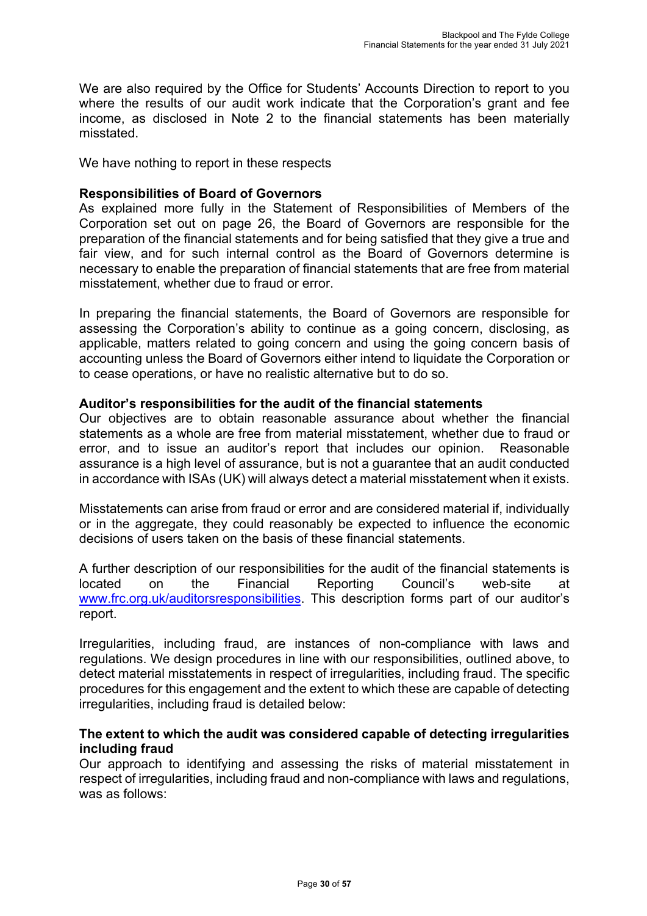We are also required by the Office for Students' Accounts Direction to report to you where the results of our audit work indicate that the Corporation's grant and fee income, as disclosed in Note 2 to the financial statements has been materially misstated.

We have nothing to report in these respects

**Responsibilities of Board of Governors**

As explained more fully in the Statement of Responsibilities of Members of the Corporation set out on page 26, the Board of Governors are responsible for the preparation of the financial statements and for being satisfied that they give a true and fair view, and for such internal control as the Board of Governors determine is necessary to enable the preparation of financial statements that are free from material misstatement, whether due to fraud or error.

In preparing the financial statements, the Board of Governors are responsible for assessing the Corporation's ability to continue as a going concern, disclosing, as applicable, matters related to going concern and using the going concern basis of accounting unless the Board of Governors either intend to liquidate the Corporation or to cease operations, or have no realistic alternative but to do so.

**Auditor's responsibilities for the audit of the financial statements**

Our objectives are to obtain reasonable assurance about whether the financial statements as a whole are free from material misstatement, whether due to fraud or error, and to issue an auditor's report that includes our opinion. Reasonable assurance is a high level of assurance, but is not a guarantee that an audit conducted in accordance with ISAs (UK) will always detect a material misstatement when it exists.

Misstatements can arise from fraud or error and are considered material if, individually or in the aggregate, they could reasonably be expected to influence the economic decisions of users taken on the basis of these financial statements.

A further description of our responsibilities for the audit of the financial statements is located on the Financial Reporting Council's web-site at www.frc.org.uk/auditorsresponsibilities. This description forms part of our auditor's report.

Irregularities, including fraud, are instances of non-compliance with laws and regulations. We design procedures in line with our responsibilities, outlined above, to detect material misstatements in respect of irregularities, including fraud. The specific procedures for this engagement and the extent to which these are capable of detecting irregularities, including fraud is detailed below:

**The extent to which the audit was considered capable of detecting irregularities including fraud**

Our approach to identifying and assessing the risks of material misstatement in respect of irregularities, including fraud and non-compliance with laws and regulations, was as follows: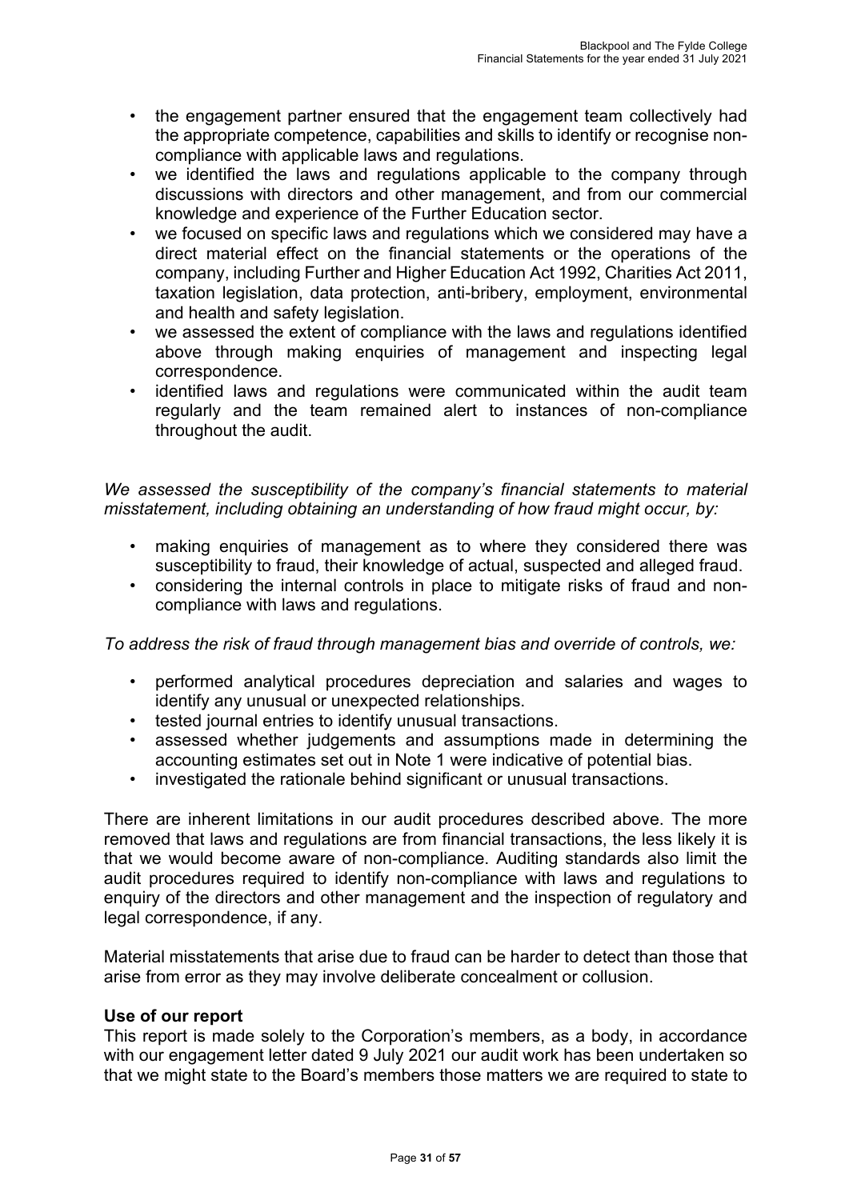- the engagement partner ensured that the engagement team collectively had the appropriate competence, capabilities and skills to identify or recognise non-compliance with applicable laws and regulations.
- we identified the laws and regulations applicable to the company through discussions with directors and other management, and from our commercial knowledge and experience of the Further Education sector.
- we focused on specific laws and regulations which we considered may have a direct material effect on the financial statements or the operations of the company, including Further and Higher Education Act 1992, Charities Act 2011, taxation legislation, data protection, anti-bribery, employment, environmental and health and safety legislation.
- we assessed the extent of compliance with the laws and regulations identified above through making enquiries of management and inspecting legal correspondence.
- identified laws and regulations were communicated within the audit team regularly and the team remained alert to instances of non-compliance throughout the audit.

*We assessed the susceptibility of the company's financial statements to material misstatement, including obtaining an understanding of how fraud might occur, by:*

- making enquiries of management as to where they considered there was susceptibility to fraud, their knowledge of actual, suspected and alleged fraud.
- considering the internal controls in place to mitigate risks of fraud and non-compliance with laws and regulations.

*To address the risk of fraud through management bias and override of controls, we:*

- performed analytical procedures depreciation and salaries and wages to identify any unusual or unexpected relationships.
- tested journal entries to identify unusual transactions.
- assessed whether judgements and assumptions made in determining the accounting estimates set out in Note 1 were indicative of potential bias.
- investigated the rationale behind significant or unusual transactions.

There are inherent limitations in our audit procedures described above. The more removed that laws and regulations are from financial transactions, the less likely it is that we would become aware of non-compliance. Auditing standards also limit the audit procedures required to identify non-compliance with laws and regulations to enquiry of the directors and other management and the inspection of regulatory and legal correspondence, if any.

Material misstatements that arise due to fraud can be harder to detect than those that arise from error as they may involve deliberate concealment or collusion.

**Use of our report**

This report is made solely to the Corporation's members, as a body, in accordance with our engagement letter dated 9 July 2021 our audit work has been undertaken so that we might state to the Board's members those matters we are required to state to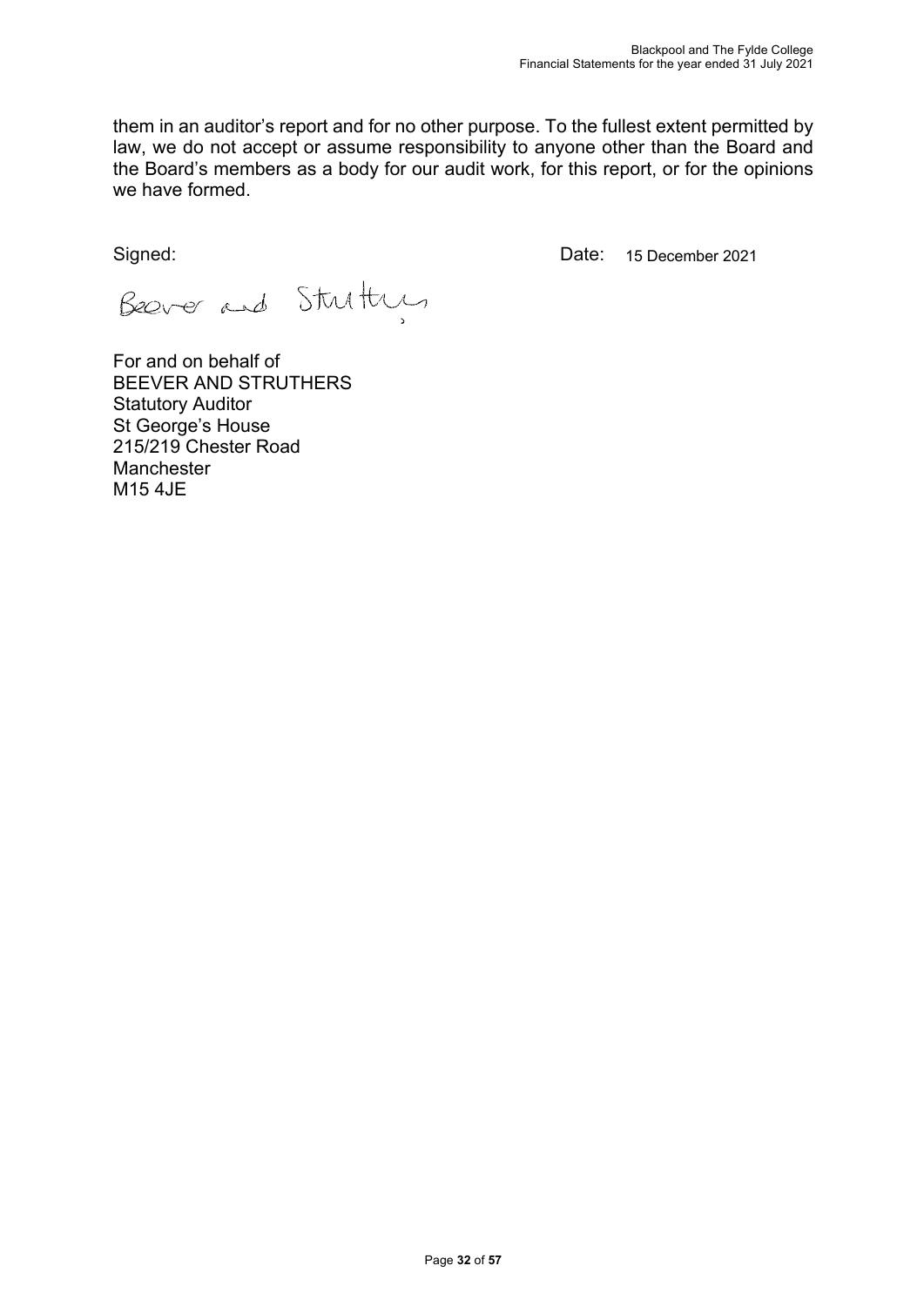them in an auditor's report and for no other purpose. To the fullest extent permitted by law, we do not accept or assume responsibility to anyone other than the Board and the Board's members as a body for our audit work, for this report, or for the opinions we have formed.

Signed: Date: 15 December 2021

Beever and Struthers

For and on behalf of
BEEVER AND STRUTHERS
Statutory Auditor
St George's House
215/219 Chester Road
Manchester
M15 4JE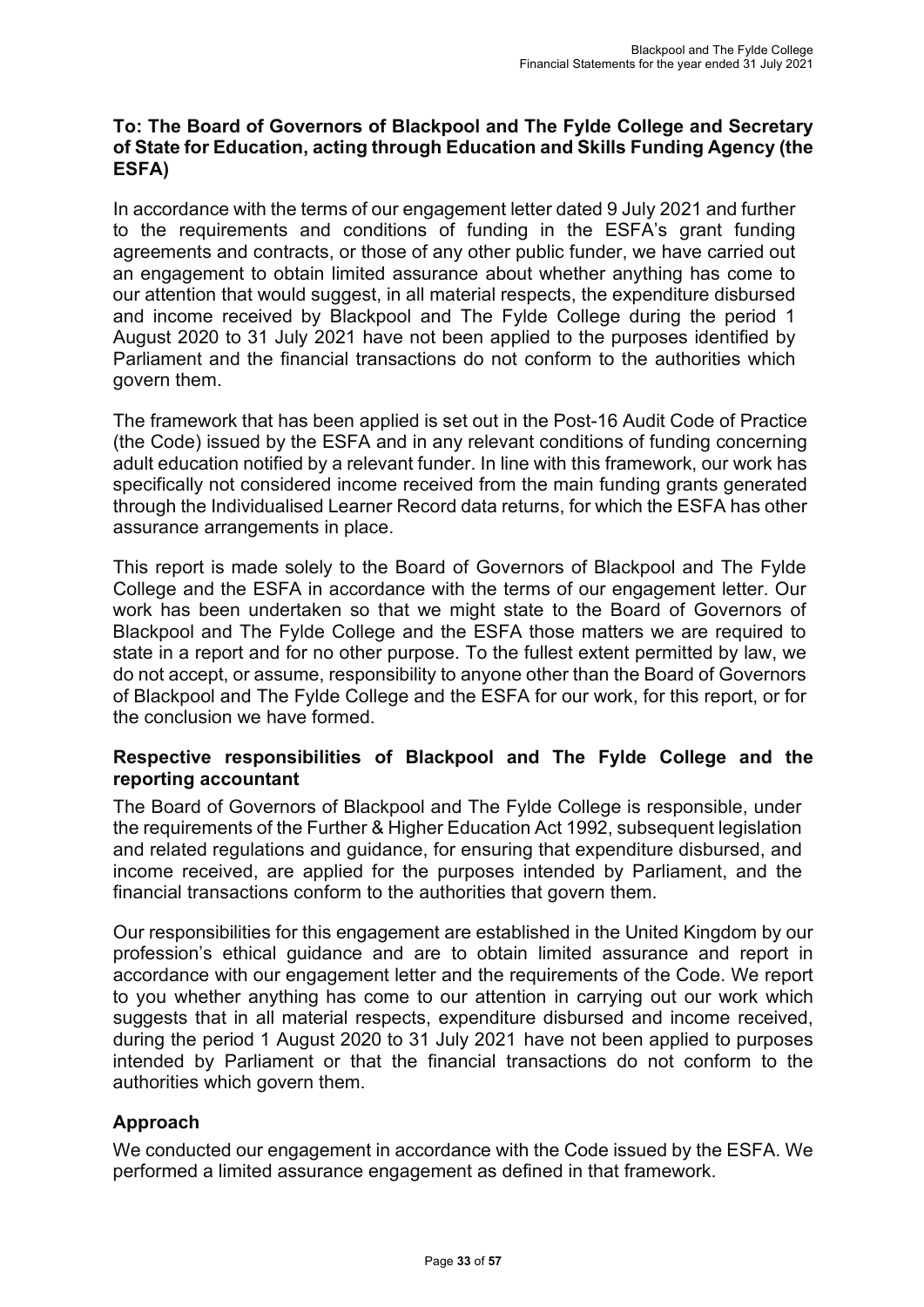## To: The Board of Governors of Blackpool and The Fylde College and Secretary of State for Education, acting through Education and Skills Funding Agency (the ESFA)

In accordance with the terms of our engagement letter dated 9 July 2021 and further to the requirements and conditions of funding in the ESFA's grant funding agreements and contracts, or those of any other public funder, we have carried out an engagement to obtain limited assurance about whether anything has come to our attention that would suggest, in all material respects, the expenditure disbursed and income received by Blackpool and The Fylde College during the period 1 August 2020 to 31 July 2021 have not been applied to the purposes identified by Parliament and the financial transactions do not conform to the authorities which govern them.

The framework that has been applied is set out in the Post-16 Audit Code of Practice (the Code) issued by the ESFA and in any relevant conditions of funding concerning adult education notified by a relevant funder. In line with this framework, our work has specifically not considered income received from the main funding grants generated through the Individualised Learner Record data returns, for which the ESFA has other assurance arrangements in place.

This report is made solely to the Board of Governors of Blackpool and The Fylde College and the ESFA in accordance with the terms of our engagement letter. Our work has been undertaken so that we might state to the Board of Governors of Blackpool and The Fylde College and the ESFA those matters we are required to state in a report and for no other purpose. To the fullest extent permitted by law, we do not accept, or assume, responsibility to anyone other than the Board of Governors of Blackpool and The Fylde College and the ESFA for our work, for this report, or for the conclusion we have formed.

### Respective responsibilities of Blackpool and The Fylde College and the reporting accountant

The Board of Governors of Blackpool and The Fylde College is responsible, under the requirements of the Further & Higher Education Act 1992, subsequent legislation and related regulations and guidance, for ensuring that expenditure disbursed, and income received, are applied for the purposes intended by Parliament, and the financial transactions conform to the authorities that govern them.

Our responsibilities for this engagement are established in the United Kingdom by our profession's ethical guidance and are to obtain limited assurance and report in accordance with our engagement letter and the requirements of the Code. We report to you whether anything has come to our attention in carrying out our work which suggests that in all material respects, expenditure disbursed and income received, during the period 1 August 2020 to 31 July 2021 have not been applied to purposes intended by Parliament or that the financial transactions do not conform to the authorities which govern them.

### Approach

We conducted our engagement in accordance with the Code issued by the ESFA. We performed a limited assurance engagement as defined in that framework.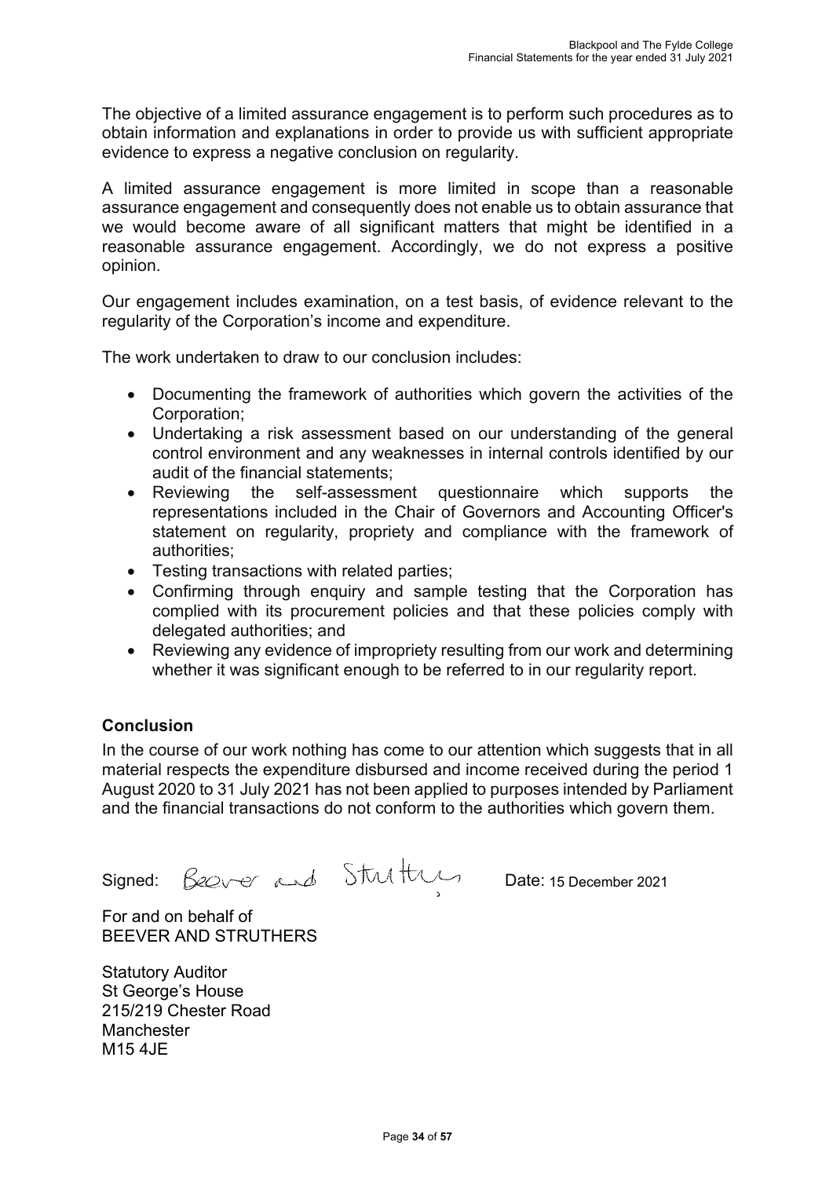The objective of a limited assurance engagement is to perform such procedures as to obtain information and explanations in order to provide us with sufficient appropriate evidence to express a negative conclusion on regularity.

A limited assurance engagement is more limited in scope than a reasonable assurance engagement and consequently does not enable us to obtain assurance that we would become aware of all significant matters that might be identified in a reasonable assurance engagement. Accordingly, we do not express a positive opinion.

Our engagement includes examination, on a test basis, of evidence relevant to the regularity of the Corporation's income and expenditure.

The work undertaken to draw to our conclusion includes:

- Documenting the framework of authorities which govern the activities of the Corporation;
- Undertaking a risk assessment based on our understanding of the general control environment and any weaknesses in internal controls identified by our audit of the financial statements;
- Reviewing the self-assessment questionnaire which supports the representations included in the Chair of Governors and Accounting Officer's statement on regularity, propriety and compliance with the framework of authorities;
- Testing transactions with related parties;
- Confirming through enquiry and sample testing that the Corporation has complied with its procurement policies and that these policies comply with delegated authorities; and
- Reviewing any evidence of impropriety resulting from our work and determining whether it was significant enough to be referred to in our regularity report.

## Conclusion

In the course of our work nothing has come to our attention which suggests that in all material respects the expenditure disbursed and income received during the period 1 August 2020 to 31 July 2021 has not been applied to purposes intended by Parliament and the financial transactions do not conform to the authorities which govern them.

Signed: Beever and Struthers Date: 15 December 2021

For and on behalf of
BEEVER AND STRUTHERS

Statutory Auditor
St George's House
215/219 Chester Road
Manchester
M15 4JE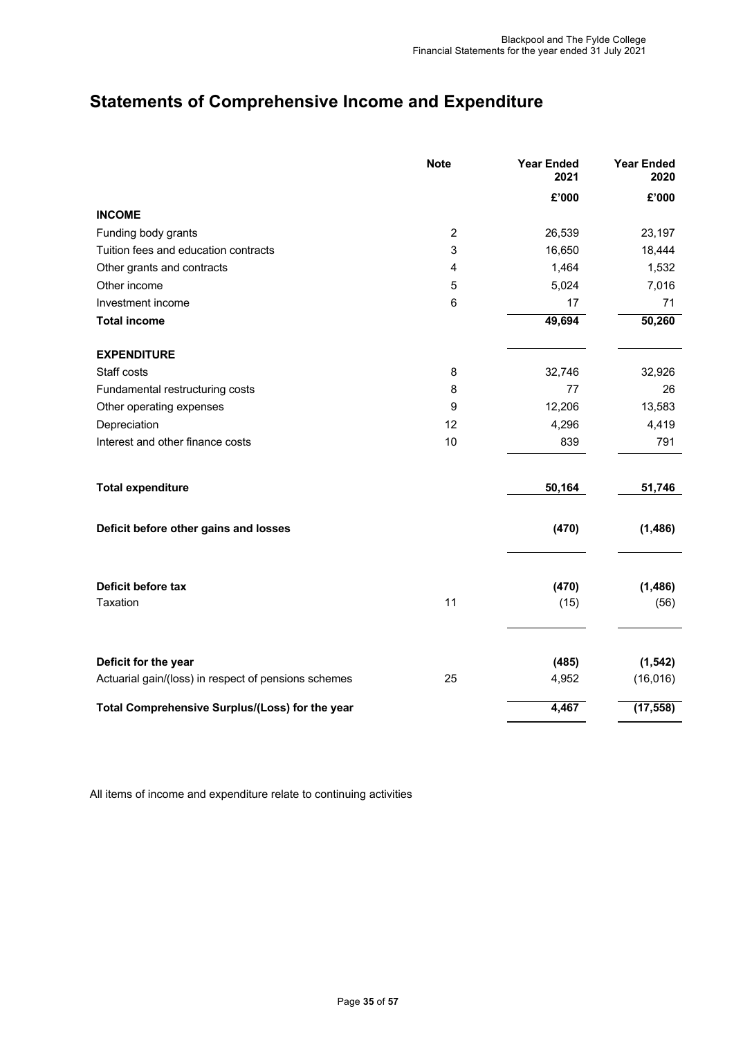# Statements of Comprehensive Income and Expenditure

| | Note | Year Ended 2021 | Year Ended 2020 |
|---|---|---|---|
| | | £'000 | £'000 |
| **INCOME** | | | |
| Funding body grants | 2 | 26,539 | 23,197 |
| Tuition fees and education contracts | 3 | 16,650 | 18,444 |
| Other grants and contracts | 4 | 1,464 | 1,532 |
| Other income | 5 | 5,024 | 7,016 |
| Investment income | 6 | 17 | 71 |
| **Total income** | | **49,694** | **50,260** |
| **EXPENDITURE** | | | |
| Staff costs | 8 | 32,746 | 32,926 |
| Fundamental restructuring costs | 8 | 77 | 26 |
| Other operating expenses | 9 | 12,206 | 13,583 |
| Depreciation | 12 | 4,296 | 4,419 |
| Interest and other finance costs | 10 | 839 | 791 |
| **Total expenditure** | | **50,164** | **51,746** |
| **Deficit before other gains and losses** | | **(470)** | **(1,486)** |
| **Deficit before tax** | | **(470)** | **(1,486)** |
| Taxation | 11 | (15) | (56) |
| **Deficit for the year** | | **(485)** | **(1,542)** |
| Actuarial gain/(loss) in respect of pensions schemes | 25 | 4,952 | (16,016) |
| **Total Comprehensive Surplus/(Loss) for the year** | | **4,467** | **(17,558)** |

All items of income and expenditure relate to continuing activities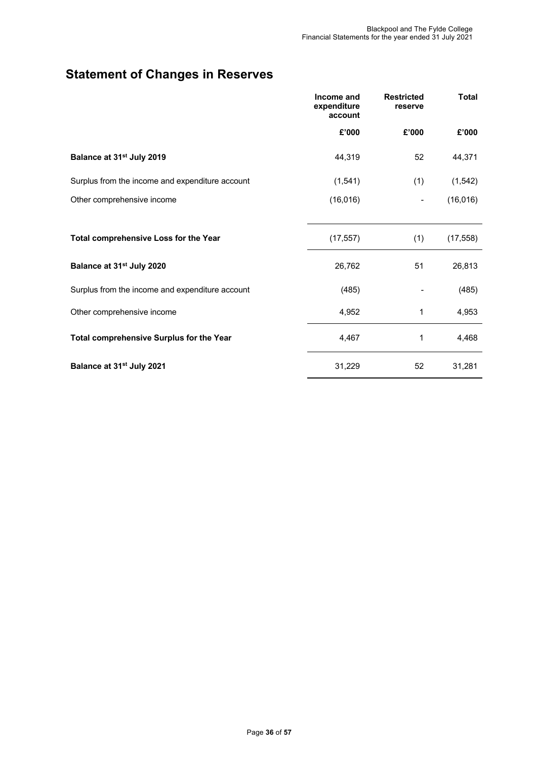# Statement of Changes in Reserves

| | Income and expenditure account | Restricted reserve | Total |
|---|---|---|---|
| | £'000 | £'000 | £'000 |
| **Balance at 31st July 2019** | 44,319 | 52 | 44,371 |
| Surplus from the income and expenditure account | (1,541) | (1) | (1,542) |
| Other comprehensive income | (16,016) | - | (16,016) |
| **Total comprehensive Loss for the Year** | (17,557) | (1) | (17,558) |
| **Balance at 31st July 2020** | 26,762 | 51 | 26,813 |
| Surplus from the income and expenditure account | (485) | - | (485) |
| Other comprehensive income | 4,952 | 1 | 4,953 |
| **Total comprehensive Surplus for the Year** | 4,467 | 1 | 4,468 |
| **Balance at 31st July 2021** | 31,229 | 52 | 31,281 |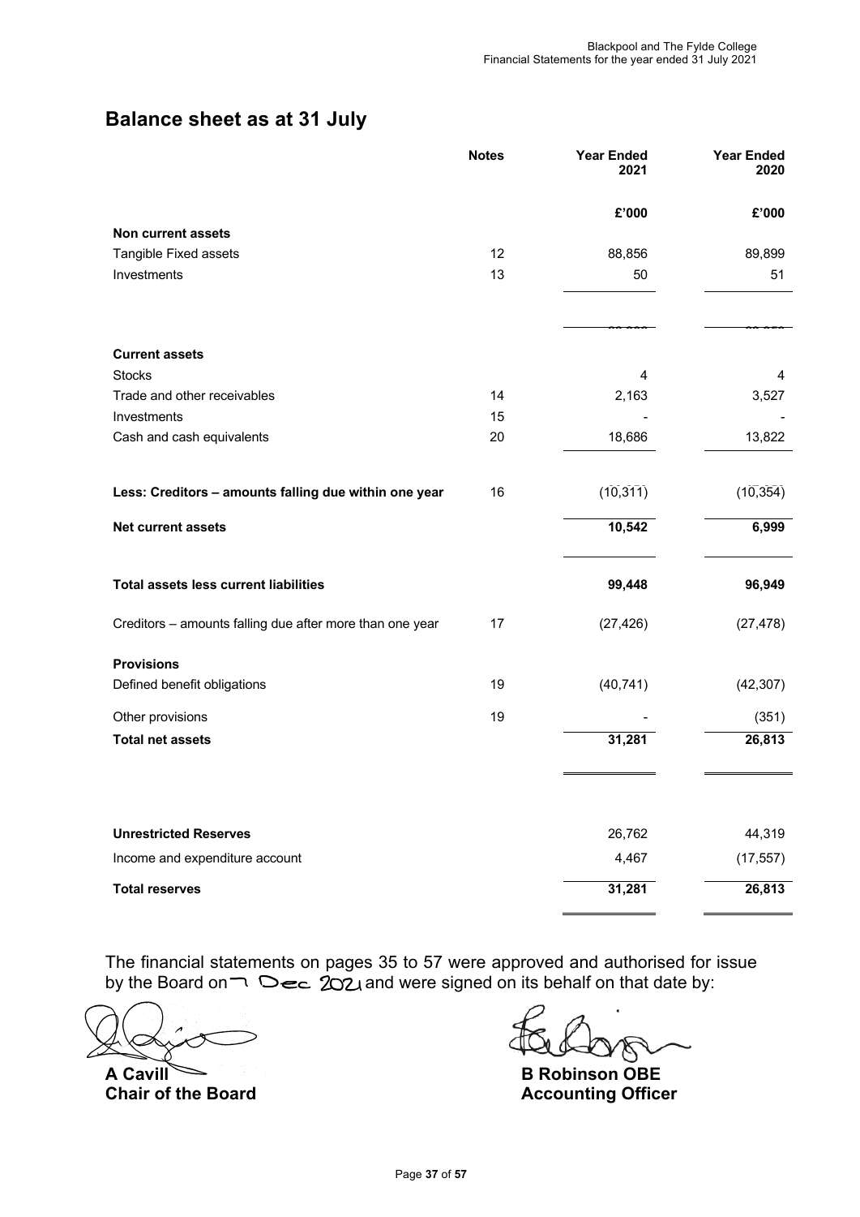## Balance sheet as at 31 July

| | Notes | Year Ended 2021 | Year Ended 2020 |
|---|---|---|---|
| | | £'000 | £'000 |
| **Non current assets** | | | |
| Tangible Fixed assets | 12 | 88,856 | 89,899 |
| Investments | 13 | 50 | 51 |
| | | | |
| **Current assets** | | | |
| Stocks | | 4 | 4 |
| Trade and other receivables | 14 | 2,163 | 3,527 |
| Investments | 15 | - | - |
| Cash and cash equivalents | 20 | 18,686 | 13,822 |
| **Less: Creditors – amounts falling due within one year** | 16 | (10,311) | (10,354) |
| **Net current assets** | | **10,542** | **6,999** |
| **Total assets less current liabilities** | | **99,448** | **96,949** |
| Creditors – amounts falling due after more than one year | 17 | (27,426) | (27,478) |
| **Provisions** | | | |
| Defined benefit obligations | 19 | (40,741) | (42,307) |
| Other provisions | 19 | - | (351) |
| **Total net assets** | | **31,281** | **26,813** |
| | | | |
| **Unrestricted Reserves** | | 26,762 | 44,319 |
| Income and expenditure account | | 4,467 | (17,557) |
| **Total reserves** | | **31,281** | **26,813** |

The financial statements on pages 35 to 57 were approved and authorised for issue by the Board on 7 Dec 2021 and were signed on its behalf on that date by:

**A Cavill**
**Chair of the Board**

**B Robinson OBE**
**Accounting Officer**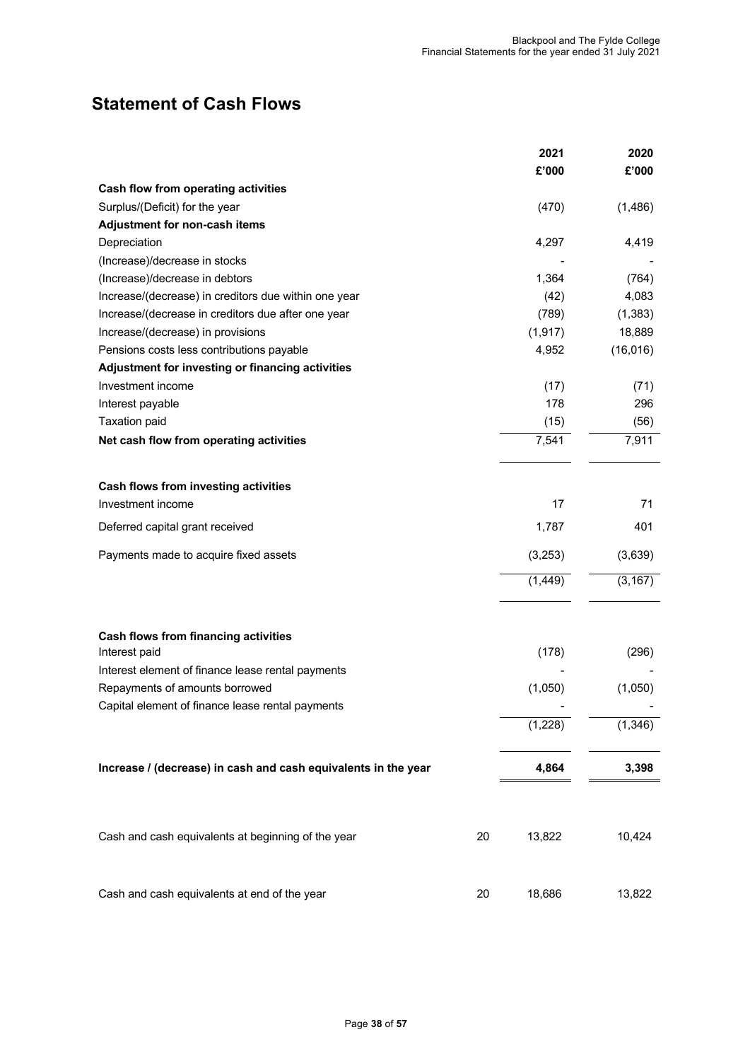# Statement of Cash Flows

| | Note | 2021 £'000 | 2020 £'000 |
|---|---|---|---|
| **Cash flow from operating activities** | | | |
| Surplus/(Deficit) for the year | | (470) | (1,486) |
| **Adjustment for non-cash items** | | | |
| Depreciation | | 4,297 | 4,419 |
| (Increase)/decrease in stocks | | - | - |
| (Increase)/decrease in debtors | | 1,364 | (764) |
| Increase/(decrease) in creditors due within one year | | (42) | 4,083 |
| Increase/(decrease in creditors due after one year | | (789) | (1,383) |
| Increase/(decrease) in provisions | | (1,917) | 18,889 |
| Pensions costs less contributions payable | | 4,952 | (16,016) |
| **Adjustment for investing or financing activities** | | | |
| Investment income | | (17) | (71) |
| Interest payable | | 178 | 296 |
| Taxation paid | | (15) | (56) |
| **Net cash flow from operating activities** | | 7,541 | 7,911 |
| | | | |
| **Cash flows from investing activities** | | | |
| Investment income | | 17 | 71 |
| Deferred capital grant received | | 1,787 | 401 |
| Payments made to acquire fixed assets | | (3,253) | (3,639) |
| | | (1,449) | (3,167) |
| | | | |
| **Cash flows from financing activities** | | | |
| Interest paid | | (178) | (296) |
| Interest element of finance lease rental payments | | - | - |
| Repayments of amounts borrowed | | (1,050) | (1,050) |
| Capital element of finance lease rental payments | | - | - |
| | | (1,228) | (1,346) |
| | | | |
| **Increase / (decrease) in cash and cash equivalents in the year** | | **4,864** | **3,398** |
| | | | |
| Cash and cash equivalents at beginning of the year | 20 | 13,822 | 10,424 |
| | | | |
| Cash and cash equivalents at end of the year | 20 | 18,686 | 13,822 |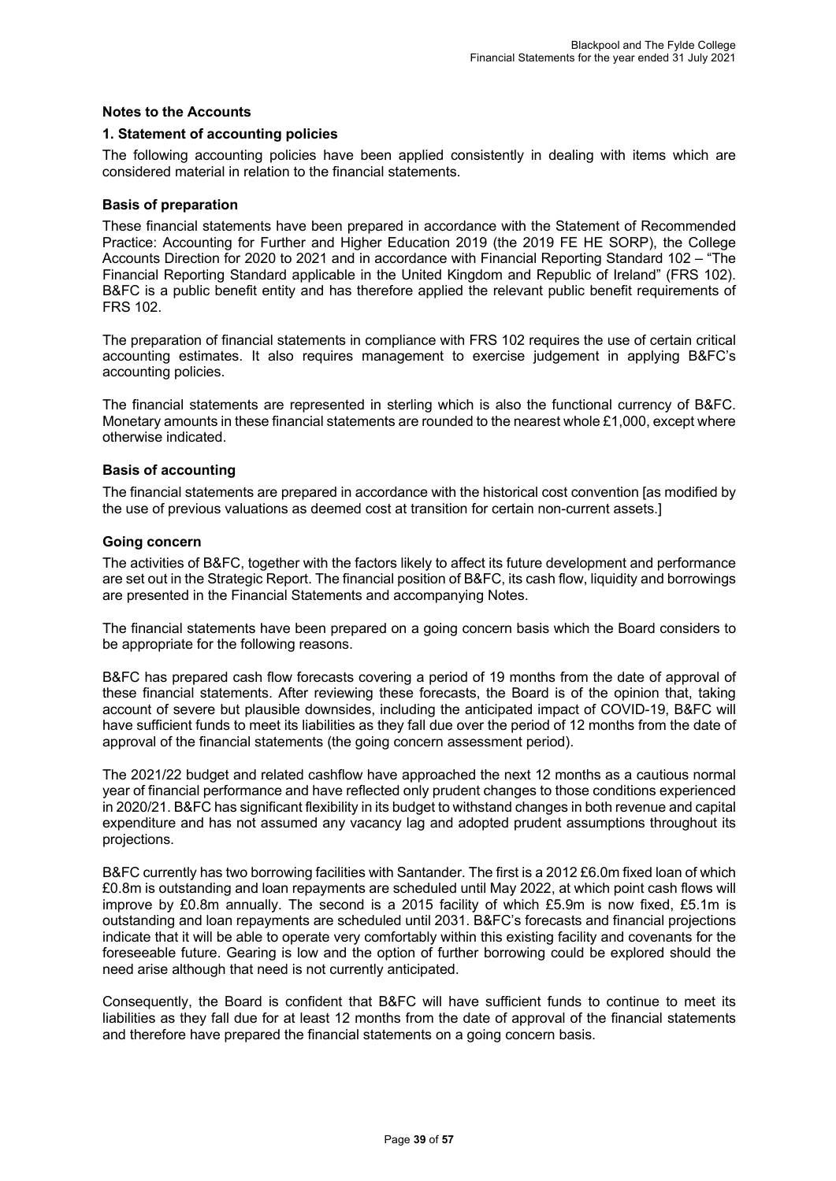## Notes to the Accounts

### 1. Statement of accounting policies

The following accounting policies have been applied consistently in dealing with items which are considered material in relation to the financial statements.

#### Basis of preparation

These financial statements have been prepared in accordance with the Statement of Recommended Practice: Accounting for Further and Higher Education 2019 (the 2019 FE HE SORP), the College Accounts Direction for 2020 to 2021 and in accordance with Financial Reporting Standard 102 – "The Financial Reporting Standard applicable in the United Kingdom and Republic of Ireland" (FRS 102). B&FC is a public benefit entity and has therefore applied the relevant public benefit requirements of FRS 102.

The preparation of financial statements in compliance with FRS 102 requires the use of certain critical accounting estimates. It also requires management to exercise judgement in applying B&FC's accounting policies.

The financial statements are represented in sterling which is also the functional currency of B&FC. Monetary amounts in these financial statements are rounded to the nearest whole £1,000, except where otherwise indicated.

#### Basis of accounting

The financial statements are prepared in accordance with the historical cost convention [as modified by the use of previous valuations as deemed cost at transition for certain non-current assets.]

#### Going concern

The activities of B&FC, together with the factors likely to affect its future development and performance are set out in the Strategic Report. The financial position of B&FC, its cash flow, liquidity and borrowings are presented in the Financial Statements and accompanying Notes.

The financial statements have been prepared on a going concern basis which the Board considers to be appropriate for the following reasons.

B&FC has prepared cash flow forecasts covering a period of 19 months from the date of approval of these financial statements. After reviewing these forecasts, the Board is of the opinion that, taking account of severe but plausible downsides, including the anticipated impact of COVID-19, B&FC will have sufficient funds to meet its liabilities as they fall due over the period of 12 months from the date of approval of the financial statements (the going concern assessment period).

The 2021/22 budget and related cashflow have approached the next 12 months as a cautious normal year of financial performance and have reflected only prudent changes to those conditions experienced in 2020/21. B&FC has significant flexibility in its budget to withstand changes in both revenue and capital expenditure and has not assumed any vacancy lag and adopted prudent assumptions throughout its projections.

B&FC currently has two borrowing facilities with Santander. The first is a 2012 £6.0m fixed loan of which £0.8m is outstanding and loan repayments are scheduled until May 2022, at which point cash flows will improve by £0.8m annually. The second is a 2015 facility of which £5.9m is now fixed, £5.1m is outstanding and loan repayments are scheduled until 2031. B&FC's forecasts and financial projections indicate that it will be able to operate very comfortably within this existing facility and covenants for the foreseeable future. Gearing is low and the option of further borrowing could be explored should the need arise although that need is not currently anticipated.

Consequently, the Board is confident that B&FC will have sufficient funds to continue to meet its liabilities as they fall due for at least 12 months from the date of approval of the financial statements and therefore have prepared the financial statements on a going concern basis.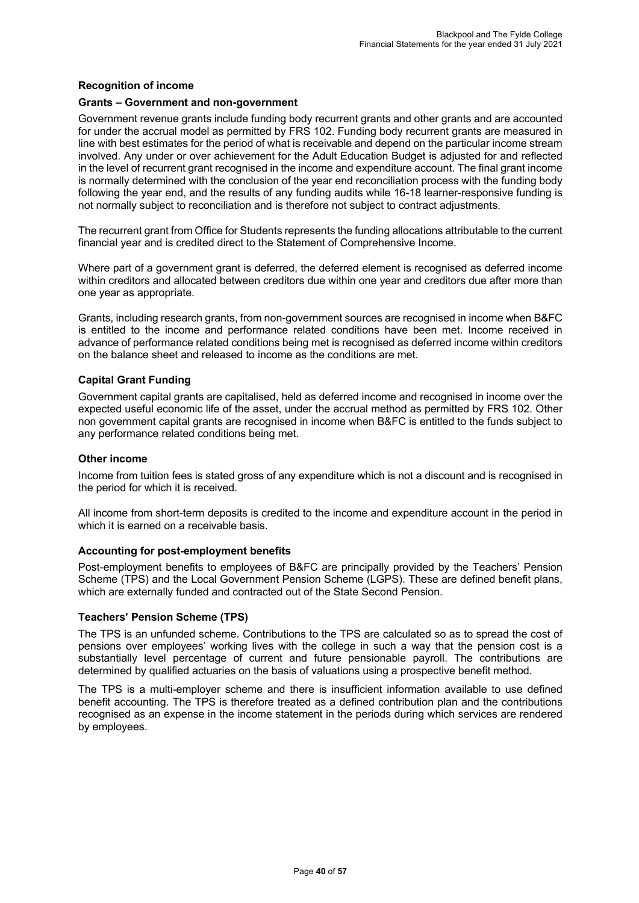### Recognition of income

#### Grants – Government and non-government

Government revenue grants include funding body recurrent grants and other grants and are accounted for under the accrual model as permitted by FRS 102. Funding body recurrent grants are measured in line with best estimates for the period of what is receivable and depend on the particular income stream involved. Any under or over achievement for the Adult Education Budget is adjusted for and reflected in the level of recurrent grant recognised in the income and expenditure account. The final grant income is normally determined with the conclusion of the year end reconciliation process with the funding body following the year end, and the results of any funding audits while 16-18 learner-responsive funding is not normally subject to reconciliation and is therefore not subject to contract adjustments.

The recurrent grant from Office for Students represents the funding allocations attributable to the current financial year and is credited direct to the Statement of Comprehensive Income.

Where part of a government grant is deferred, the deferred element is recognised as deferred income within creditors and allocated between creditors due within one year and creditors due after more than one year as appropriate.

Grants, including research grants, from non-government sources are recognised in income when B&FC is entitled to the income and performance related conditions have been met. Income received in advance of performance related conditions being met is recognised as deferred income within creditors on the balance sheet and released to income as the conditions are met.

### Capital Grant Funding

Government capital grants are capitalised, held as deferred income and recognised in income over the expected useful economic life of the asset, under the accrual method as permitted by FRS 102. Other non government capital grants are recognised in income when B&FC is entitled to the funds subject to any performance related conditions being met.

### Other income

Income from tuition fees is stated gross of any expenditure which is not a discount and is recognised in the period for which it is received.

All income from short-term deposits is credited to the income and expenditure account in the period in which it is earned on a receivable basis.

### Accounting for post-employment benefits

Post-employment benefits to employees of B&FC are principally provided by the Teachers' Pension Scheme (TPS) and the Local Government Pension Scheme (LGPS). These are defined benefit plans, which are externally funded and contracted out of the State Second Pension.

### Teachers' Pension Scheme (TPS)

The TPS is an unfunded scheme. Contributions to the TPS are calculated so as to spread the cost of pensions over employees' working lives with the college in such a way that the pension cost is a substantially level percentage of current and future pensionable payroll. The contributions are determined by qualified actuaries on the basis of valuations using a prospective benefit method.

The TPS is a multi-employer scheme and there is insufficient information available to use defined benefit accounting. The TPS is therefore treated as a defined contribution plan and the contributions recognised as an expense in the income statement in the periods during which services are rendered by employees.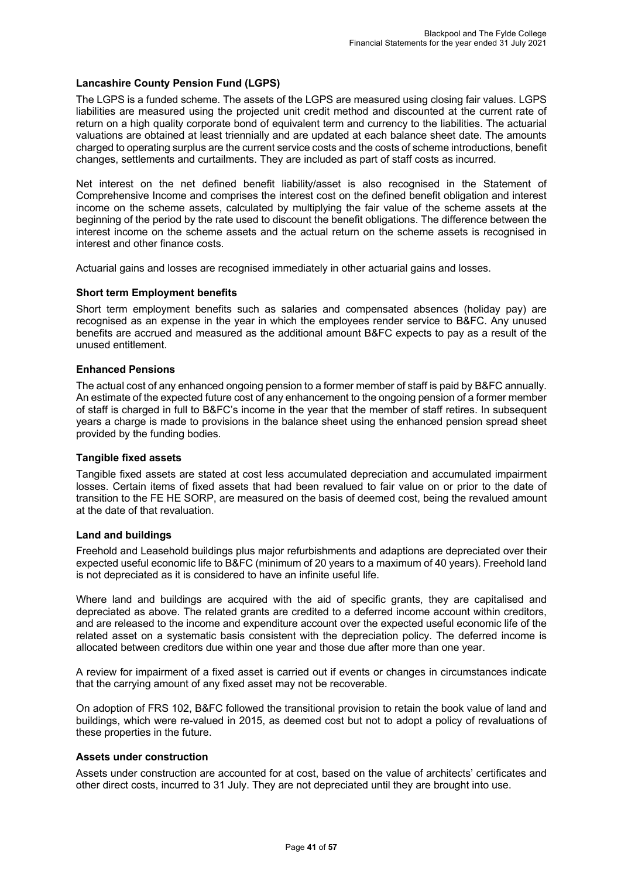### Lancashire County Pension Fund (LGPS)

The LGPS is a funded scheme. The assets of the LGPS are measured using closing fair values. LGPS liabilities are measured using the projected unit credit method and discounted at the current rate of return on a high quality corporate bond of equivalent term and currency to the liabilities. The actuarial valuations are obtained at least triennially and are updated at each balance sheet date. The amounts charged to operating surplus are the current service costs and the costs of scheme introductions, benefit changes, settlements and curtailments. They are included as part of staff costs as incurred.

Net interest on the net defined benefit liability/asset is also recognised in the Statement of Comprehensive Income and comprises the interest cost on the defined benefit obligation and interest income on the scheme assets, calculated by multiplying the fair value of the scheme assets at the beginning of the period by the rate used to discount the benefit obligations. The difference between the interest income on the scheme assets and the actual return on the scheme assets is recognised in interest and other finance costs.

Actuarial gains and losses are recognised immediately in other actuarial gains and losses.

### Short term Employment benefits

Short term employment benefits such as salaries and compensated absences (holiday pay) are recognised as an expense in the year in which the employees render service to B&FC. Any unused benefits are accrued and measured as the additional amount B&FC expects to pay as a result of the unused entitlement.

### Enhanced Pensions

The actual cost of any enhanced ongoing pension to a former member of staff is paid by B&FC annually. An estimate of the expected future cost of any enhancement to the ongoing pension of a former member of staff is charged in full to B&FC's income in the year that the member of staff retires. In subsequent years a charge is made to provisions in the balance sheet using the enhanced pension spread sheet provided by the funding bodies.

### Tangible fixed assets

Tangible fixed assets are stated at cost less accumulated depreciation and accumulated impairment losses. Certain items of fixed assets that had been revalued to fair value on or prior to the date of transition to the FE HE SORP, are measured on the basis of deemed cost, being the revalued amount at the date of that revaluation.

### Land and buildings

Freehold and Leasehold buildings plus major refurbishments and adaptions are depreciated over their expected useful economic life to B&FC (minimum of 20 years to a maximum of 40 years). Freehold land is not depreciated as it is considered to have an infinite useful life.

Where land and buildings are acquired with the aid of specific grants, they are capitalised and depreciated as above. The related grants are credited to a deferred income account within creditors, and are released to the income and expenditure account over the expected useful economic life of the related asset on a systematic basis consistent with the depreciation policy. The deferred income is allocated between creditors due within one year and those due after more than one year.

A review for impairment of a fixed asset is carried out if events or changes in circumstances indicate that the carrying amount of any fixed asset may not be recoverable.

On adoption of FRS 102, B&FC followed the transitional provision to retain the book value of land and buildings, which were re-valued in 2015, as deemed cost but not to adopt a policy of revaluations of these properties in the future.

### Assets under construction

Assets under construction are accounted for at cost, based on the value of architects' certificates and other direct costs, incurred to 31 July. They are not depreciated until they are brought into use.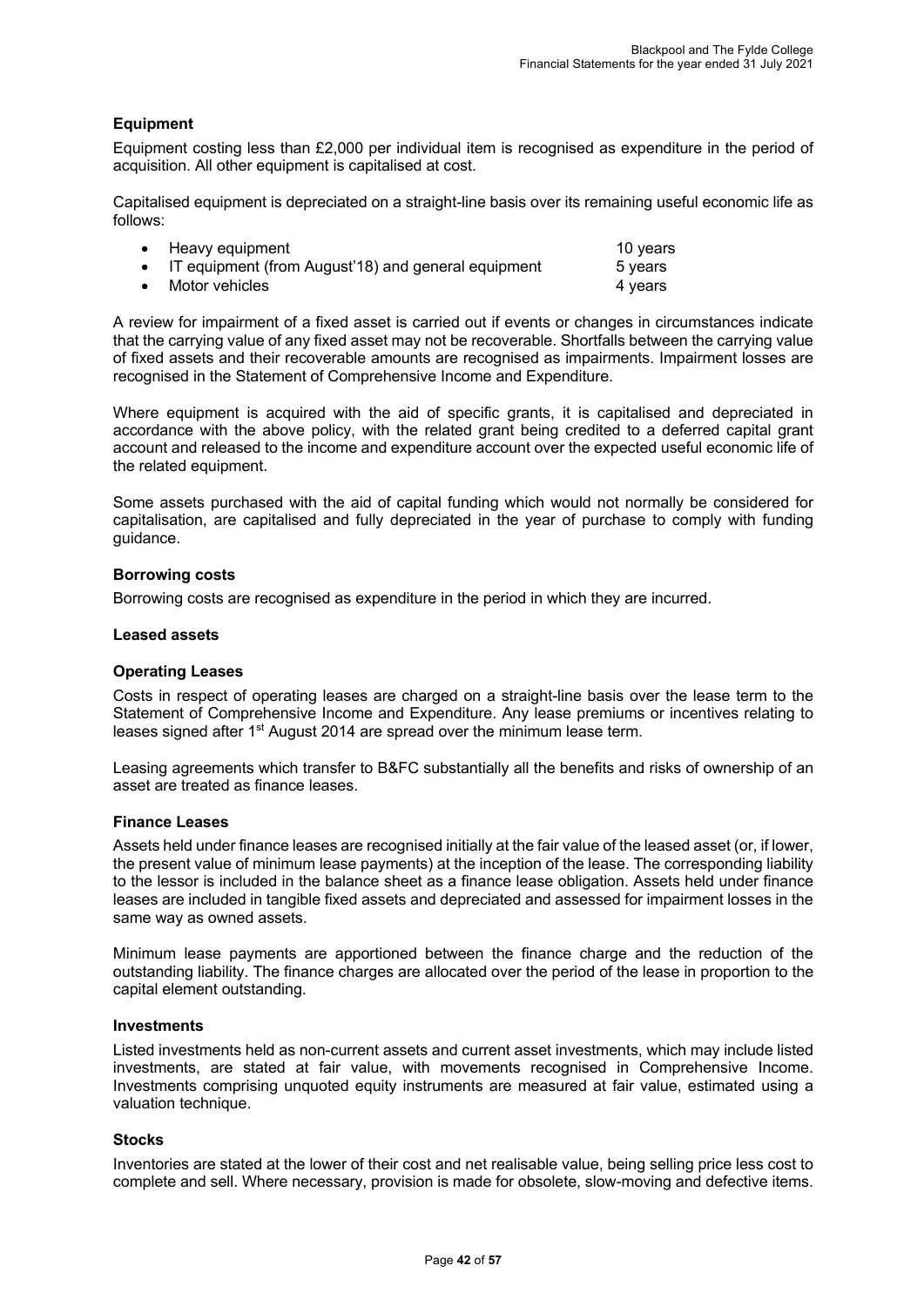### Equipment

Equipment costing less than £2,000 per individual item is recognised as expenditure in the period of acquisition. All other equipment is capitalised at cost.

Capitalised equipment is depreciated on a straight-line basis over its remaining useful economic life as follows:

| | |
|---|---|
| • Heavy equipment | 10 years |
| • IT equipment (from August'18) and general equipment | 5 years |
| • Motor vehicles | 4 years |

A review for impairment of a fixed asset is carried out if events or changes in circumstances indicate that the carrying value of any fixed asset may not be recoverable. Shortfalls between the carrying value of fixed assets and their recoverable amounts are recognised as impairments. Impairment losses are recognised in the Statement of Comprehensive Income and Expenditure.

Where equipment is acquired with the aid of specific grants, it is capitalised and depreciated in accordance with the above policy, with the related grant being credited to a deferred capital grant account and released to the income and expenditure account over the expected useful economic life of the related equipment.

Some assets purchased with the aid of capital funding which would not normally be considered for capitalisation, are capitalised and fully depreciated in the year of purchase to comply with funding guidance.

### Borrowing costs

Borrowing costs are recognised as expenditure in the period in which they are incurred.

### Leased assets

### Operating Leases

Costs in respect of operating leases are charged on a straight-line basis over the lease term to the Statement of Comprehensive Income and Expenditure. Any lease premiums or incentives relating to leases signed after 1st August 2014 are spread over the minimum lease term.

Leasing agreements which transfer to B&FC substantially all the benefits and risks of ownership of an asset are treated as finance leases.

### Finance Leases

Assets held under finance leases are recognised initially at the fair value of the leased asset (or, if lower, the present value of minimum lease payments) at the inception of the lease. The corresponding liability to the lessor is included in the balance sheet as a finance lease obligation. Assets held under finance leases are included in tangible fixed assets and depreciated and assessed for impairment losses in the same way as owned assets.

Minimum lease payments are apportioned between the finance charge and the reduction of the outstanding liability. The finance charges are allocated over the period of the lease in proportion to the capital element outstanding.

### Investments

Listed investments held as non-current assets and current asset investments, which may include listed investments, are stated at fair value, with movements recognised in Comprehensive Income. Investments comprising unquoted equity instruments are measured at fair value, estimated using a valuation technique.

### Stocks

Inventories are stated at the lower of their cost and net realisable value, being selling price less cost to complete and sell. Where necessary, provision is made for obsolete, slow-moving and defective items.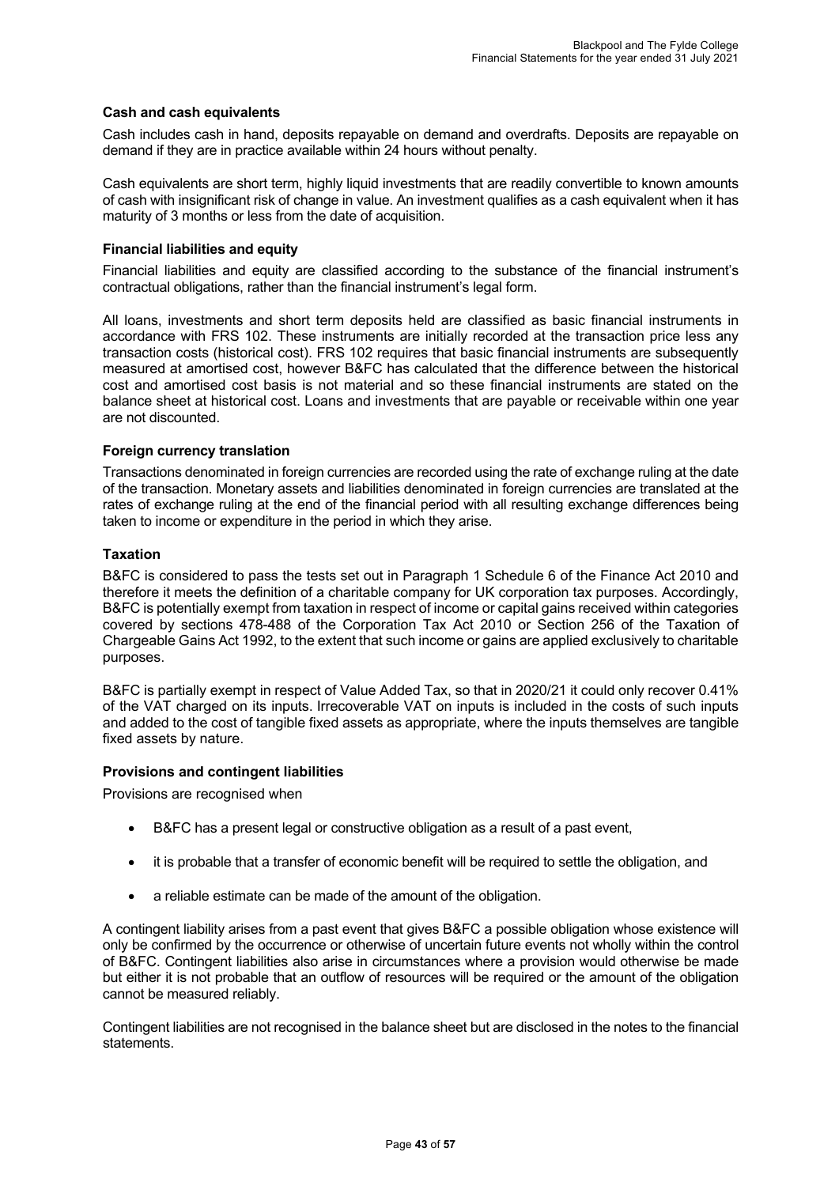### Cash and cash equivalents

Cash includes cash in hand, deposits repayable on demand and overdrafts. Deposits are repayable on demand if they are in practice available within 24 hours without penalty.

Cash equivalents are short term, highly liquid investments that are readily convertible to known amounts of cash with insignificant risk of change in value. An investment qualifies as a cash equivalent when it has maturity of 3 months or less from the date of acquisition.

### Financial liabilities and equity

Financial liabilities and equity are classified according to the substance of the financial instrument's contractual obligations, rather than the financial instrument's legal form.

All loans, investments and short term deposits held are classified as basic financial instruments in accordance with FRS 102. These instruments are initially recorded at the transaction price less any transaction costs (historical cost). FRS 102 requires that basic financial instruments are subsequently measured at amortised cost, however B&FC has calculated that the difference between the historical cost and amortised cost basis is not material and so these financial instruments are stated on the balance sheet at historical cost. Loans and investments that are payable or receivable within one year are not discounted.

### Foreign currency translation

Transactions denominated in foreign currencies are recorded using the rate of exchange ruling at the date of the transaction. Monetary assets and liabilities denominated in foreign currencies are translated at the rates of exchange ruling at the end of the financial period with all resulting exchange differences being taken to income or expenditure in the period in which they arise.

### Taxation

B&FC is considered to pass the tests set out in Paragraph 1 Schedule 6 of the Finance Act 2010 and therefore it meets the definition of a charitable company for UK corporation tax purposes. Accordingly, B&FC is potentially exempt from taxation in respect of income or capital gains received within categories covered by sections 478-488 of the Corporation Tax Act 2010 or Section 256 of the Taxation of Chargeable Gains Act 1992, to the extent that such income or gains are applied exclusively to charitable purposes.

B&FC is partially exempt in respect of Value Added Tax, so that in 2020/21 it could only recover 0.41% of the VAT charged on its inputs. Irrecoverable VAT on inputs is included in the costs of such inputs and added to the cost of tangible fixed assets as appropriate, where the inputs themselves are tangible fixed assets by nature.

### Provisions and contingent liabilities

Provisions are recognised when

- B&FC has a present legal or constructive obligation as a result of a past event,
- it is probable that a transfer of economic benefit will be required to settle the obligation, and
- a reliable estimate can be made of the amount of the obligation.

A contingent liability arises from a past event that gives B&FC a possible obligation whose existence will only be confirmed by the occurrence or otherwise of uncertain future events not wholly within the control of B&FC. Contingent liabilities also arise in circumstances where a provision would otherwise be made but either it is not probable that an outflow of resources will be required or the amount of the obligation cannot be measured reliably.

Contingent liabilities are not recognised in the balance sheet but are disclosed in the notes to the financial statements.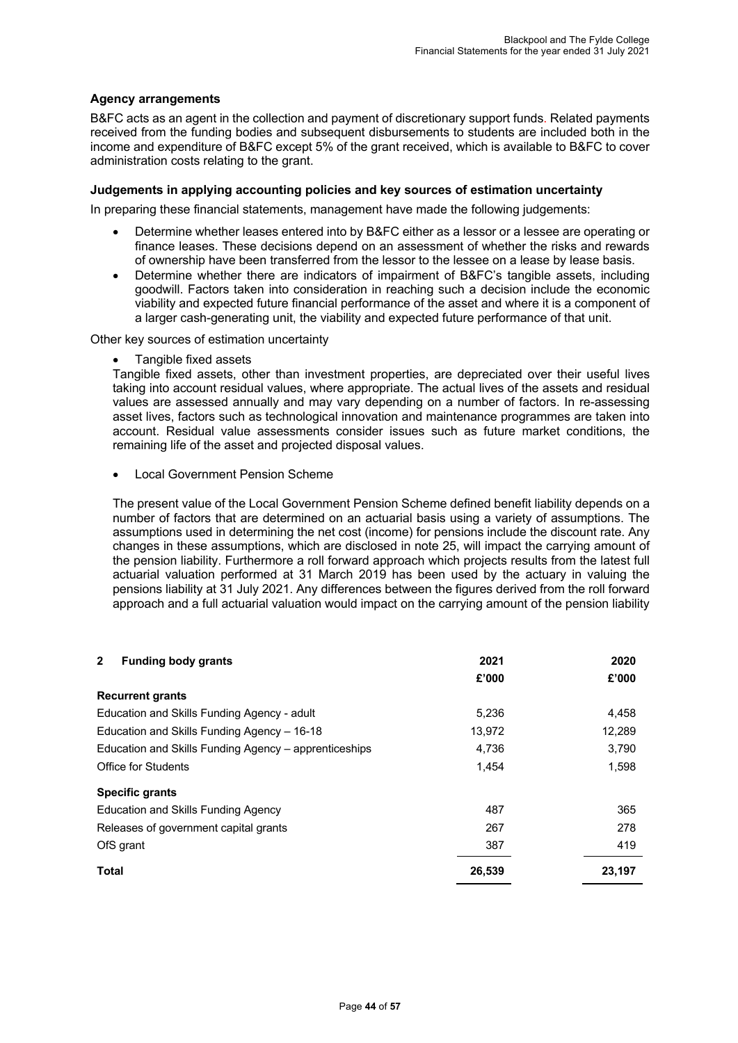### Agency arrangements

B&FC acts as an agent in the collection and payment of discretionary support funds. Related payments received from the funding bodies and subsequent disbursements to students are included both in the income and expenditure of B&FC except 5% of the grant received, which is available to B&FC to cover administration costs relating to the grant.

### Judgements in applying accounting policies and key sources of estimation uncertainty

In preparing these financial statements, management have made the following judgements:

- Determine whether leases entered into by B&FC either as a lessor or a lessee are operating or finance leases. These decisions depend on an assessment of whether the risks and rewards of ownership have been transferred from the lessor to the lessee on a lease by lease basis.
- Determine whether there are indicators of impairment of B&FC's tangible assets, including goodwill. Factors taken into consideration in reaching such a decision include the economic viability and expected future financial performance of the asset and where it is a component of a larger cash-generating unit, the viability and expected future performance of that unit.

Other key sources of estimation uncertainty

- Tangible fixed assets

Tangible fixed assets, other than investment properties, are depreciated over their useful lives taking into account residual values, where appropriate. The actual lives of the assets and residual values are assessed annually and may vary depending on a number of factors. In re-assessing asset lives, factors such as technological innovation and maintenance programmes are taken into account. Residual value assessments consider issues such as future market conditions, the remaining life of the asset and projected disposal values.

- Local Government Pension Scheme

The present value of the Local Government Pension Scheme defined benefit liability depends on a number of factors that are determined on an actuarial basis using a variety of assumptions. The assumptions used in determining the net cost (income) for pensions include the discount rate. Any changes in these assumptions, which are disclosed in note 25, will impact the carrying amount of the pension liability. Furthermore a roll forward approach which projects results from the latest full actuarial valuation performed at 31 March 2019 has been used by the actuary in valuing the pensions liability at 31 July 2021. Any differences between the figures derived from the roll forward approach and a full actuarial valuation would impact on the carrying amount of the pension liability

| **2 Funding body grants** | **2021** | **2020** |
|---|---|---|
| | **£'000** | **£'000** |
| **Recurrent grants** | | |
| Education and Skills Funding Agency - adult | 5,236 | 4,458 |
| Education and Skills Funding Agency – 16-18 | 13,972 | 12,289 |
| Education and Skills Funding Agency – apprenticeships | 4,736 | 3,790 |
| Office for Students | 1,454 | 1,598 |
| **Specific grants** | | |
| Education and Skills Funding Agency | 487 | 365 |
| Releases of government capital grants | 267 | 278 |
| OfS grant | 387 | 419 |
| **Total** | **26,539** | **23,197** |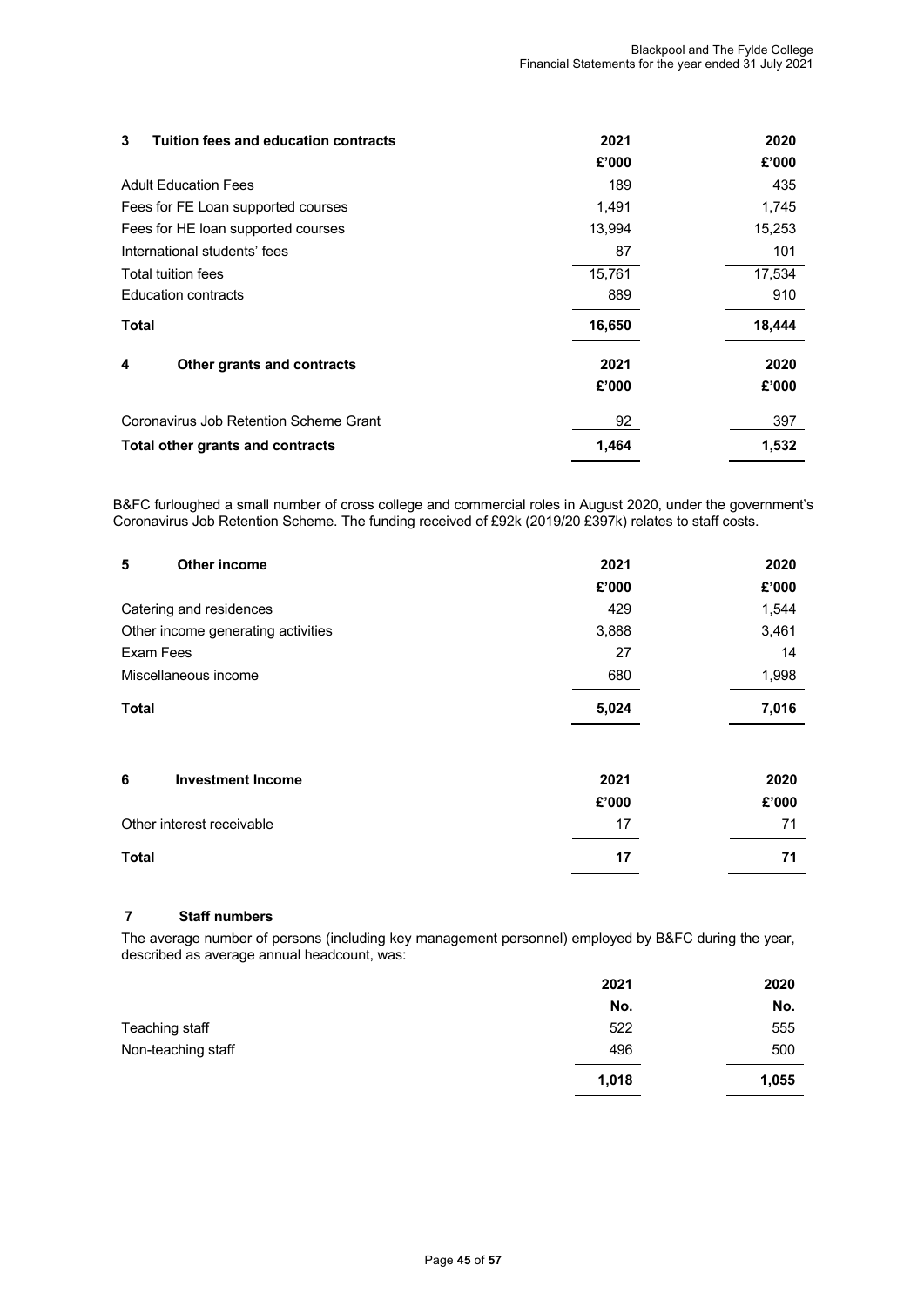| 3 Tuition fees and education contracts | 2021 | 2020 |
|---|---|---|
| | £'000 | £'000 |
| Adult Education Fees | 189 | 435 |
| Fees for FE Loan supported courses | 1,491 | 1,745 |
| Fees for HE loan supported courses | 13,994 | 15,253 |
| International students' fees | 87 | 101 |
| Total tuition fees | 15,761 | 17,534 |
| Education contracts | 889 | 910 |
| **Total** | **16,650** | **18,444** |

| 4 Other grants and contracts | 2021 | 2020 |
|---|---|---|
| | £'000 | £'000 |
| Coronavirus Job Retention Scheme Grant | 92 | 397 |
| **Total other grants and contracts** | **1,464** | **1,532** |

B&FC furloughed a small number of cross college and commercial roles in August 2020, under the government's Coronavirus Job Retention Scheme. The funding received of £92k (2019/20 £397k) relates to staff costs.

| 5 Other income | 2021 | 2020 |
|---|---|---|
| | £'000 | £'000 |
| Catering and residences | 429 | 1,544 |
| Other income generating activities | 3,888 | 3,461 |
| Exam Fees | 27 | 14 |
| Miscellaneous income | 680 | 1,998 |
| **Total** | **5,024** | **7,016** |

| 6 Investment Income | 2021 | 2020 |
|---|---|---|
| | £'000 | £'000 |
| Other interest receivable | 17 | 71 |
| **Total** | **17** | **71** |

## 7 Staff numbers

The average number of persons (including key management personnel) employed by B&FC during the year, described as average annual headcount, was:

| | 2021 | 2020 |
|---|---|---|
| | No. | No. |
| Teaching staff | 522 | 555 |
| Non-teaching staff | 496 | 500 |
| | **1,018** | **1,055** |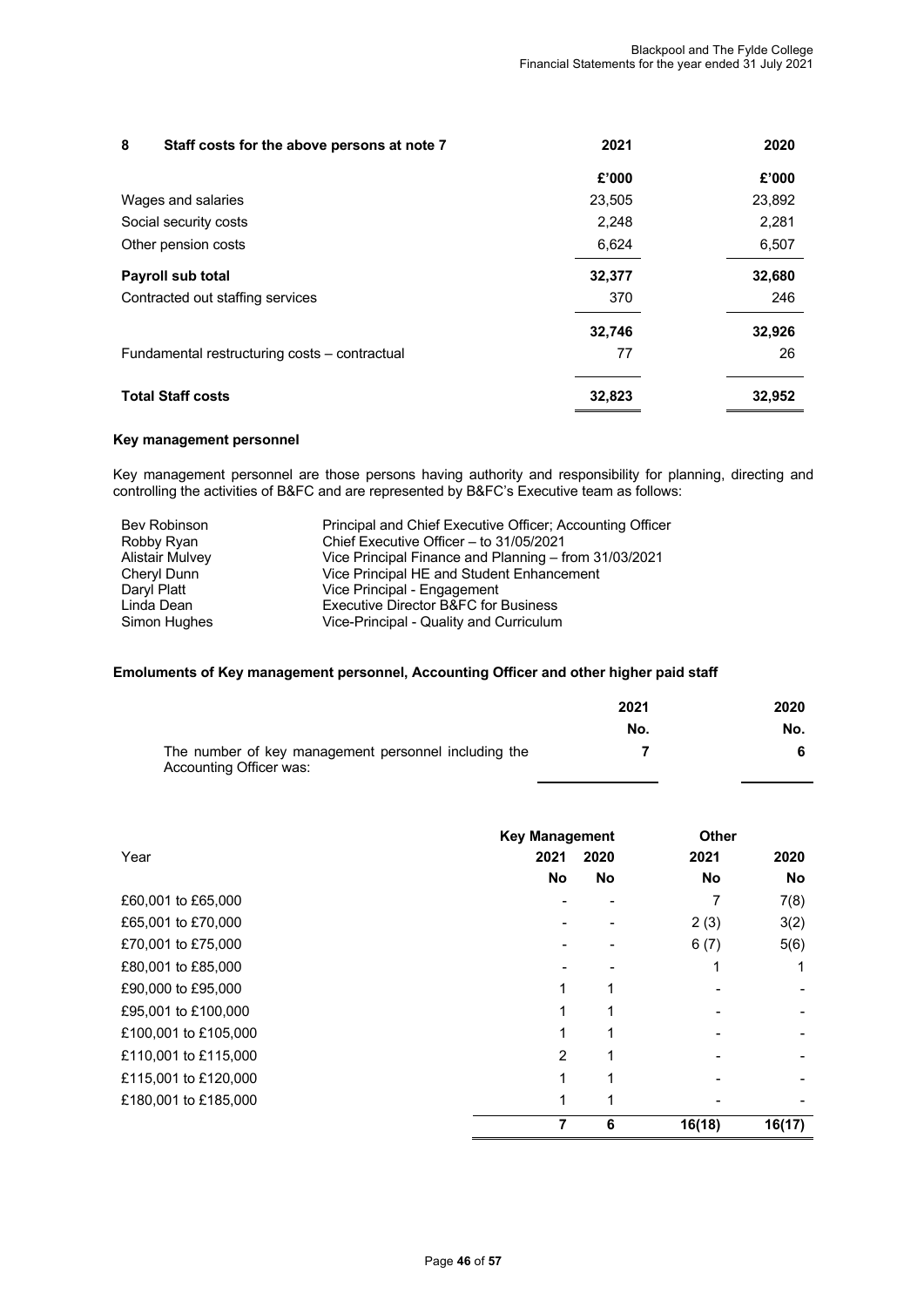## 8 Staff costs for the above persons at note 7

| | 2021 | 2020 |
|---|---|---|
| | £'000 | £'000 |
| Wages and salaries | 23,505 | 23,892 |
| Social security costs | 2,248 | 2,281 |
| Other pension costs | 6,624 | 6,507 |
| **Payroll sub total** | **32,377** | **32,680** |
| Contracted out staffing services | 370 | 246 |
| | **32,746** | **32,926** |
| Fundamental restructuring costs – contractual | 77 | 26 |
| **Total Staff costs** | **32,823** | **32,952** |

### Key management personnel

Key management personnel are those persons having authority and responsibility for planning, directing and controlling the activities of B&FC and are represented by B&FC's Executive team as follows:

| | |
|---|---|
| Bev Robinson | Principal and Chief Executive Officer; Accounting Officer |
| Robby Ryan | Chief Executive Officer – to 31/05/2021 |
| Alistair Mulvey | Vice Principal Finance and Planning – from 31/03/2021 |
| Cheryl Dunn | Vice Principal HE and Student Enhancement |
| Daryl Platt | Vice Principal - Engagement |
| Linda Dean | Executive Director B&FC for Business |
| Simon Hughes | Vice-Principal - Quality and Curriculum |

### Emoluments of Key management personnel, Accounting Officer and other higher paid staff

| | 2021 | 2020 |
|---|---|---|
| | No. | No. |
| The number of key management personnel including the Accounting Officer was: | 7 | 6 |

| | Key Management | | Other | |
|---|---|---|---|---|
| Year | 2021 | 2020 | 2021 | 2020 |
| | No | No | No | No |
| £60,001 to £65,000 | - | - | 7 | 7(8) |
| £65,001 to £70,000 | - | - | 2 (3) | 3(2) |
| £70,001 to £75,000 | - | - | 6 (7) | 5(6) |
| £80,001 to £85,000 | - | - | 1 | 1 |
| £90,000 to £95,000 | 1 | 1 | - | - |
| £95,001 to £100,000 | 1 | 1 | - | - |
| £100,001 to £105,000 | 1 | 1 | - | - |
| £110,001 to £115,000 | 2 | 1 | - | - |
| £115,001 to £120,000 | 1 | 1 | - | - |
| £180,001 to £185,000 | 1 | 1 | - | - |
| | 7 | 6 | 16(18) | 16(17) |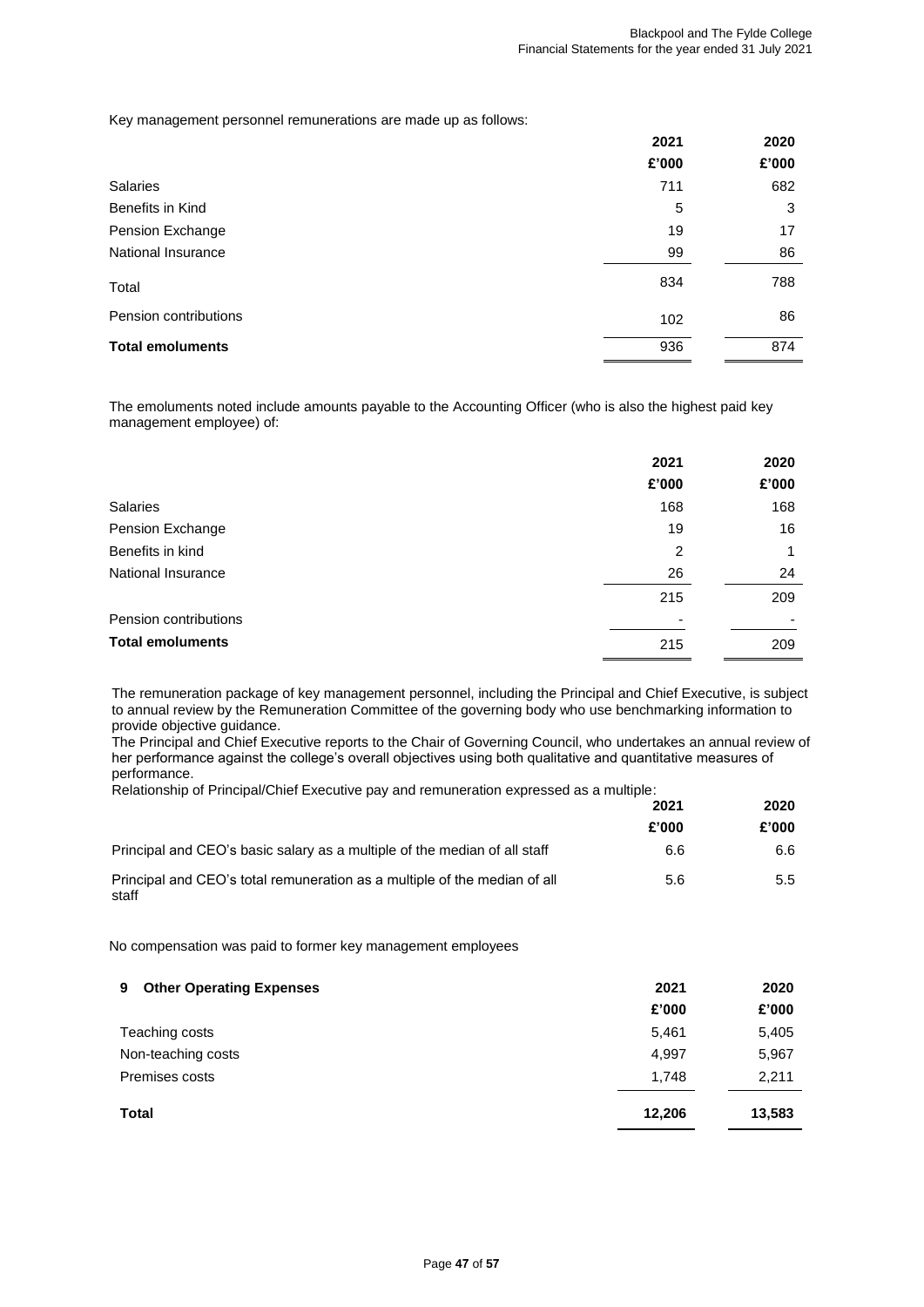Key management personnel remunerations are made up as follows:

| | 2021 | 2020 |
|---|---|---|
| | £'000 | £'000 |
| Salaries | 711 | 682 |
| Benefits in Kind | 5 | 3 |
| Pension Exchange | 19 | 17 |
| National Insurance | 99 | 86 |
| Total | 834 | 788 |
| Pension contributions | 102 | 86 |
| **Total emoluments** | 936 | 874 |

The emoluments noted include amounts payable to the Accounting Officer (who is also the highest paid key management employee) of:

| | 2021 | 2020 |
|---|---|---|
| | £'000 | £'000 |
| Salaries | 168 | 168 |
| Pension Exchange | 19 | 16 |
| Benefits in kind | 2 | 1 |
| National Insurance | 26 | 24 |
| | 215 | 209 |
| Pension contributions | - | - |
| **Total emoluments** | 215 | 209 |

The remuneration package of key management personnel, including the Principal and Chief Executive, is subject to annual review by the Remuneration Committee of the governing body who use benchmarking information to provide objective guidance.

The Principal and Chief Executive reports to the Chair of Governing Council, who undertakes an annual review of her performance against the college's overall objectives using both qualitative and quantitative measures of performance.

Relationship of Principal/Chief Executive pay and remuneration expressed as a multiple:

| | 2021 | 2020 |
|---|---|---|
| | £'000 | £'000 |
| Principal and CEO's basic salary as a multiple of the median of all staff | 6.6 | 6.6 |
| Principal and CEO's total remuneration as a multiple of the median of all staff | 5.6 | 5.5 |

No compensation was paid to former key management employees

## 9 Other Operating Expenses

| | 2021 | 2020 |
|---|---|---|
| | £'000 | £'000 |
| Teaching costs | 5,461 | 5,405 |
| Non-teaching costs | 4,997 | 5,967 |
| Premises costs | 1,748 | 2,211 |
| **Total** | **12,206** | **13,583** |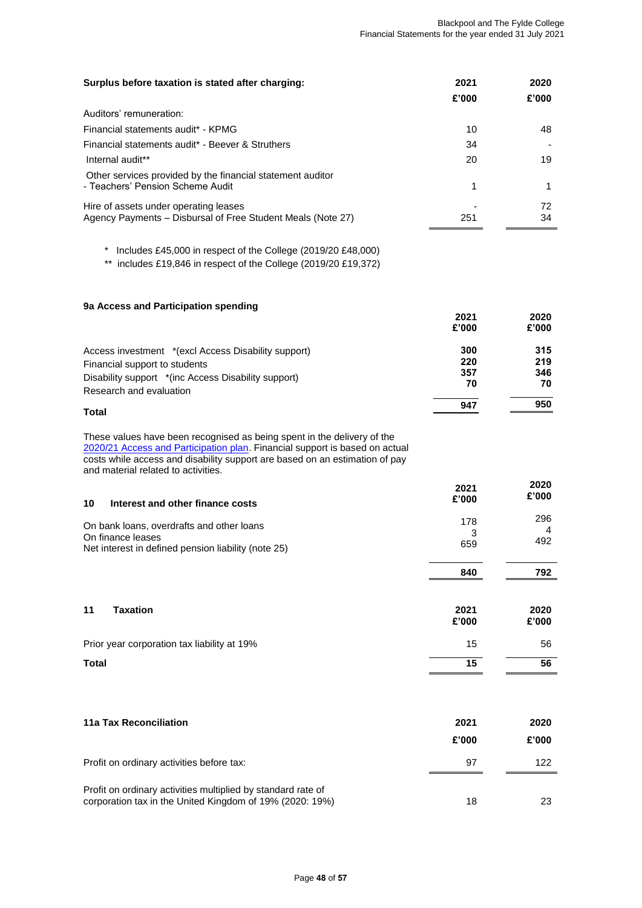| Surplus before taxation is stated after charging: | 2021 | 2020 |
|---|---|---|
| | £'000 | £'000 |
| Auditors' remuneration: | | |
| Financial statements audit* - KPMG | 10 | 48 |
| Financial statements audit* - Beever & Struthers | 34 | - |
| Internal audit** | 20 | 19 |
| Other services provided by the financial statement auditor - Teachers' Pension Scheme Audit | 1 | 1 |
| Hire of assets under operating leases | - | 72 |
| Agency Payments – Disbursal of Free Student Meals (Note 27) | 251 | 34 |

\* Includes £45,000 in respect of the College (2019/20 £48,000)

\*\* includes £19,846 in respect of the College (2019/20 £19,372)

### 9a Access and Participation spending

| | 2021 £'000 | 2020 £'000 |
|---|---|---|
| Access investment *(excl Access Disability support) | **300** | **315** |
| Financial support to students | **220** | **219** |
| Disability support *(inc Access Disability support) | **357** | **346** |
| Research and evaluation | **70** | **70** |
| **Total** | **947** | **950** |

These values have been recognised as being spent in the delivery of the 2020/21 Access and Participation plan. Financial support is based on actual costs while access and disability support are based on an estimation of pay and material related to activities.

### 10 Interest and other finance costs

| | 2021 £'000 | 2020 £'000 |
|---|---|---|
| On bank loans, overdrafts and other loans | 178 | 296 |
| On finance leases | 3 | 4 |
| Net interest in defined pension liability (note 25) | 659 | 492 |
| | **840** | **792** |

### 11 Taxation

| | 2021 £'000 | 2020 £'000 |
|---|---|---|
| Prior year corporation tax liability at 19% | 15 | 56 |
| **Total** | **15** | **56** |

### 11a Tax Reconciliation

| | 2021 | 2020 |
|---|---|---|
| | £'000 | £'000 |
| Profit on ordinary activities before tax: | 97 | 122 |
| Profit on ordinary activities multiplied by standard rate of corporation tax in the United Kingdom of 19% (2020: 19%) | 18 | 23 |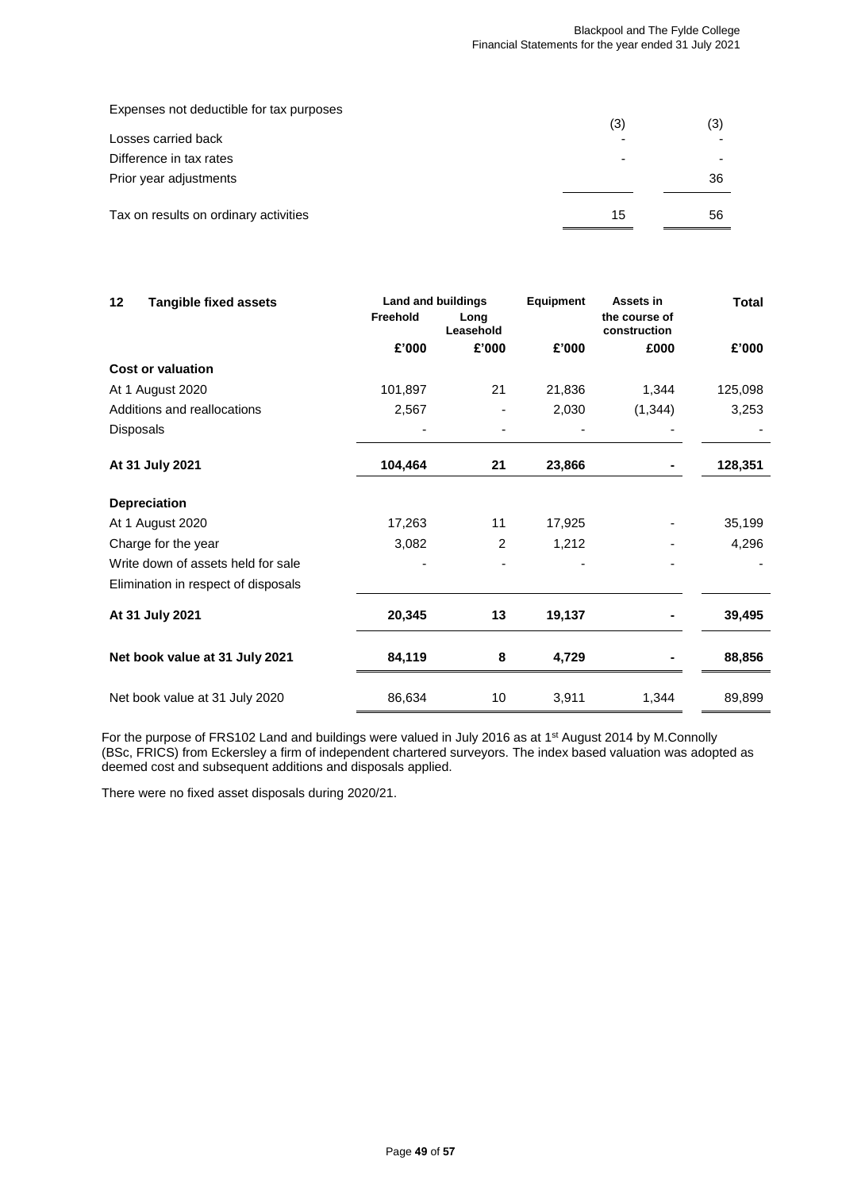| | | |
|---|---|---|
| Expenses not deductible for tax purposes | (3) | (3) |
| Losses carried back | - | - |
| Difference in tax rates | - | - |
| Prior year adjustments | | 36 |
| Tax on results on ordinary activities | 15 | 56 |

## 12 Tangible fixed assets

| | Land and buildings | | Equipment | Assets in the course of construction | Total |
|---|---|---|---|---|---|
| | Freehold | Long Leasehold | | | |
| | £'000 | £'000 | £'000 | £000 | £'000 |
| **Cost or valuation** | | | | | |
| At 1 August 2020 | 101,897 | 21 | 21,836 | 1,344 | 125,098 |
| Additions and reallocations | 2,567 | - | 2,030 | (1,344) | 3,253 |
| Disposals | - | - | - | - | - |
| **At 31 July 2021** | **104,464** | **21** | **23,866** | **-** | **128,351** |
| **Depreciation** | | | | | |
| At 1 August 2020 | 17,263 | 11 | 17,925 | - | 35,199 |
| Charge for the year | 3,082 | 2 | 1,212 | - | 4,296 |
| Write down of assets held for sale | - | - | - | - | - |
| Elimination in respect of disposals | | | | | |
| **At 31 July 2021** | **20,345** | **13** | **19,137** | **-** | **39,495** |
| **Net book value at 31 July 2021** | **84,119** | **8** | **4,729** | **-** | **88,856** |
| Net book value at 31 July 2020 | 86,634 | 10 | 3,911 | 1,344 | 89,899 |

For the purpose of FRS102 Land and buildings were valued in July 2016 as at 1st August 2014 by M.Connolly (BSc, FRICS) from Eckersley a firm of independent chartered surveyors. The index based valuation was adopted as deemed cost and subsequent additions and disposals applied.

There were no fixed asset disposals during 2020/21.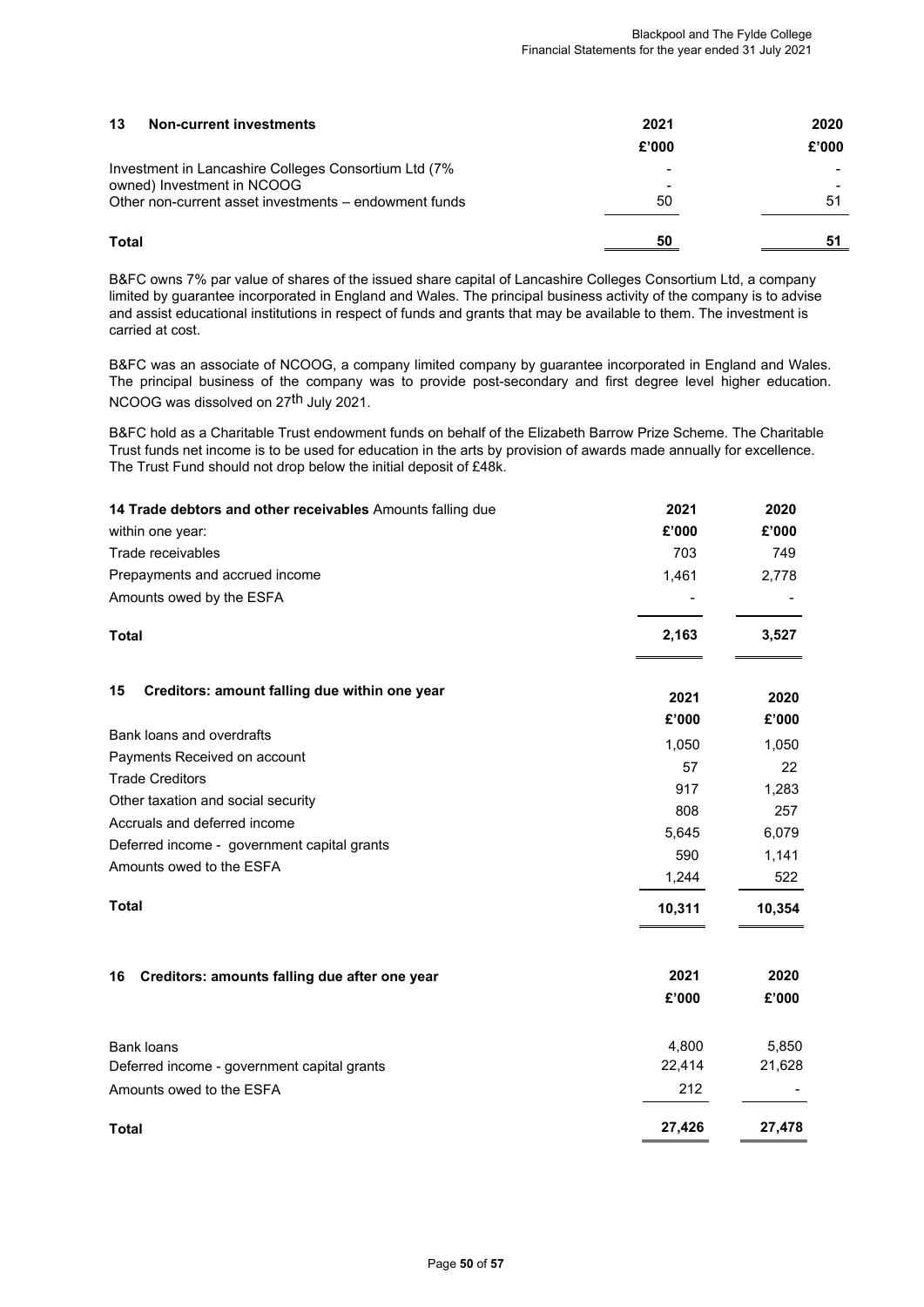## 13 Non-current investments

| | 2021 | 2020 |
|---|---|---|
| | £'000 | £'000 |
| Investment in Lancashire Colleges Consortium Ltd (7% | - | - |
| owned) Investment in NCOOG | - | - |
| Other non-current asset investments – endowment funds | 50 | 51 |
| **Total** | **50** | **51** |

B&FC owns 7% par value of shares of the issued share capital of Lancashire Colleges Consortium Ltd, a company limited by guarantee incorporated in England and Wales. The principal business activity of the company is to advise and assist educational institutions in respect of funds and grants that may be available to them. The investment is carried at cost.

B&FC was an associate of NCOOG, a company limited company by guarantee incorporated in England and Wales. The principal business of the company was to provide post-secondary and first degree level higher education. NCOOG was dissolved on 27th July 2021.

B&FC hold as a Charitable Trust endowment funds on behalf of the Elizabeth Barrow Prize Scheme. The Charitable Trust funds net income is to be used for education in the arts by provision of awards made annually for excellence. The Trust Fund should not drop below the initial deposit of £48k.

## 14 Trade debtors and other receivables

| Amounts falling due within one year: | 2021 | 2020 |
|---|---|---|
| | £'000 | £'000 |
| Trade receivables | 703 | 749 |
| Prepayments and accrued income | 1,461 | 2,778 |
| Amounts owed by the ESFA | - | - |
| **Total** | **2,163** | **3,527** |

## 15 Creditors: amount falling due within one year

| | 2021 | 2020 |
|---|---|---|
| | £'000 | £'000 |
| Bank loans and overdrafts | 1,050 | 1,050 |
| Payments Received on account | 57 | 22 |
| Trade Creditors | 917 | 1,283 |
| Other taxation and social security | 808 | 257 |
| Accruals and deferred income | 5,645 | 6,079 |
| Deferred income - government capital grants | 590 | 1,141 |
| Amounts owed to the ESFA | 1,244 | 522 |
| **Total** | **10,311** | **10,354** |

## 16 Creditors: amounts falling due after one year

| | 2021 | 2020 |
|---|---|---|
| | £'000 | £'000 |
| Bank loans | 4,800 | 5,850 |
| Deferred income - government capital grants | 22,414 | 21,628 |
| Amounts owed to the ESFA | 212 | - |
| **Total** | **27,426** | **27,478** |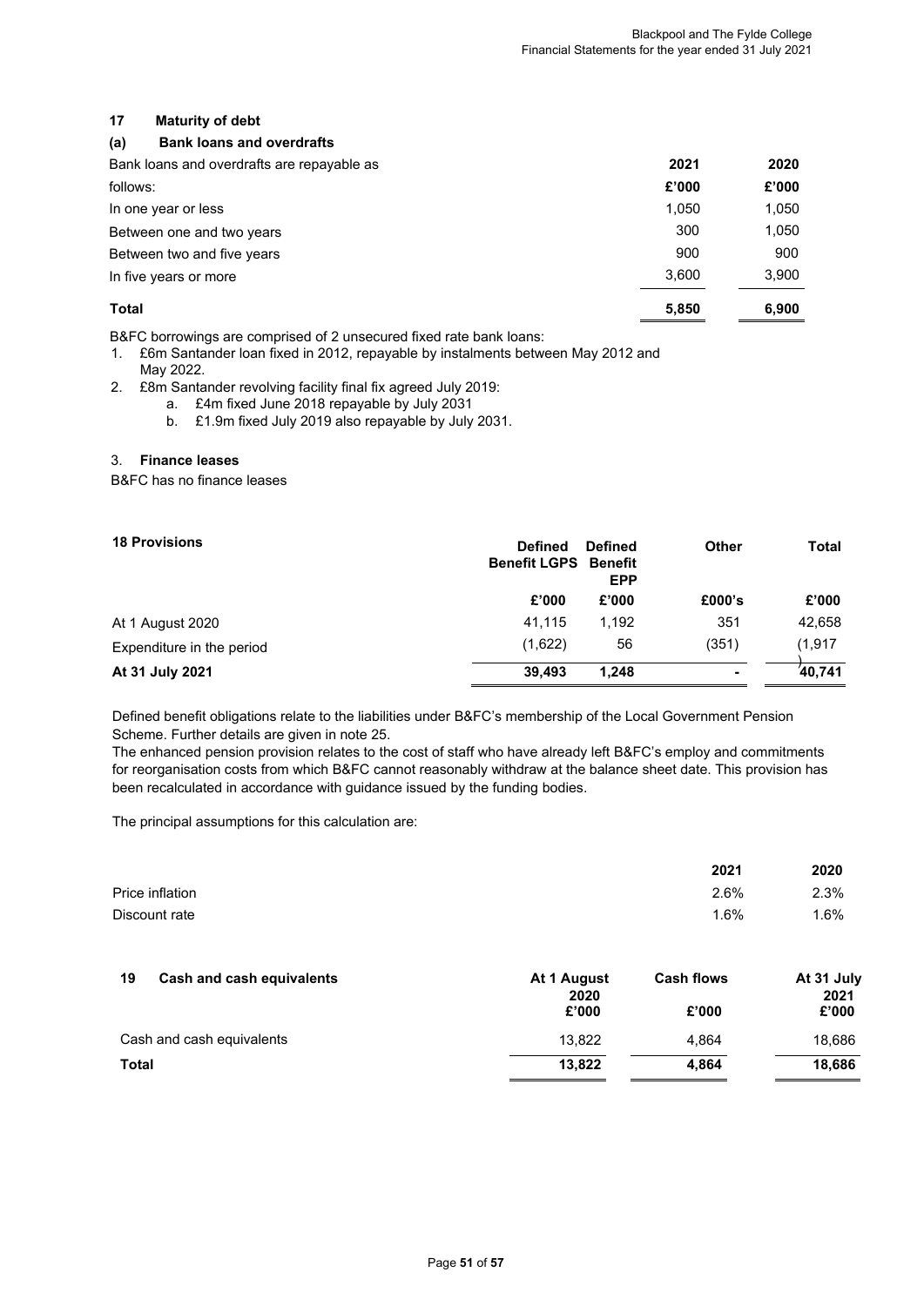## 17 Maturity of debt

### (a) Bank loans and overdrafts

| Bank loans and overdrafts are repayable as follows: | 2021 £'000 | 2020 £'000 |
|---|---|---|
| In one year or less | 1,050 | 1,050 |
| Between one and two years | 300 | 1,050 |
| Between two and five years | 900 | 900 |
| In five years or more | 3,600 | 3,900 |
| **Total** | **5,850** | **6,900** |

B&FC borrowings are comprised of 2 unsecured fixed rate bank loans:

1. £6m Santander loan fixed in 2012, repayable by instalments between May 2012 and May 2022.
2. £8m Santander revolving facility final fix agreed July 2019:
   a. £4m fixed June 2018 repayable by July 2031
   b. £1.9m fixed July 2019 also repayable by July 2031.

3. **Finance leases**

B&FC has no finance leases

## 18 Provisions

| | Defined Benefit LGPS | Defined Benefit EPP | Other | Total |
|---|---|---|---|---|
| | £'000 | £'000 | £000's | £'000 |
| At 1 August 2020 | 41,115 | 1,192 | 351 | 42,658 |
| Expenditure in the period | (1,622) | 56 | (351) | (1,917) |
| **At 31 July 2021** | **39,493** | **1,248** | **-** | **40,741** |

Defined benefit obligations relate to the liabilities under B&FC's membership of the Local Government Pension Scheme. Further details are given in note 25.

The enhanced pension provision relates to the cost of staff who have already left B&FC's employ and commitments for reorganisation costs from which B&FC cannot reasonably withdraw at the balance sheet date. This provision has been recalculated in accordance with guidance issued by the funding bodies.

The principal assumptions for this calculation are:

| | 2021 | 2020 |
|---|---|---|
| Price inflation | 2.6% | 2.3% |
| Discount rate | 1.6% | 1.6% |

| 19 Cash and cash equivalents | At 1 August 2020 £'000 | Cash flows £'000 | At 31 July 2021 £'000 |
|---|---|---|---|
| Cash and cash equivalents | 13,822 | 4,864 | 18,686 |
| **Total** | **13,822** | **4,864** | **18,686** |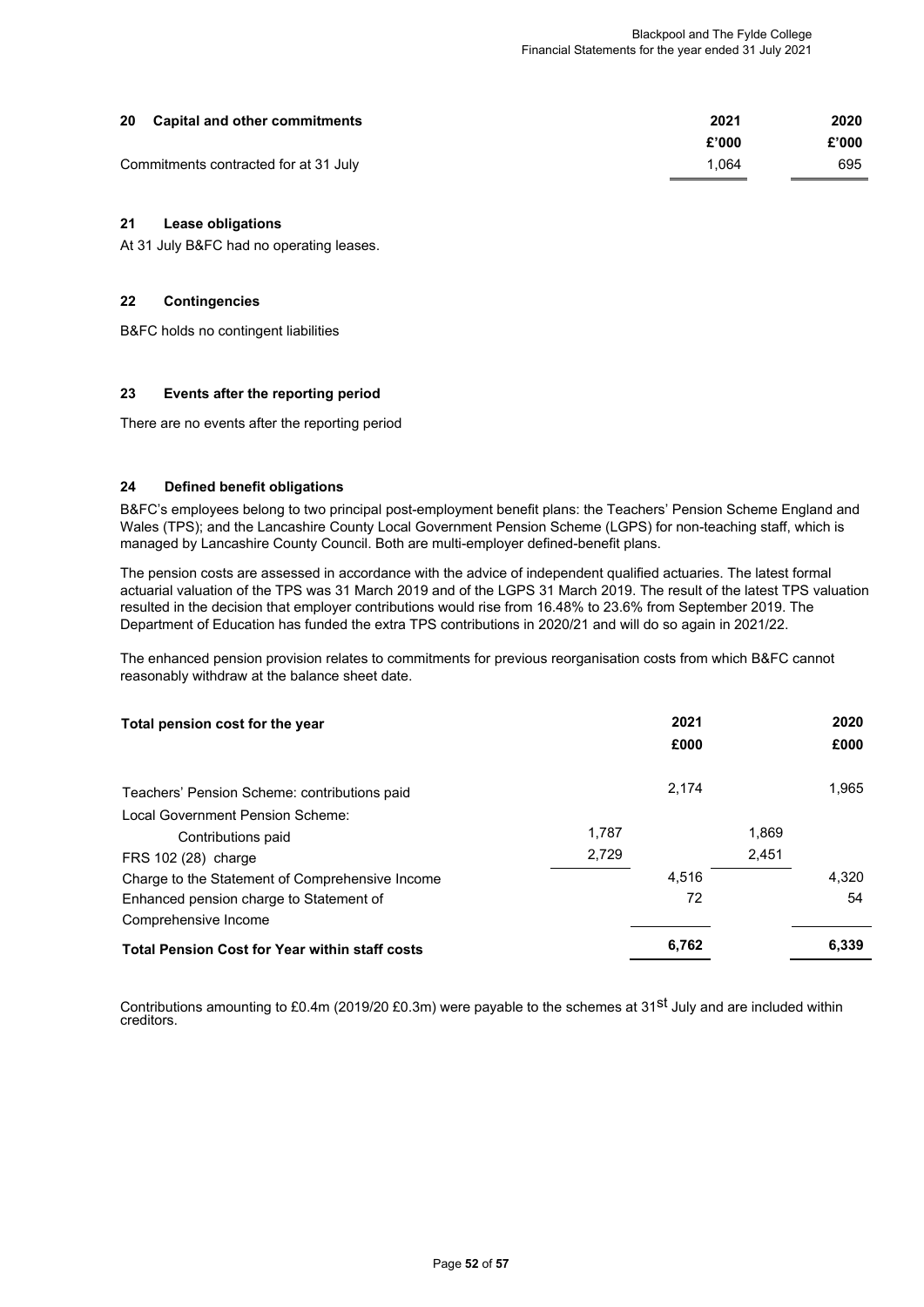## 20 Capital and other commitments

| | 2021 | 2020 |
|---|---|---|
| | £'000 | £'000 |
| Commitments contracted for at 31 July | 1,064 | 695 |

## 21 Lease obligations

At 31 July B&FC had no operating leases.

## 22 Contingencies

B&FC holds no contingent liabilities

## 23 Events after the reporting period

There are no events after the reporting period

## 24 Defined benefit obligations

B&FC's employees belong to two principal post-employment benefit plans: the Teachers' Pension Scheme England and Wales (TPS); and the Lancashire County Local Government Pension Scheme (LGPS) for non-teaching staff, which is managed by Lancashire County Council. Both are multi-employer defined-benefit plans.

The pension costs are assessed in accordance with the advice of independent qualified actuaries. The latest formal actuarial valuation of the TPS was 31 March 2019 and of the LGPS 31 March 2019. The result of the latest TPS valuation resulted in the decision that employer contributions would rise from 16.48% to 23.6% from September 2019. The Department of Education has funded the extra TPS contributions in 2020/21 and will do so again in 2021/22.

The enhanced pension provision relates to commitments for previous reorganisation costs from which B&FC cannot reasonably withdraw at the balance sheet date.

| Total pension cost for the year | | 2021 | | 2020 |
|---|---|---|---|---|
| | | £000 | | £000 |
| Teachers' Pension Scheme: contributions paid | | 2,174 | | 1,965 |
| Local Government Pension Scheme: | | | | |
| Contributions paid | 1,787 | | 1,869 | |
| FRS 102 (28) charge | 2,729 | | 2,451 | |
| Charge to the Statement of Comprehensive Income | | 4,516 | | 4,320 |
| Enhanced pension charge to Statement of Comprehensive Income | | 72 | | 54 |
| **Total Pension Cost for Year within staff costs** | | **6,762** | | **6,339** |

Contributions amounting to £0.4m (2019/20 £0.3m) were payable to the schemes at 31st July and are included within creditors.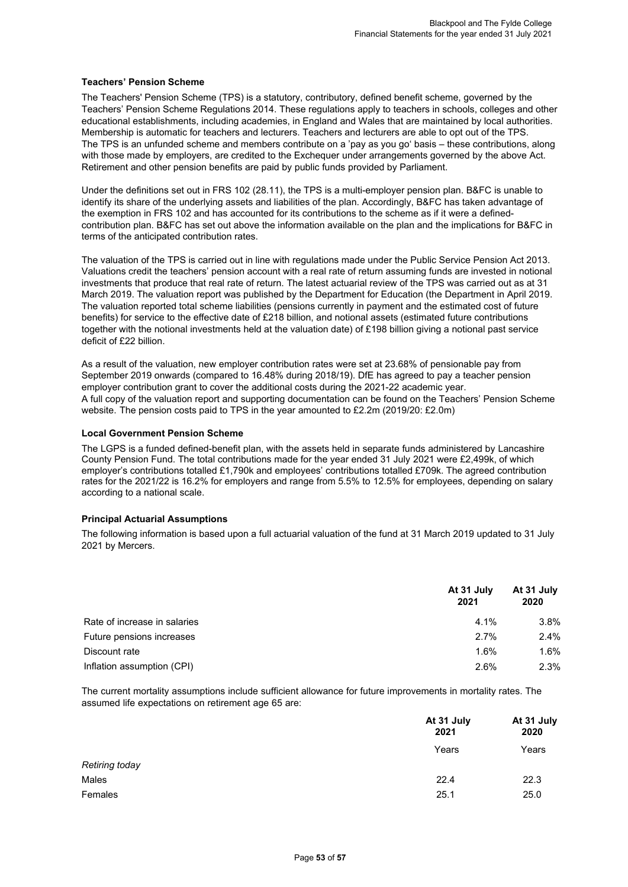### Teachers' Pension Scheme

The Teachers' Pension Scheme (TPS) is a statutory, contributory, defined benefit scheme, governed by the Teachers' Pension Scheme Regulations 2014. These regulations apply to teachers in schools, colleges and other educational establishments, including academies, in England and Wales that are maintained by local authorities. Membership is automatic for teachers and lecturers. Teachers and lecturers are able to opt out of the TPS. The TPS is an unfunded scheme and members contribute on a 'pay as you go' basis – these contributions, along with those made by employers, are credited to the Exchequer under arrangements governed by the above Act. Retirement and other pension benefits are paid by public funds provided by Parliament.

Under the definitions set out in FRS 102 (28.11), the TPS is a multi-employer pension plan. B&FC is unable to identify its share of the underlying assets and liabilities of the plan. Accordingly, B&FC has taken advantage of the exemption in FRS 102 and has accounted for its contributions to the scheme as if it were a defined-contribution plan. B&FC has set out above the information available on the plan and the implications for B&FC in terms of the anticipated contribution rates.

The valuation of the TPS is carried out in line with regulations made under the Public Service Pension Act 2013. Valuations credit the teachers' pension account with a real rate of return assuming funds are invested in notional investments that produce that real rate of return. The latest actuarial review of the TPS was carried out as at 31 March 2019. The valuation report was published by the Department for Education (the Department in April 2019. The valuation reported total scheme liabilities (pensions currently in payment and the estimated cost of future benefits) for service to the effective date of £218 billion, and notional assets (estimated future contributions together with the notional investments held at the valuation date) of £198 billion giving a notional past service deficit of £22 billion.

As a result of the valuation, new employer contribution rates were set at 23.68% of pensionable pay from September 2019 onwards (compared to 16.48% during 2018/19). DfE has agreed to pay a teacher pension employer contribution grant to cover the additional costs during the 2021-22 academic year.
A full copy of the valuation report and supporting documentation can be found on the Teachers' Pension Scheme website. The pension costs paid to TPS in the year amounted to £2.2m (2019/20: £2.0m)

### Local Government Pension Scheme

The LGPS is a funded defined-benefit plan, with the assets held in separate funds administered by Lancashire County Pension Fund. The total contributions made for the year ended 31 July 2021 were £2,499k, of which employer's contributions totalled £1,790k and employees' contributions totalled £709k. The agreed contribution rates for the 2021/22 is 16.2% for employers and range from 5.5% to 12.5% for employees, depending on salary according to a national scale.

### Principal Actuarial Assumptions

The following information is based upon a full actuarial valuation of the fund at 31 March 2019 updated to 31 July 2021 by Mercers.

| | At 31 July 2021 | At 31 July 2020 |
|---|---|---|
| Rate of increase in salaries | 4.1% | 3.8% |
| Future pensions increases | 2.7% | 2.4% |
| Discount rate | 1.6% | 1.6% |
| Inflation assumption (CPI) | 2.6% | 2.3% |

The current mortality assumptions include sufficient allowance for future improvements in mortality rates. The assumed life expectations on retirement age 65 are:

| | At 31 July 2021 | At 31 July 2020 |
|---|---|---|
| | Years | Years |
| *Retiring today* | | |
| Males | 22.4 | 22.3 |
| Females | 25.1 | 25.0 |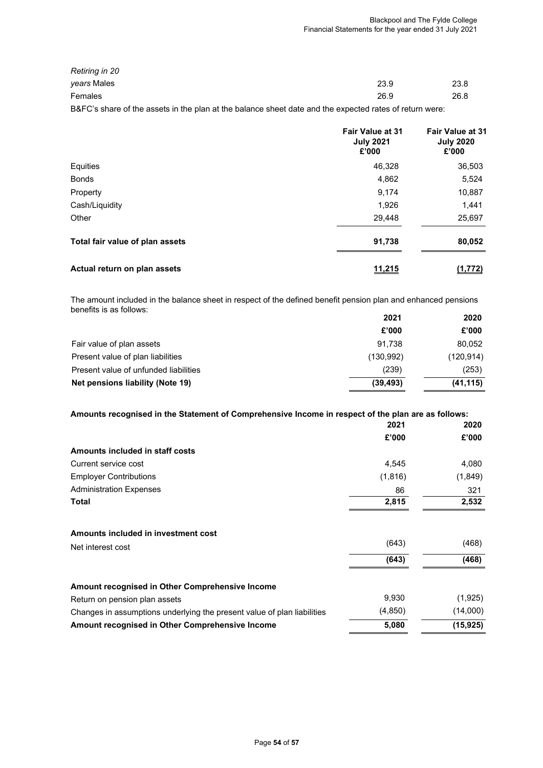| | | |
|---|---|---|
| *Retiring in 20 years* Males | 23.9 | 23.8 |
| Females | 26.9 | 26.8 |

B&FC's share of the assets in the plan at the balance sheet date and the expected rates of return were:

| | Fair Value at 31 July 2021 £'000 | Fair Value at 31 July 2020 £'000 |
|---|---|---|
| Equities | 46,328 | 36,503 |
| Bonds | 4,862 | 5,524 |
| Property | 9,174 | 10,887 |
| Cash/Liquidity | 1,926 | 1,441 |
| Other | 29,448 | 25,697 |
| **Total fair value of plan assets** | **91,738** | **80,052** |
| **Actual return on plan assets** | **11,215** | **(1,772)** |

The amount included in the balance sheet in respect of the defined benefit pension plan and enhanced pensions benefits is as follows:

| | 2021 | 2020 |
|---|---|---|
| | £'000 | £'000 |
| Fair value of plan assets | 91,738 | 80,052 |
| Present value of plan liabilities | (130,992) | (120,914) |
| Present value of unfunded liabilities | (239) | (253) |
| **Net pensions liability (Note 19)** | **(39,493)** | **(41,115)** |

**Amounts recognised in the Statement of Comprehensive Income in respect of the plan are as follows:**

| | 2021 | 2020 |
|---|---|---|
| | £'000 | £'000 |
| **Amounts included in staff costs** | | |
| Current service cost | 4,545 | 4,080 |
| Employer Contributions | (1,816) | (1,849) |
| Administration Expenses | 86 | 321 |
| **Total** | **2,815** | **2,532** |
| | | |
| **Amounts included in investment cost** | | |
| Net interest cost | (643) | (468) |
| | **(643)** | **(468)** |
| | | |
| **Amount recognised in Other Comprehensive Income** | | |
| Return on pension plan assets | 9,930 | (1,925) |
| Changes in assumptions underlying the present value of plan liabilities | (4,850) | (14,000) |
| **Amount recognised in Other Comprehensive Income** | **5,080** | **(15,925)** |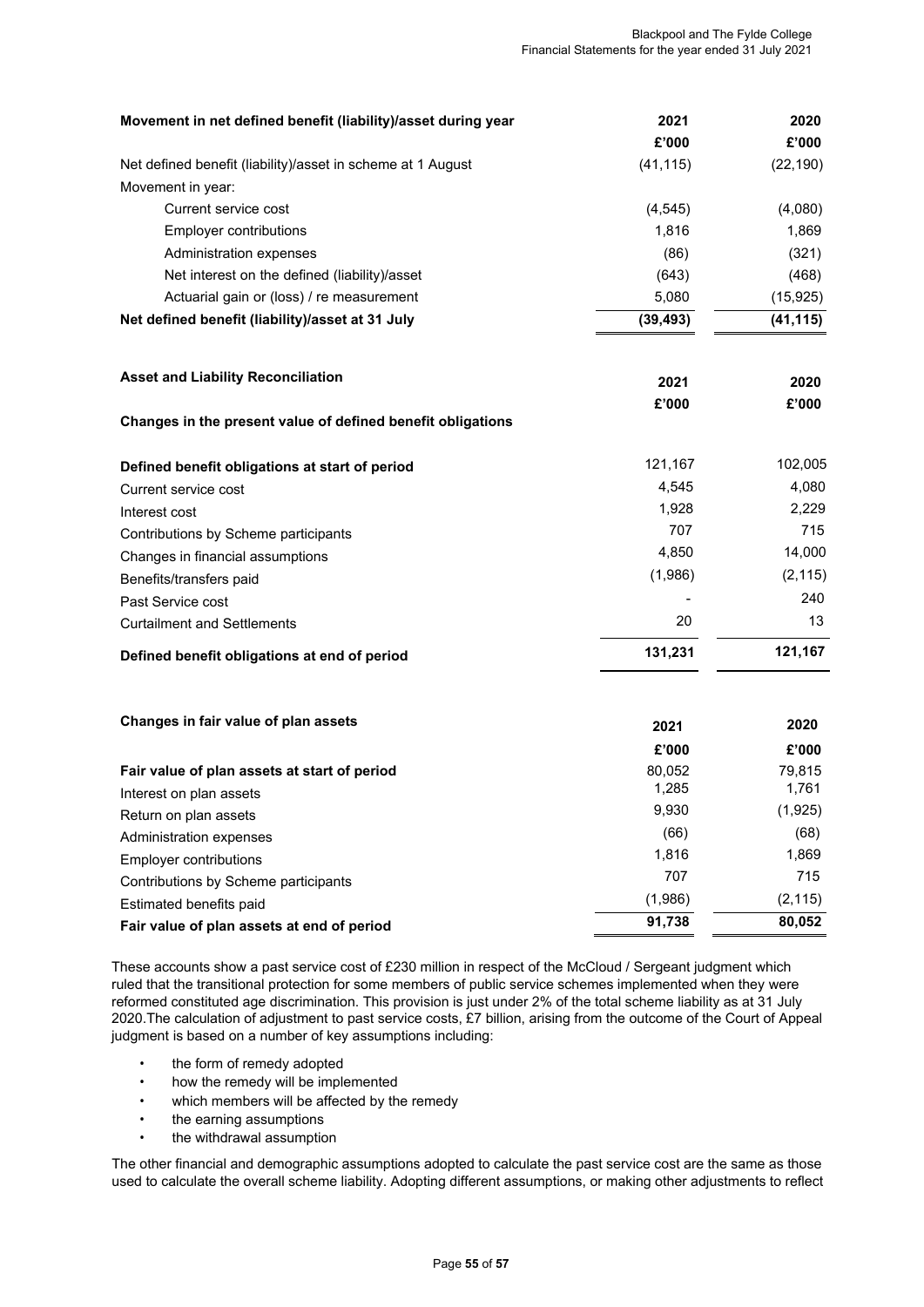| Movement in net defined benefit (liability)/asset during year | 2021 | 2020 |
|---|---|---|
| | £'000 | £'000 |
| Net defined benefit (liability)/asset in scheme at 1 August | (41,115) | (22,190) |
| Movement in year: | | |
| Current service cost | (4,545) | (4,080) |
| Employer contributions | 1,816 | 1,869 |
| Administration expenses | (86) | (321) |
| Net interest on the defined (liability)/asset | (643) | (468) |
| Actuarial gain or (loss) / re measurement | 5,080 | (15,925) |
| **Net defined benefit (liability)/asset at 31 July** | **(39,493)** | **(41,115)** |

**Asset and Liability Reconciliation**

| Changes in the present value of defined benefit obligations | 2021 | 2020 |
|---|---|---|
| | £'000 | £'000 |
| **Defined benefit obligations at start of period** | 121,167 | 102,005 |
| Current service cost | 4,545 | 4,080 |
| Interest cost | 1,928 | 2,229 |
| Contributions by Scheme participants | 707 | 715 |
| Changes in financial assumptions | 4,850 | 14,000 |
| Benefits/transfers paid | (1,986) | (2,115) |
| Past Service cost | - | 240 |
| Curtailment and Settlements | 20 | 13 |
| **Defined benefit obligations at end of period** | **131,231** | **121,167** |

| Changes in fair value of plan assets | 2021 | 2020 |
|---|---|---|
| | £'000 | £'000 |
| **Fair value of plan assets at start of period** | 80,052 | 79,815 |
| Interest on plan assets | 1,285 | 1,761 |
| Return on plan assets | 9,930 | (1,925) |
| Administration expenses | (66) | (68) |
| Employer contributions | 1,816 | 1,869 |
| Contributions by Scheme participants | 707 | 715 |
| Estimated benefits paid | (1,986) | (2,115) |
| **Fair value of plan assets at end of period** | **91,738** | **80,052** |

These accounts show a past service cost of £230 million in respect of the McCloud / Sergeant judgment which ruled that the transitional protection for some members of public service schemes implemented when they were reformed constituted age discrimination. This provision is just under 2% of the total scheme liability as at 31 July 2020.The calculation of adjustment to past service costs, £7 billion, arising from the outcome of the Court of Appeal judgment is based on a number of key assumptions including:

- the form of remedy adopted
- how the remedy will be implemented
- which members will be affected by the remedy
- the earning assumptions
- the withdrawal assumption

The other financial and demographic assumptions adopted to calculate the past service cost are the same as those used to calculate the overall scheme liability. Adopting different assumptions, or making other adjustments to reflect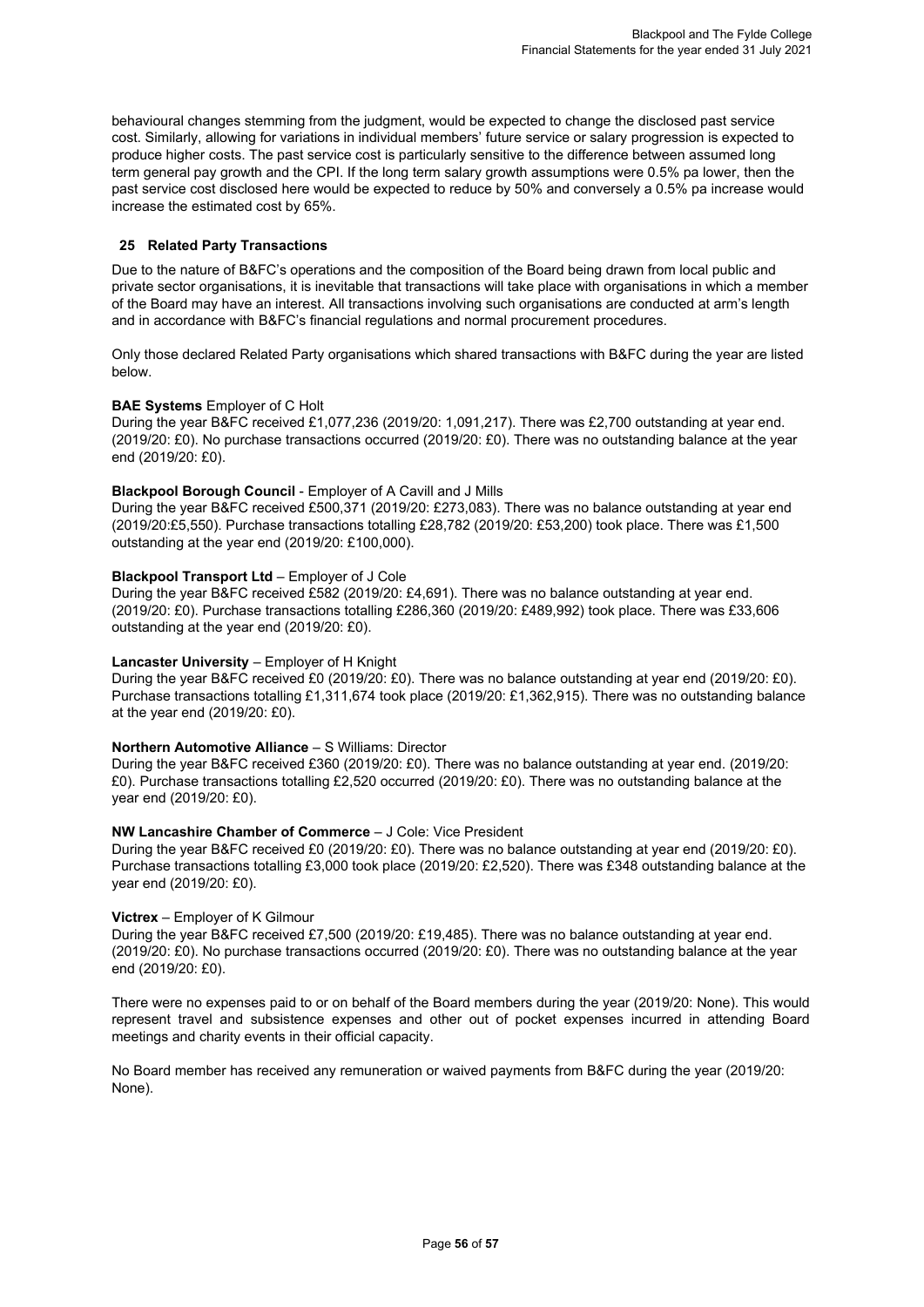behavioural changes stemming from the judgment, would be expected to change the disclosed past service cost. Similarly, allowing for variations in individual members' future service or salary progression is expected to produce higher costs. The past service cost is particularly sensitive to the difference between assumed long term general pay growth and the CPI. If the long term salary growth assumptions were 0.5% pa lower, then the past service cost disclosed here would be expected to reduce by 50% and conversely a 0.5% pa increase would increase the estimated cost by 65%.

## 25 Related Party Transactions

Due to the nature of B&FC's operations and the composition of the Board being drawn from local public and private sector organisations, it is inevitable that transactions will take place with organisations in which a member of the Board may have an interest. All transactions involving such organisations are conducted at arm's length and in accordance with B&FC's financial regulations and normal procurement procedures.

Only those declared Related Party organisations which shared transactions with B&FC during the year are listed below.

**BAE Systems** Employer of C Holt
During the year B&FC received £1,077,236 (2019/20: 1,091,217). There was £2,700 outstanding at year end. (2019/20: £0). No purchase transactions occurred (2019/20: £0). There was no outstanding balance at the year end (2019/20: £0).

**Blackpool Borough Council** - Employer of A Cavill and J Mills
During the year B&FC received £500,371 (2019/20: £273,083). There was no balance outstanding at year end (2019/20:£5,550). Purchase transactions totalling £28,782 (2019/20: £53,200) took place. There was £1,500 outstanding at the year end (2019/20: £100,000).

**Blackpool Transport Ltd** – Employer of J Cole
During the year B&FC received £582 (2019/20: £4,691). There was no balance outstanding at year end. (2019/20: £0). Purchase transactions totalling £286,360 (2019/20: £489,992) took place. There was £33,606 outstanding at the year end (2019/20: £0).

**Lancaster University** – Employer of H Knight
During the year B&FC received £0 (2019/20: £0). There was no balance outstanding at year end (2019/20: £0). Purchase transactions totalling £1,311,674 took place (2019/20: £1,362,915). There was no outstanding balance at the year end (2019/20: £0).

**Northern Automotive Alliance** – S Williams: Director
During the year B&FC received £360 (2019/20: £0). There was no balance outstanding at year end. (2019/20: £0). Purchase transactions totalling £2,520 occurred (2019/20: £0). There was no outstanding balance at the year end (2019/20: £0).

**NW Lancashire Chamber of Commerce** – J Cole: Vice President
During the year B&FC received £0 (2019/20: £0). There was no balance outstanding at year end (2019/20: £0). Purchase transactions totalling £3,000 took place (2019/20: £2,520). There was £348 outstanding balance at the year end (2019/20: £0).

**Victrex** – Employer of K Gilmour
During the year B&FC received £7,500 (2019/20: £19,485). There was no balance outstanding at year end. (2019/20: £0). No purchase transactions occurred (2019/20: £0). There was no outstanding balance at the year end (2019/20: £0).

There were no expenses paid to or on behalf of the Board members during the year (2019/20: None). This would represent travel and subsistence expenses and other out of pocket expenses incurred in attending Board meetings and charity events in their official capacity.

No Board member has received any remuneration or waived payments from B&FC during the year (2019/20: None).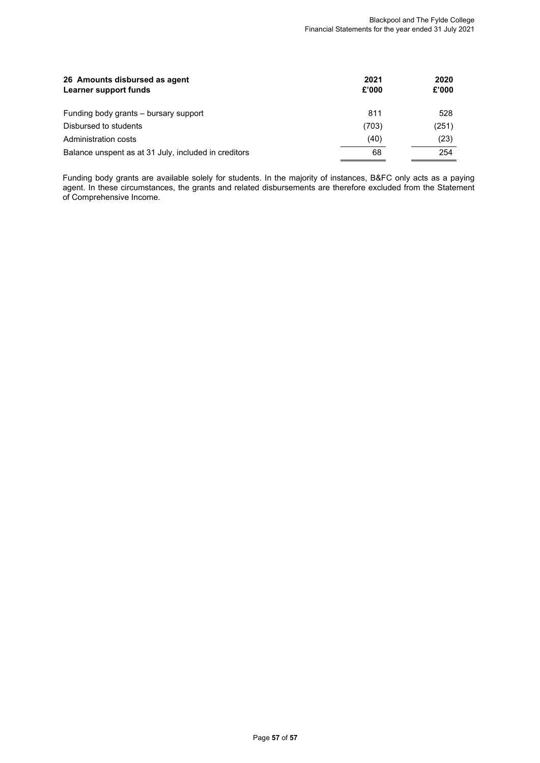| 26 Amounts disbursed as agent<br>Learner support funds | 2021<br>£'000 | 2020<br>£'000 |
|---|---|---|
| Funding body grants – bursary support | 811 | 528 |
| Disbursed to students | (703) | (251) |
| Administration costs | (40) | (23) |
| Balance unspent as at 31 July, included in creditors | 68 | 254 |

Funding body grants are available solely for students. In the majority of instances, B&FC only acts as a paying agent. In these circumstances, the grants and related disbursements are therefore excluded from the Statement of Comprehensive Income.